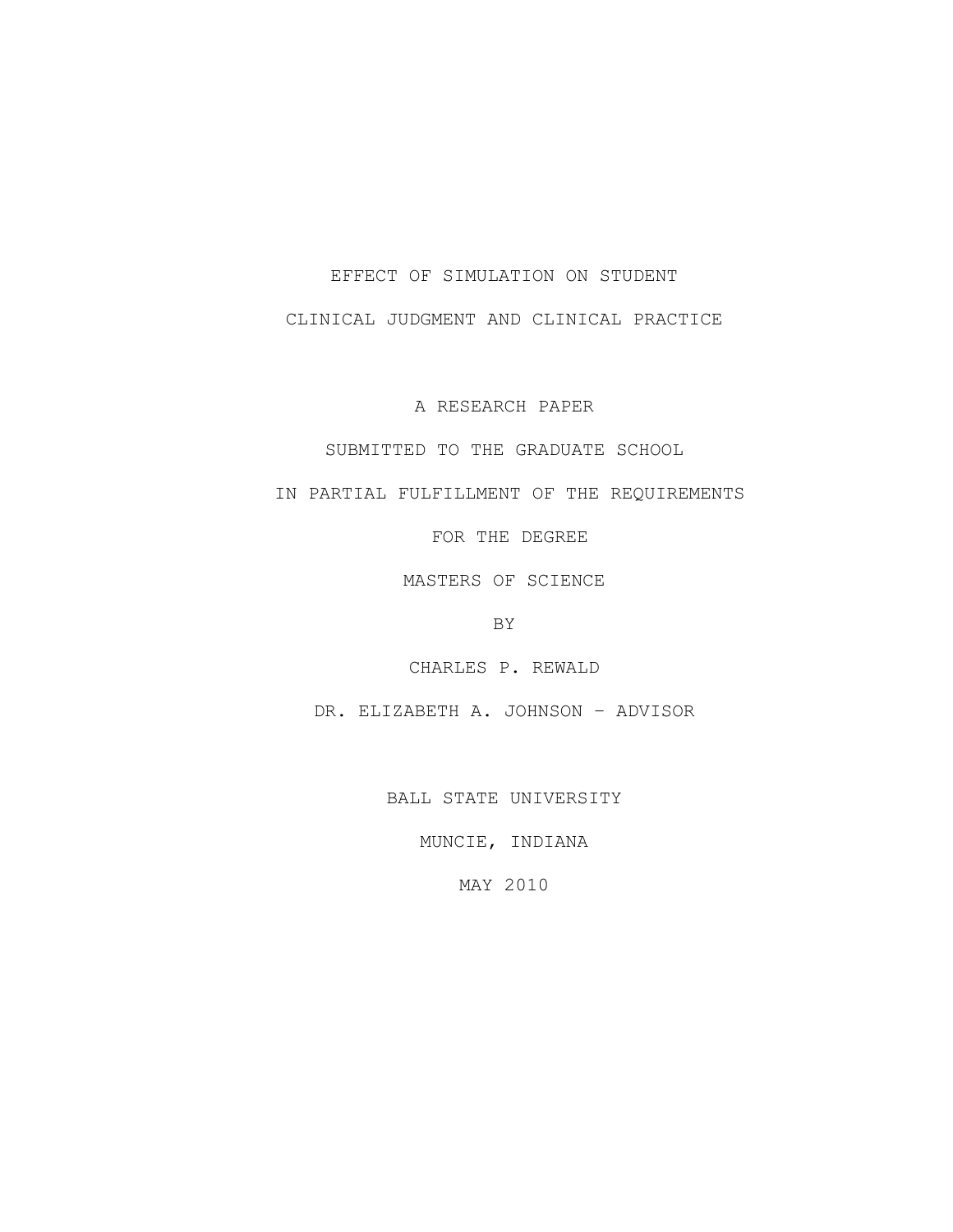# EFFECT OF SIMULATION ON STUDENT CLINICAL JUDGMENT AND CLINICAL PRACTICE

A RESEARCH PAPER

SUBMITTED TO THE GRADUATE SCHOOL

IN PARTIAL FULFILLMENT OF THE REQUIREMENTS

FOR THE DEGREE

MASTERS OF SCIENCE

BY

CHARLES P. REWALD

DR. ELIZABETH A. JOHNSON – ADVISOR

BALL STATE UNIVERSITY

MUNCIE, INDIANA

MAY 2010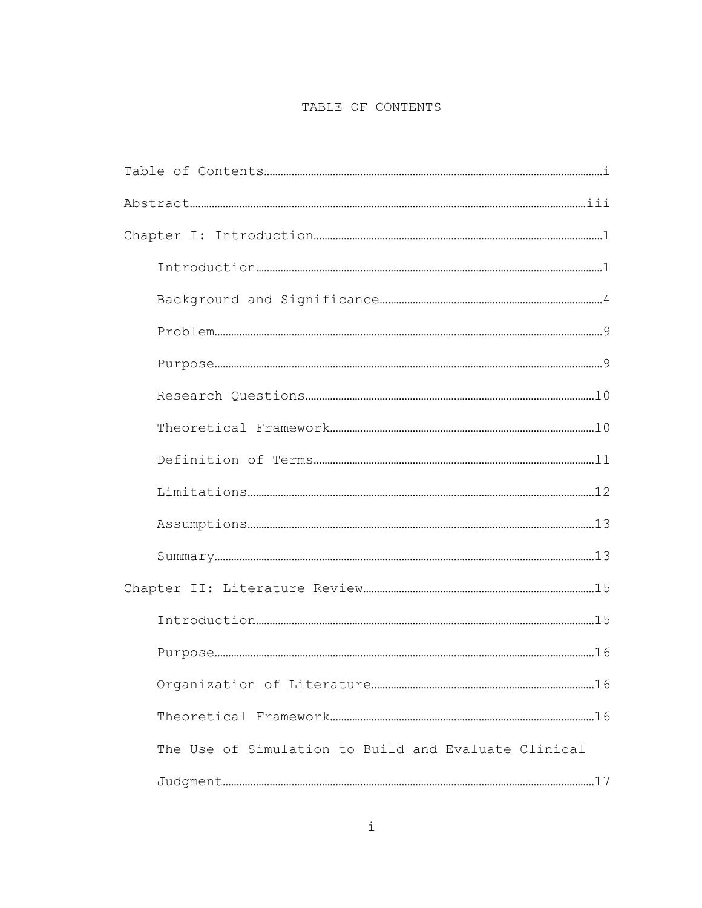# TABLE OF CONTENTS

Table of Contents……………………………………………………………………………………………………i

Abstract………………………………………………………………………………………………………………iii

Chapter I: Introduction……………………………………………………………………………………1

- Introduction………………………………………………………………………………………………1
- Background and Significance……………………………………………………………………4
- Problem……………………………………………………………………………………………………9
- Purpose……………………………………………………………………………………………………9
- Research Questions………………………………………………………………………………10
- Theoretical Framework…………………………………………………………………………10
- Definition of Terms………………………………………………………………………………11
- Limitations……………………………………………………………………………………………12
- Assumptions……………………………………………………………………………………………13
- Summary……………………………………………………………………………………………………13

Chapter II: Literature Review………………………………………………………………………15

- Introduction……………………………………………………………………………………………15
- Purpose……………………………………………………………………………………………………16
- Organization of Literature…………………………………………………………………16
- Theoretical Framework…………………………………………………………………………16
- The Use of Simulation to Build and Evaluate Clinical Judgment……………………………………………………………………………………………………17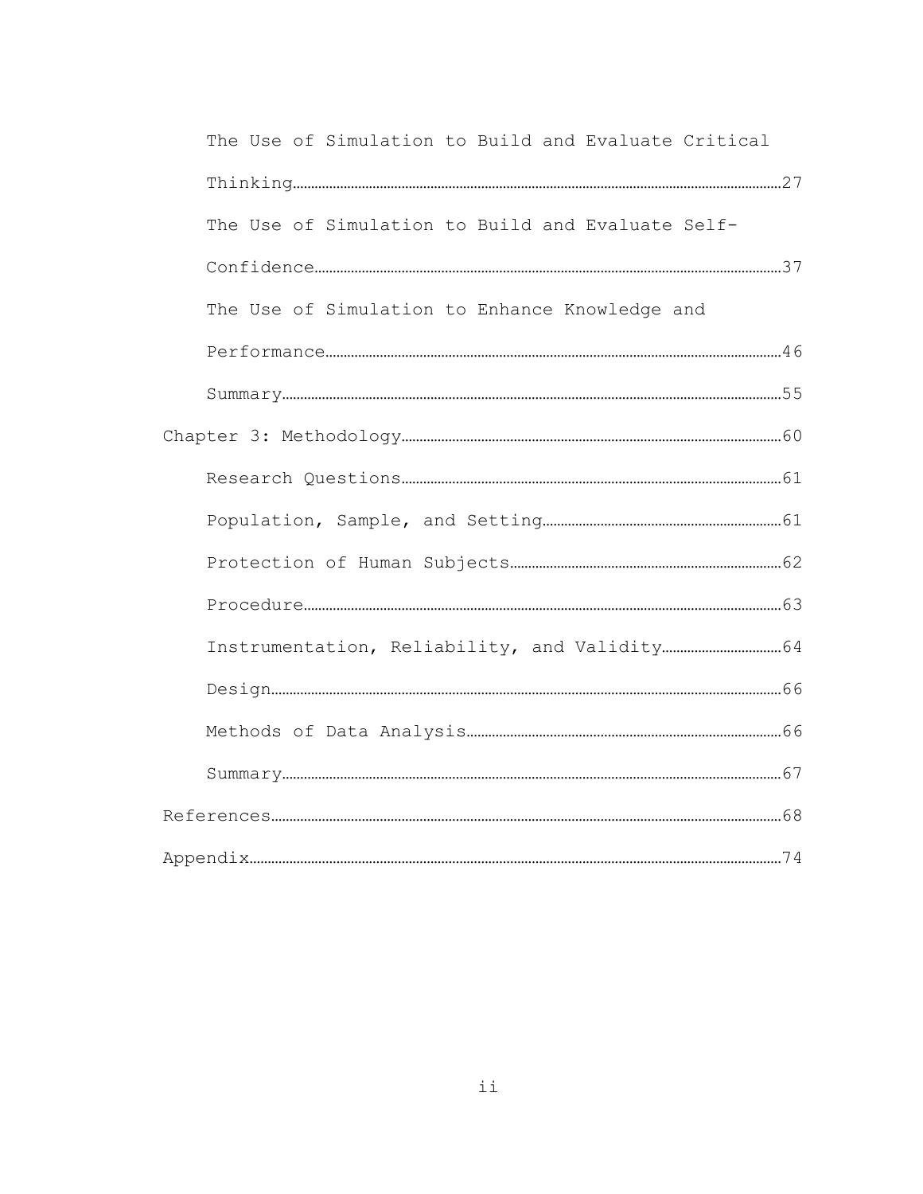The Use of Simulation to Build and Evaluate Critical Thinking……27

The Use of Simulation to Build and Evaluate Self-Confidence……37

The Use of Simulation to Enhance Knowledge and Performance……46

Summary……55

Chapter 3: Methodology……60

Research Questions……61

Population, Sample, and Setting……61

Protection of Human Subjects……62

Procedure……63

Instrumentation, Reliability, and Validity……64

Design……66

Methods of Data Analysis……66

Summary……67

References……68

Appendix……74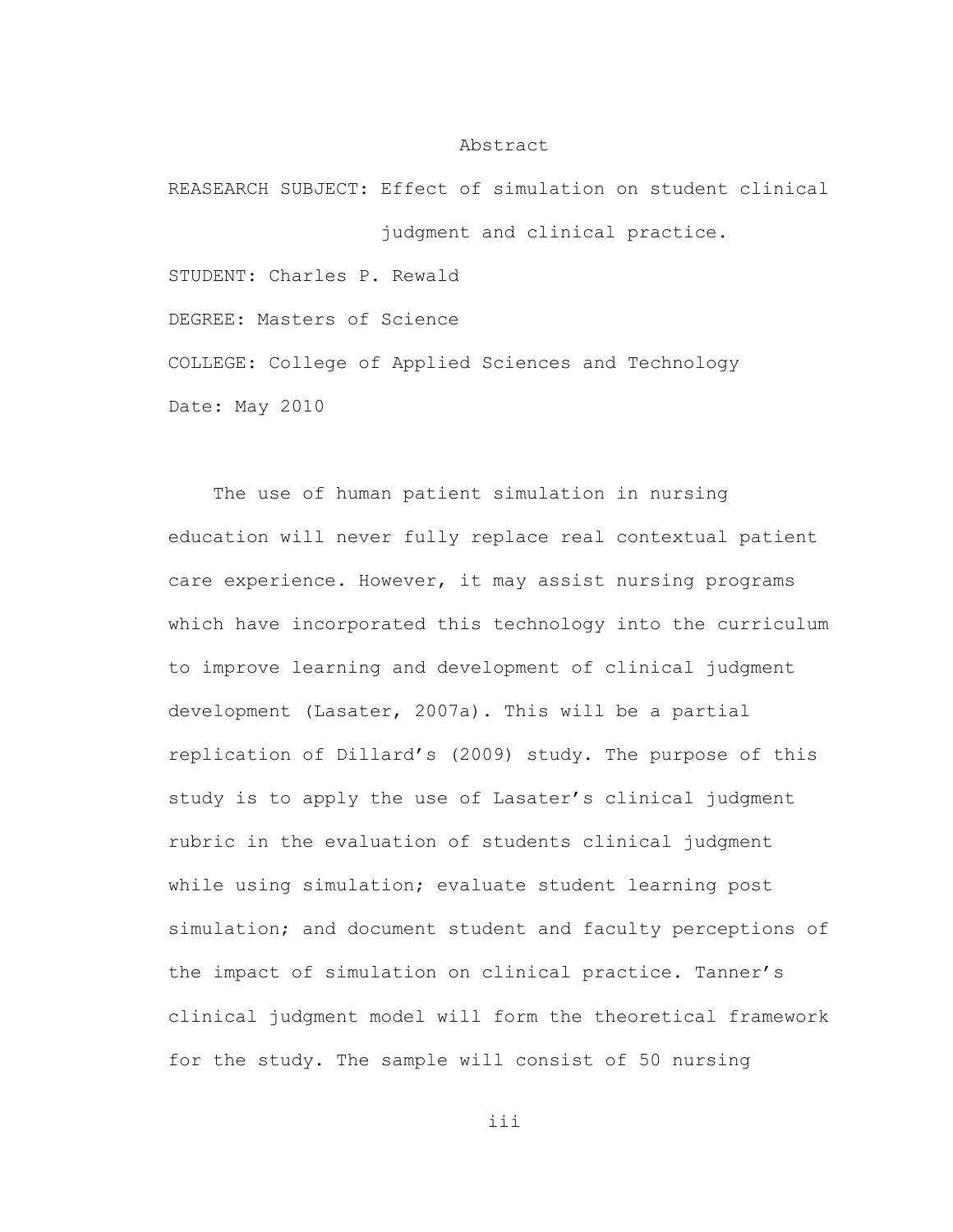# Abstract

REASEARCH SUBJECT: Effect of simulation on student clinical judgment and clinical practice.

STUDENT: Charles P. Rewald

DEGREE: Masters of Science

COLLEGE: College of Applied Sciences and Technology

Date: May 2010

The use of human patient simulation in nursing education will never fully replace real contextual patient care experience. However, it may assist nursing programs which have incorporated this technology into the curriculum to improve learning and development of clinical judgment development (Lasater, 2007a). This will be a partial replication of Dillard's (2009) study. The purpose of this study is to apply the use of Lasater's clinical judgment rubric in the evaluation of students clinical judgment while using simulation; evaluate student learning post simulation; and document student and faculty perceptions of the impact of simulation on clinical practice. Tanner's clinical judgment model will form the theoretical framework for the study. The sample will consist of 50 nursing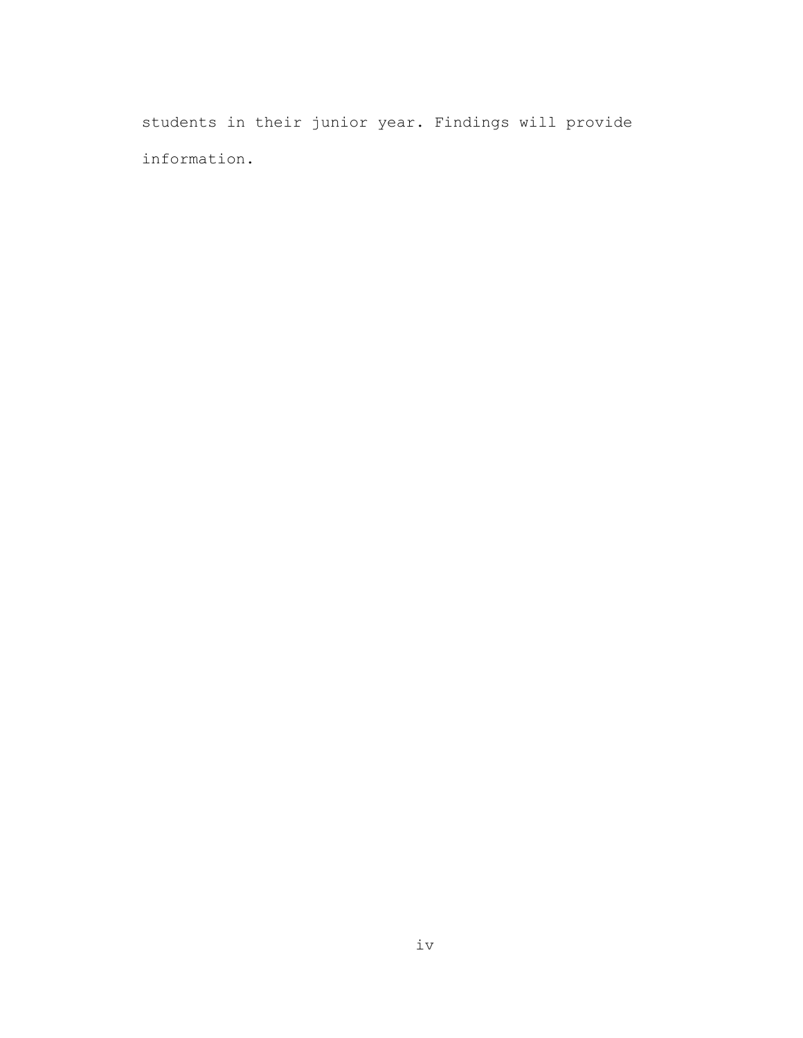students in their junior year. Findings will provide information.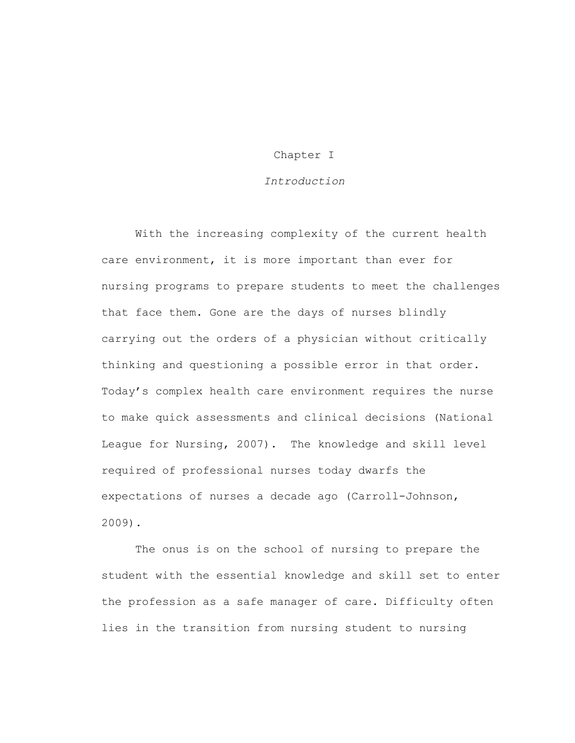# Chapter I

## *Introduction*

With the increasing complexity of the current health care environment, it is more important than ever for nursing programs to prepare students to meet the challenges that face them. Gone are the days of nurses blindly carrying out the orders of a physician without critically thinking and questioning a possible error in that order. Today's complex health care environment requires the nurse to make quick assessments and clinical decisions (National League for Nursing, 2007). The knowledge and skill level required of professional nurses today dwarfs the expectations of nurses a decade ago (Carroll-Johnson, 2009).

The onus is on the school of nursing to prepare the student with the essential knowledge and skill set to enter the profession as a safe manager of care. Difficulty often lies in the transition from nursing student to nursing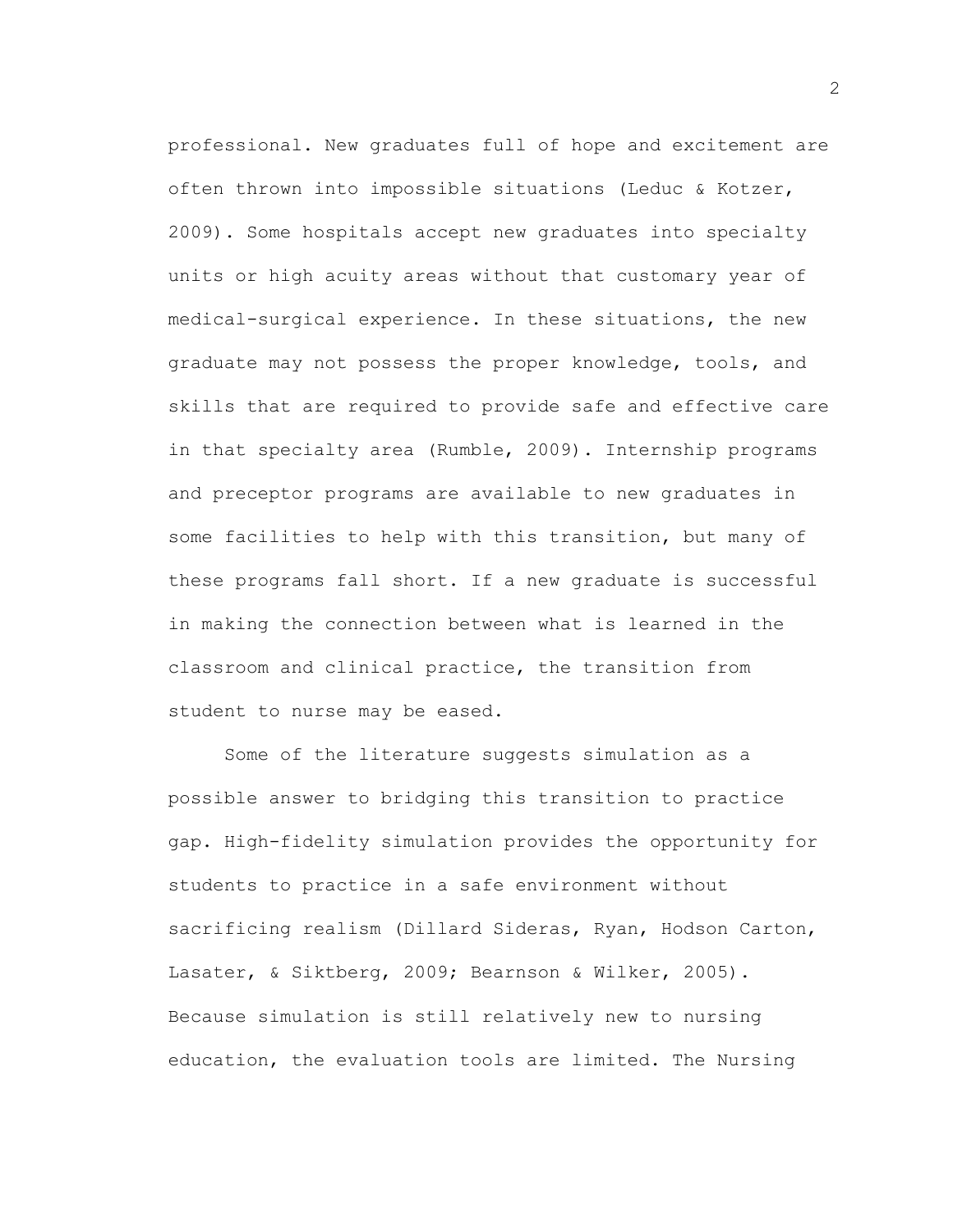professional. New graduates full of hope and excitement are often thrown into impossible situations (Leduc & Kotzer, 2009). Some hospitals accept new graduates into specialty units or high acuity areas without that customary year of medical-surgical experience. In these situations, the new graduate may not possess the proper knowledge, tools, and skills that are required to provide safe and effective care in that specialty area (Rumble, 2009). Internship programs and preceptor programs are available to new graduates in some facilities to help with this transition, but many of these programs fall short. If a new graduate is successful in making the connection between what is learned in the classroom and clinical practice, the transition from student to nurse may be eased.

Some of the literature suggests simulation as a possible answer to bridging this transition to practice gap. High-fidelity simulation provides the opportunity for students to practice in a safe environment without sacrificing realism (Dillard Sideras, Ryan, Hodson Carton, Lasater, & Siktberg, 2009; Bearnson & Wilker, 2005). Because simulation is still relatively new to nursing education, the evaluation tools are limited. The Nursing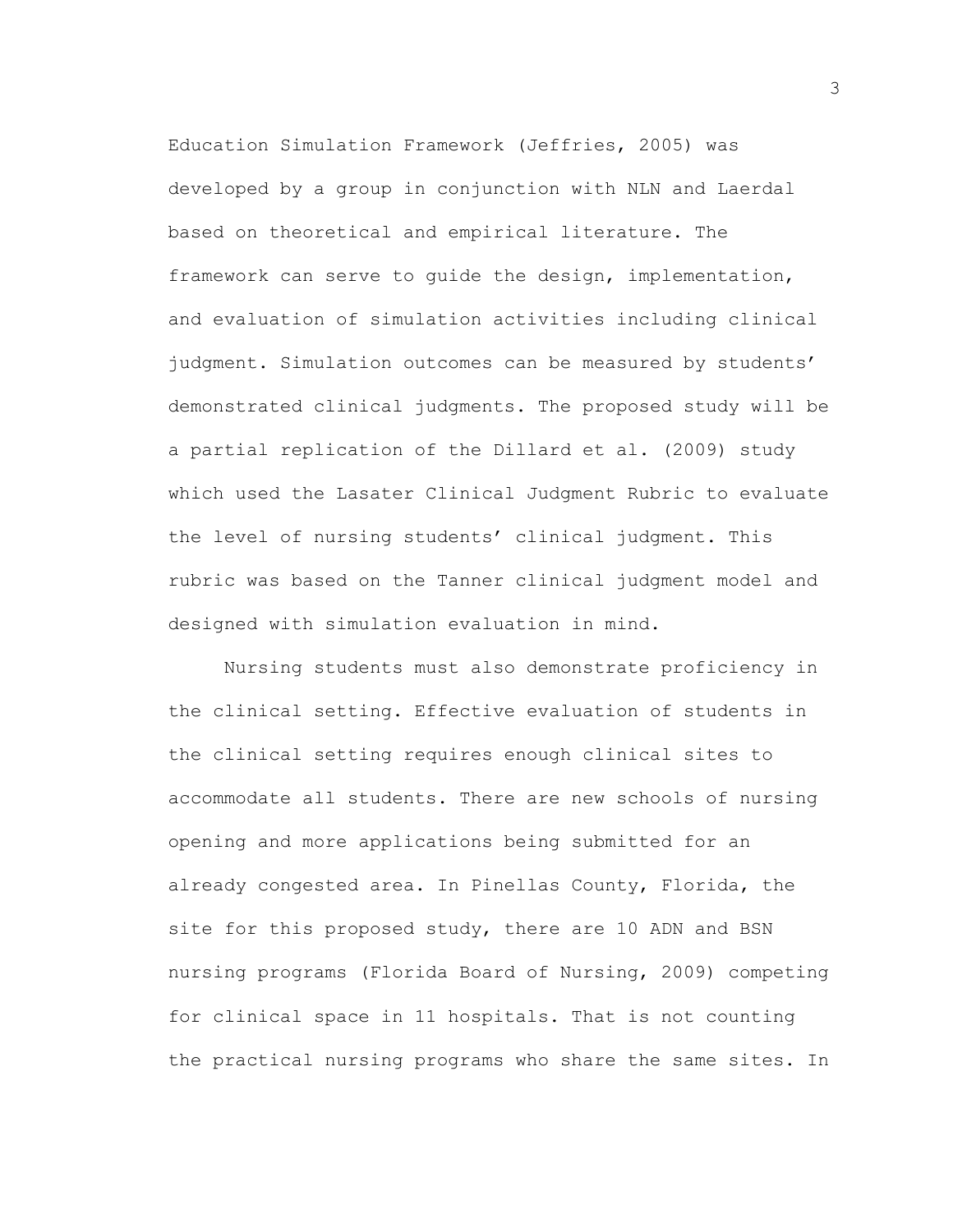Education Simulation Framework (Jeffries, 2005) was developed by a group in conjunction with NLN and Laerdal based on theoretical and empirical literature. The framework can serve to guide the design, implementation, and evaluation of simulation activities including clinical judgment. Simulation outcomes can be measured by students' demonstrated clinical judgments. The proposed study will be a partial replication of the Dillard et al. (2009) study which used the Lasater Clinical Judgment Rubric to evaluate the level of nursing students' clinical judgment. This rubric was based on the Tanner clinical judgment model and designed with simulation evaluation in mind.

Nursing students must also demonstrate proficiency in the clinical setting. Effective evaluation of students in the clinical setting requires enough clinical sites to accommodate all students. There are new schools of nursing opening and more applications being submitted for an already congested area. In Pinellas County, Florida, the site for this proposed study, there are 10 ADN and BSN nursing programs (Florida Board of Nursing, 2009) competing for clinical space in 11 hospitals. That is not counting the practical nursing programs who share the same sites. In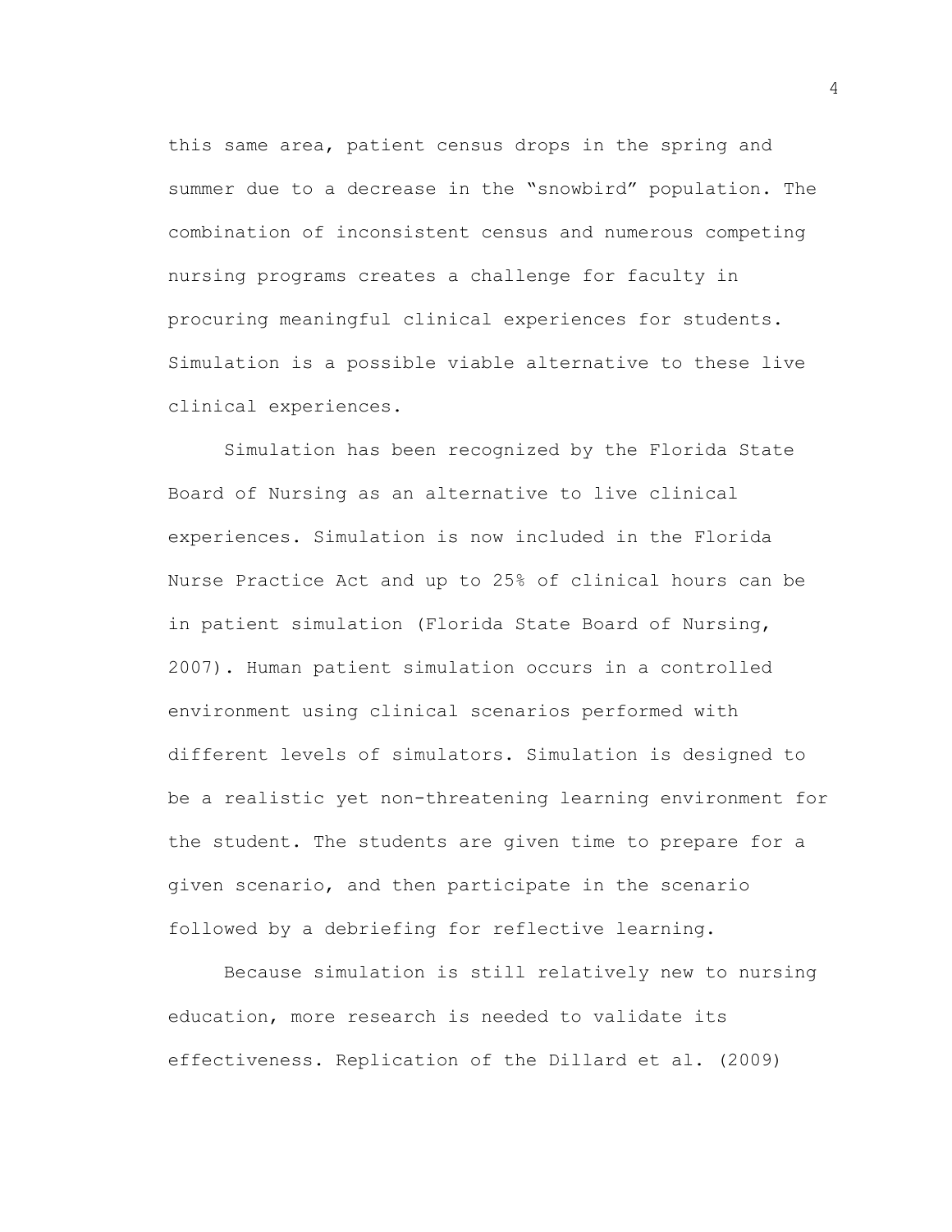this same area, patient census drops in the spring and summer due to a decrease in the "snowbird" population. The combination of inconsistent census and numerous competing nursing programs creates a challenge for faculty in procuring meaningful clinical experiences for students. Simulation is a possible viable alternative to these live clinical experiences.

Simulation has been recognized by the Florida State Board of Nursing as an alternative to live clinical experiences. Simulation is now included in the Florida Nurse Practice Act and up to 25% of clinical hours can be in patient simulation (Florida State Board of Nursing, 2007). Human patient simulation occurs in a controlled environment using clinical scenarios performed with different levels of simulators. Simulation is designed to be a realistic yet non-threatening learning environment for the student. The students are given time to prepare for a given scenario, and then participate in the scenario followed by a debriefing for reflective learning.

Because simulation is still relatively new to nursing education, more research is needed to validate its effectiveness. Replication of the Dillard et al. (2009)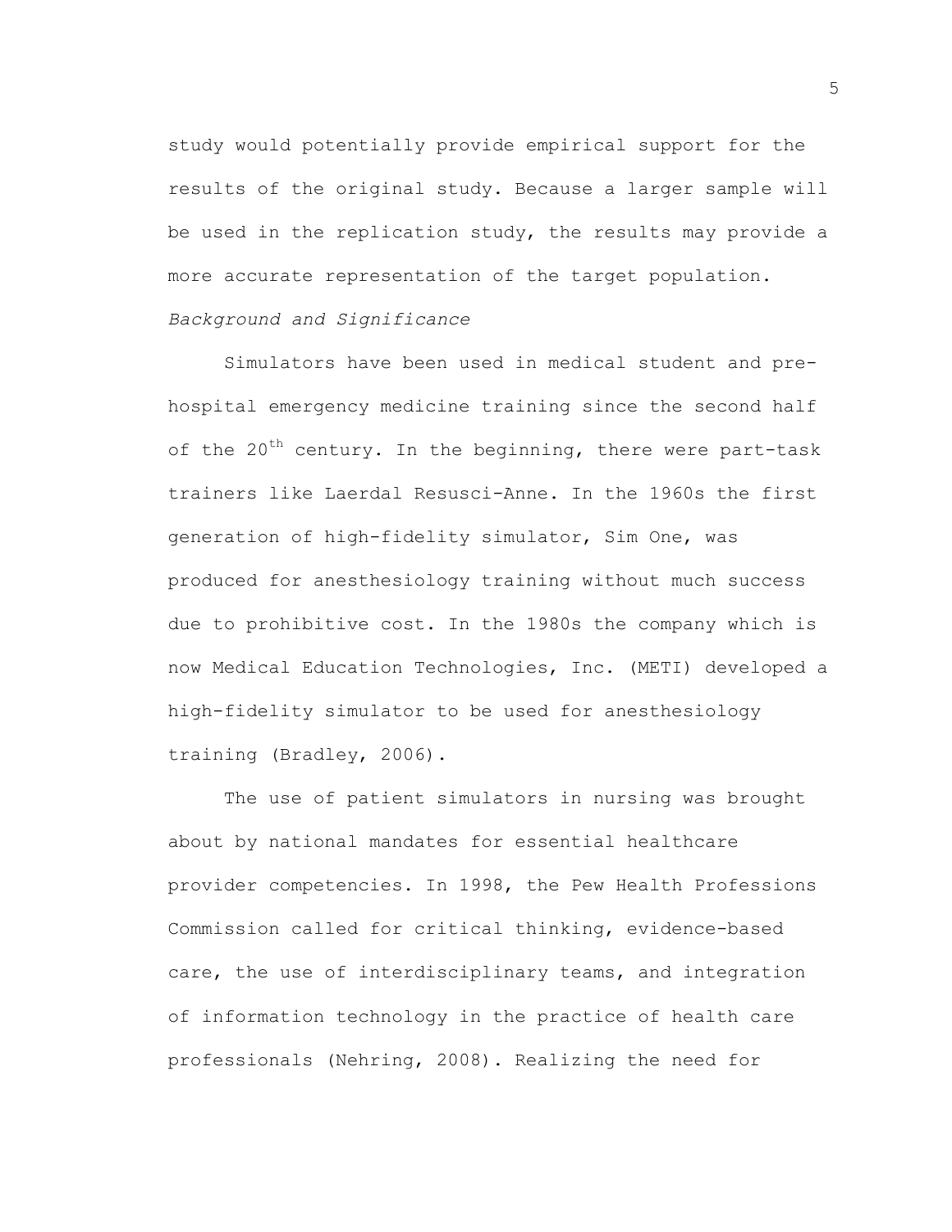study would potentially provide empirical support for the results of the original study. Because a larger sample will be used in the replication study, the results may provide a more accurate representation of the target population.

*Background and Significance*

Simulators have been used in medical student and pre-hospital emergency medicine training since the second half of the 20th century. In the beginning, there were part-task trainers like Laerdal Resusci-Anne. In the 1960s the first generation of high-fidelity simulator, Sim One, was produced for anesthesiology training without much success due to prohibitive cost. In the 1980s the company which is now Medical Education Technologies, Inc. (METI) developed a high-fidelity simulator to be used for anesthesiology training (Bradley, 2006).

The use of patient simulators in nursing was brought about by national mandates for essential healthcare provider competencies. In 1998, the Pew Health Professions Commission called for critical thinking, evidence-based care, the use of interdisciplinary teams, and integration of information technology in the practice of health care professionals (Nehring, 2008). Realizing the need for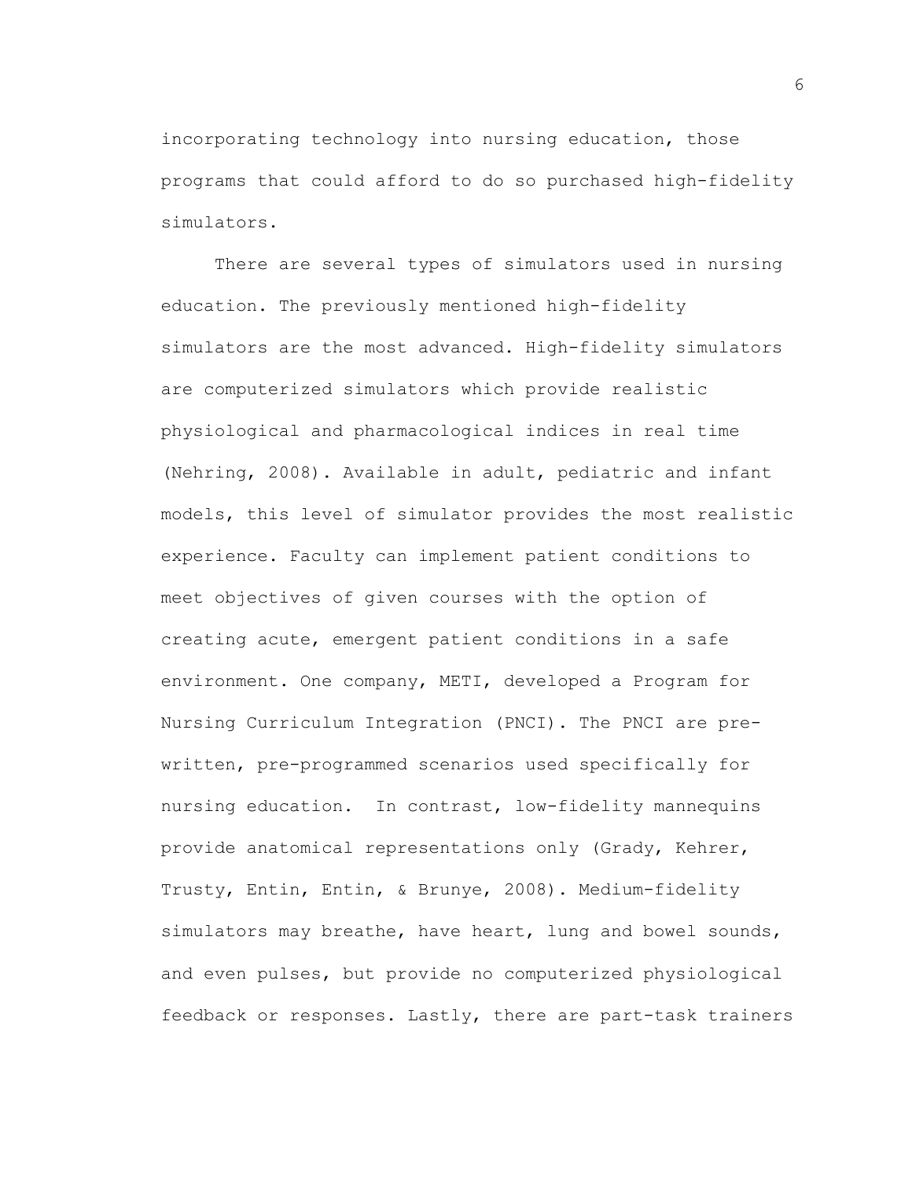incorporating technology into nursing education, those programs that could afford to do so purchased high-fidelity simulators.

There are several types of simulators used in nursing education. The previously mentioned high-fidelity simulators are the most advanced. High-fidelity simulators are computerized simulators which provide realistic physiological and pharmacological indices in real time (Nehring, 2008). Available in adult, pediatric and infant models, this level of simulator provides the most realistic experience. Faculty can implement patient conditions to meet objectives of given courses with the option of creating acute, emergent patient conditions in a safe environment. One company, METI, developed a Program for Nursing Curriculum Integration (PNCI). The PNCI are pre-written, pre-programmed scenarios used specifically for nursing education. In contrast, low-fidelity mannequins provide anatomical representations only (Grady, Kehrer, Trusty, Entin, Entin, & Brunye, 2008). Medium-fidelity simulators may breathe, have heart, lung and bowel sounds, and even pulses, but provide no computerized physiological feedback or responses. Lastly, there are part-task trainers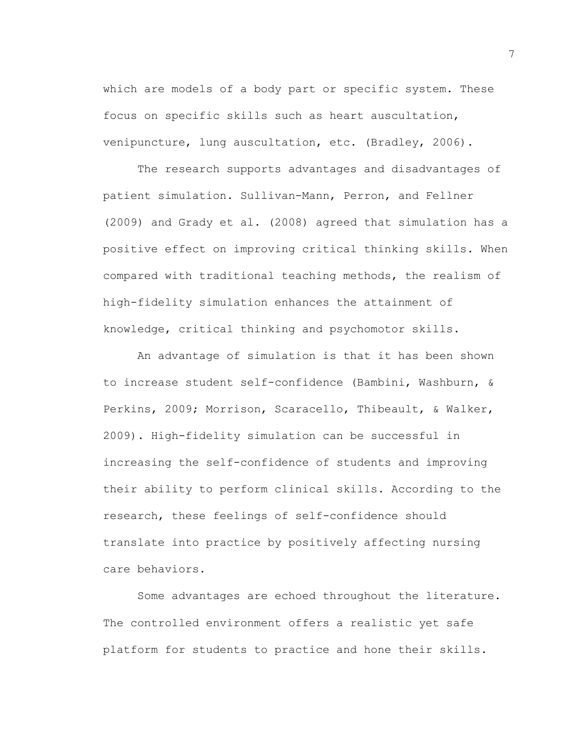which are models of a body part or specific system. These focus on specific skills such as heart auscultation, venipuncture, lung auscultation, etc. (Bradley, 2006).

The research supports advantages and disadvantages of patient simulation. Sullivan-Mann, Perron, and Fellner (2009) and Grady et al. (2008) agreed that simulation has a positive effect on improving critical thinking skills. When compared with traditional teaching methods, the realism of high-fidelity simulation enhances the attainment of knowledge, critical thinking and psychomotor skills.

An advantage of simulation is that it has been shown to increase student self-confidence (Bambini, Washburn, & Perkins, 2009; Morrison, Scaracello, Thibeault, & Walker, 2009). High-fidelity simulation can be successful in increasing the self-confidence of students and improving their ability to perform clinical skills. According to the research, these feelings of self-confidence should translate into practice by positively affecting nursing care behaviors.

Some advantages are echoed throughout the literature. The controlled environment offers a realistic yet safe platform for students to practice and hone their skills.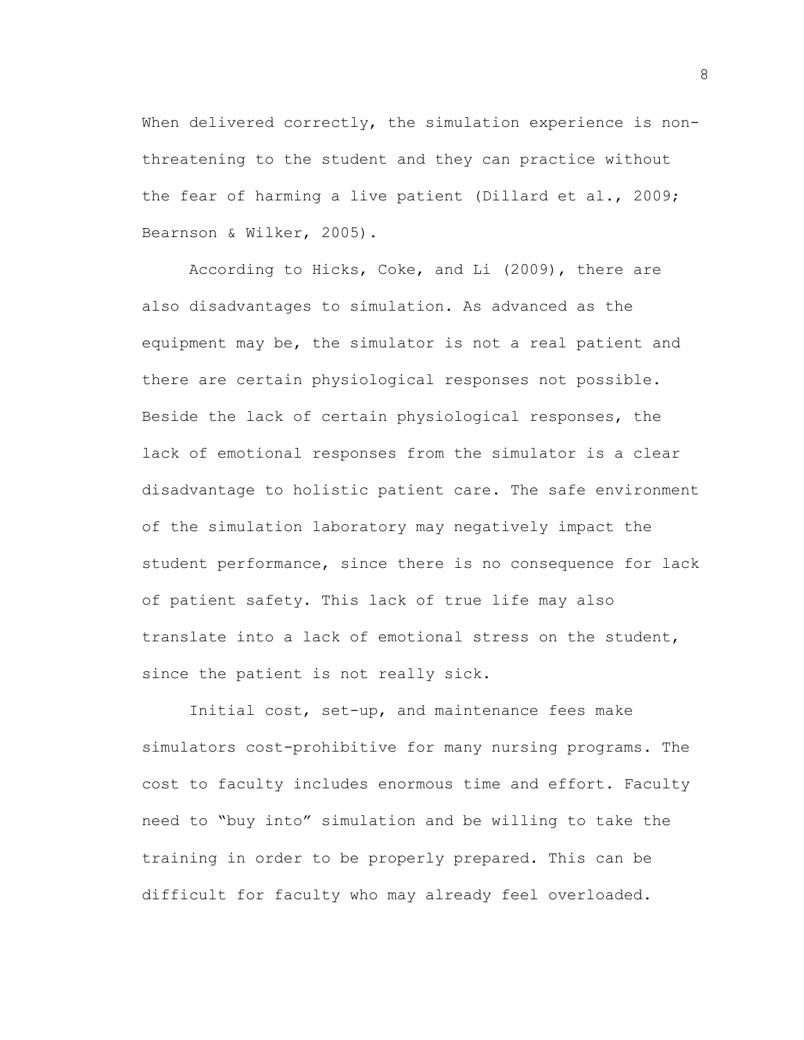When delivered correctly, the simulation experience is non-threatening to the student and they can practice without the fear of harming a live patient (Dillard et al., 2009; Bearnson & Wilker, 2005).

According to Hicks, Coke, and Li (2009), there are also disadvantages to simulation. As advanced as the equipment may be, the simulator is not a real patient and there are certain physiological responses not possible. Beside the lack of certain physiological responses, the lack of emotional responses from the simulator is a clear disadvantage to holistic patient care. The safe environment of the simulation laboratory may negatively impact the student performance, since there is no consequence for lack of patient safety. This lack of true life may also translate into a lack of emotional stress on the student, since the patient is not really sick.

Initial cost, set-up, and maintenance fees make simulators cost-prohibitive for many nursing programs. The cost to faculty includes enormous time and effort. Faculty need to “buy into” simulation and be willing to take the training in order to be properly prepared. This can be difficult for faculty who may already feel overloaded.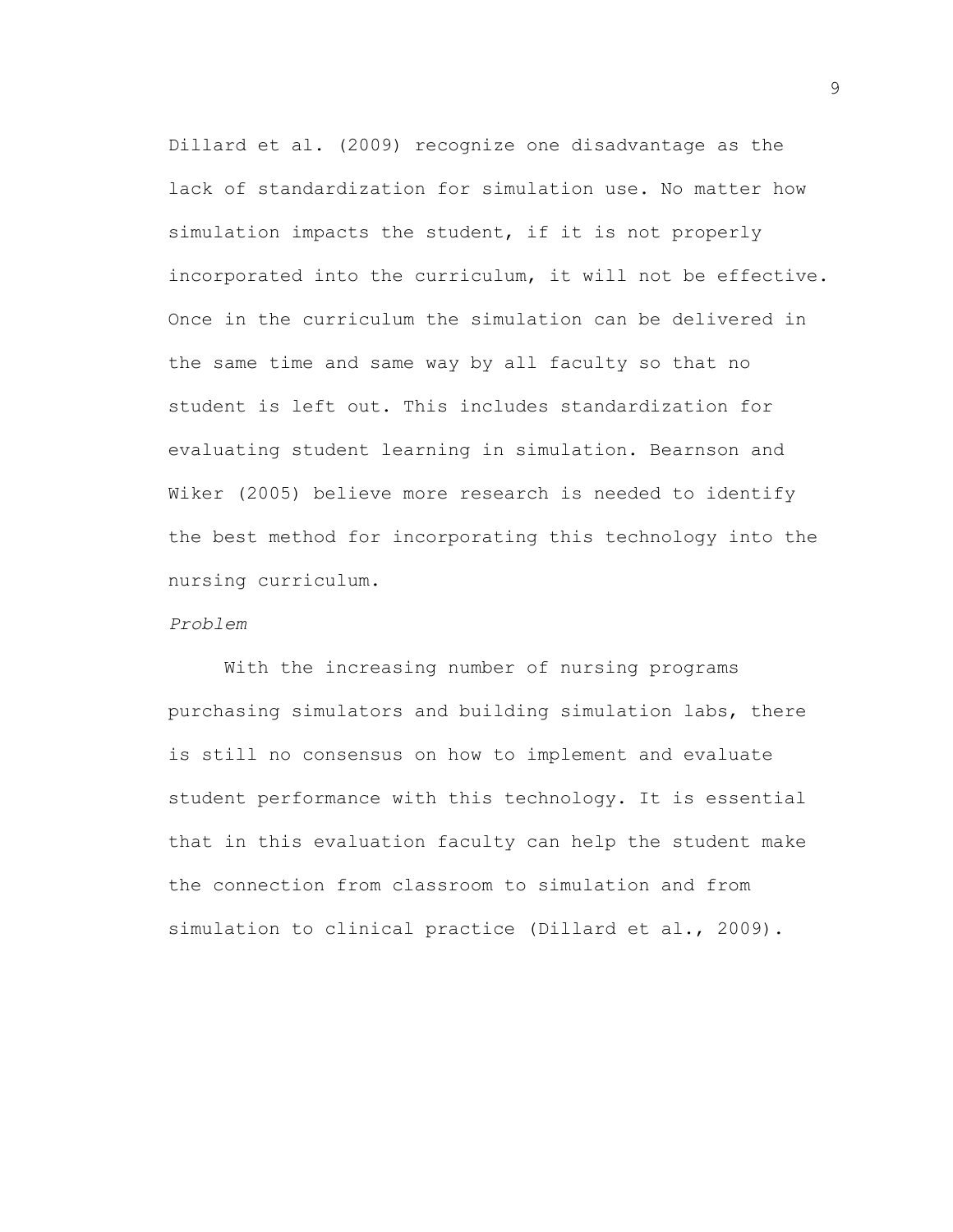Dillard et al. (2009) recognize one disadvantage as the lack of standardization for simulation use. No matter how simulation impacts the student, if it is not properly incorporated into the curriculum, it will not be effective. Once in the curriculum the simulation can be delivered in the same time and same way by all faculty so that no student is left out. This includes standardization for evaluating student learning in simulation. Bearnson and Wiker (2005) believe more research is needed to identify the best method for incorporating this technology into the nursing curriculum.

*Problem*

With the increasing number of nursing programs purchasing simulators and building simulation labs, there is still no consensus on how to implement and evaluate student performance with this technology. It is essential that in this evaluation faculty can help the student make the connection from classroom to simulation and from simulation to clinical practice (Dillard et al., 2009).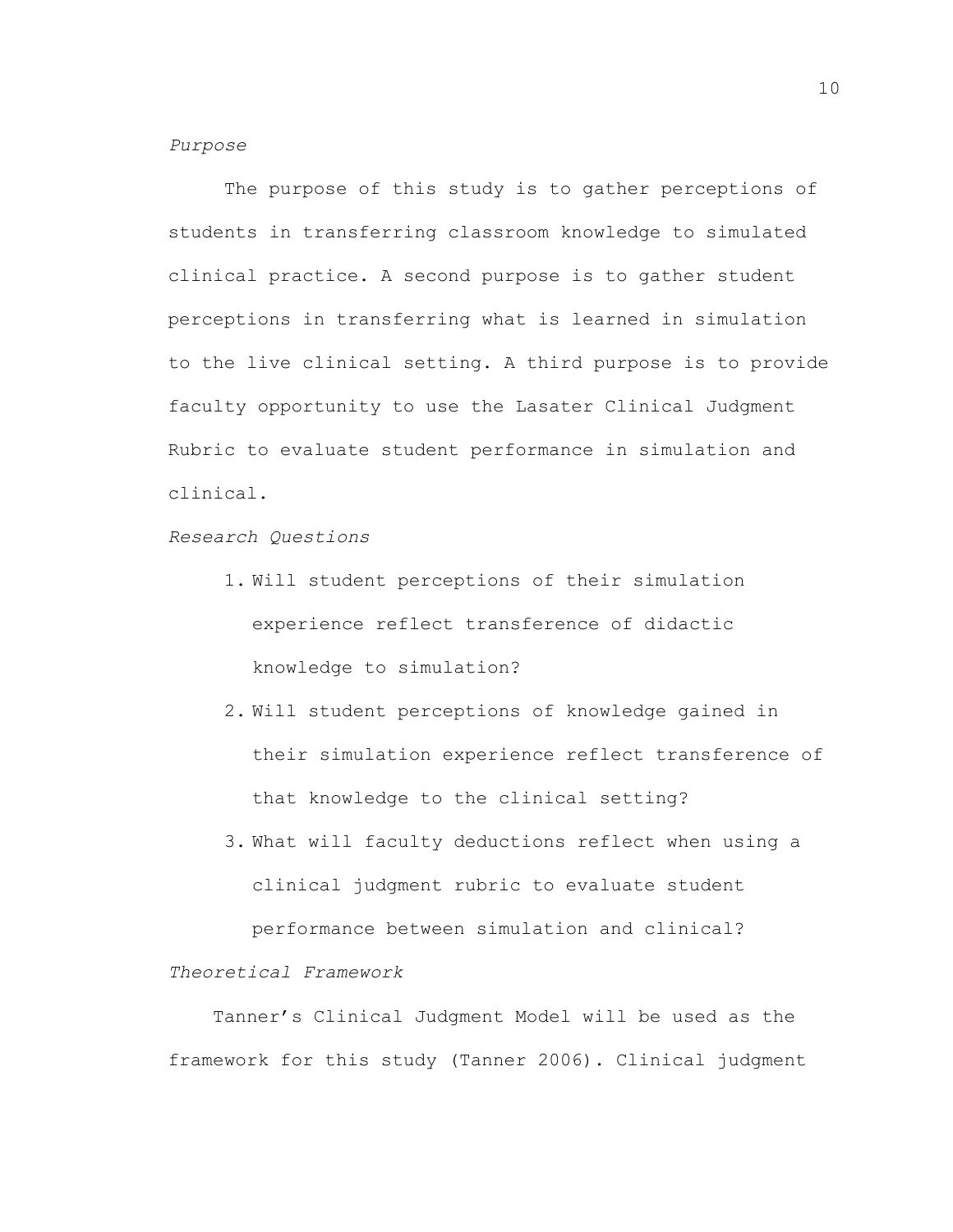*Purpose*

The purpose of this study is to gather perceptions of students in transferring classroom knowledge to simulated clinical practice. A second purpose is to gather student perceptions in transferring what is learned in simulation to the live clinical setting. A third purpose is to provide faculty opportunity to use the Lasater Clinical Judgment Rubric to evaluate student performance in simulation and clinical.

*Research Questions*

1. Will student perceptions of their simulation experience reflect transference of didactic knowledge to simulation?
2. Will student perceptions of knowledge gained in their simulation experience reflect transference of that knowledge to the clinical setting?
3. What will faculty deductions reflect when using a clinical judgment rubric to evaluate student performance between simulation and clinical?

*Theoretical Framework*

Tanner's Clinical Judgment Model will be used as the framework for this study (Tanner 2006). Clinical judgment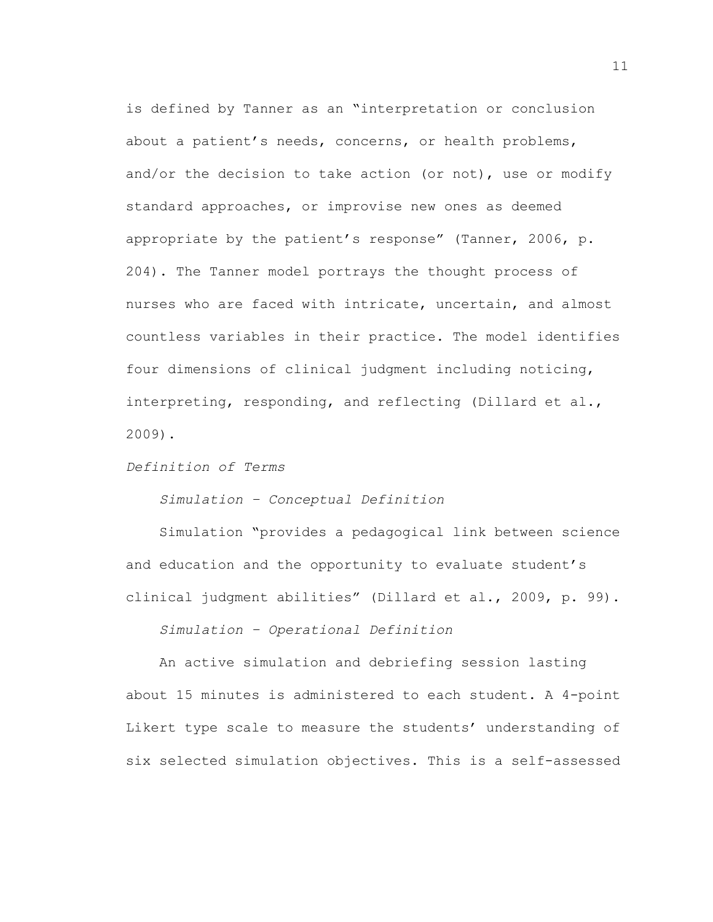is defined by Tanner as an "interpretation or conclusion about a patient's needs, concerns, or health problems, and/or the decision to take action (or not), use or modify standard approaches, or improvise new ones as deemed appropriate by the patient's response" (Tanner, 2006, p. 204). The Tanner model portrays the thought process of nurses who are faced with intricate, uncertain, and almost countless variables in their practice. The model identifies four dimensions of clinical judgment including noticing, interpreting, responding, and reflecting (Dillard et al., 2009).

### *Definition of Terms*

#### *Simulation – Conceptual Definition*

Simulation "provides a pedagogical link between science and education and the opportunity to evaluate student's clinical judgment abilities" (Dillard et al., 2009, p. 99).

#### *Simulation – Operational Definition*

An active simulation and debriefing session lasting about 15 minutes is administered to each student. A 4-point Likert type scale to measure the students' understanding of six selected simulation objectives. This is a self-assessed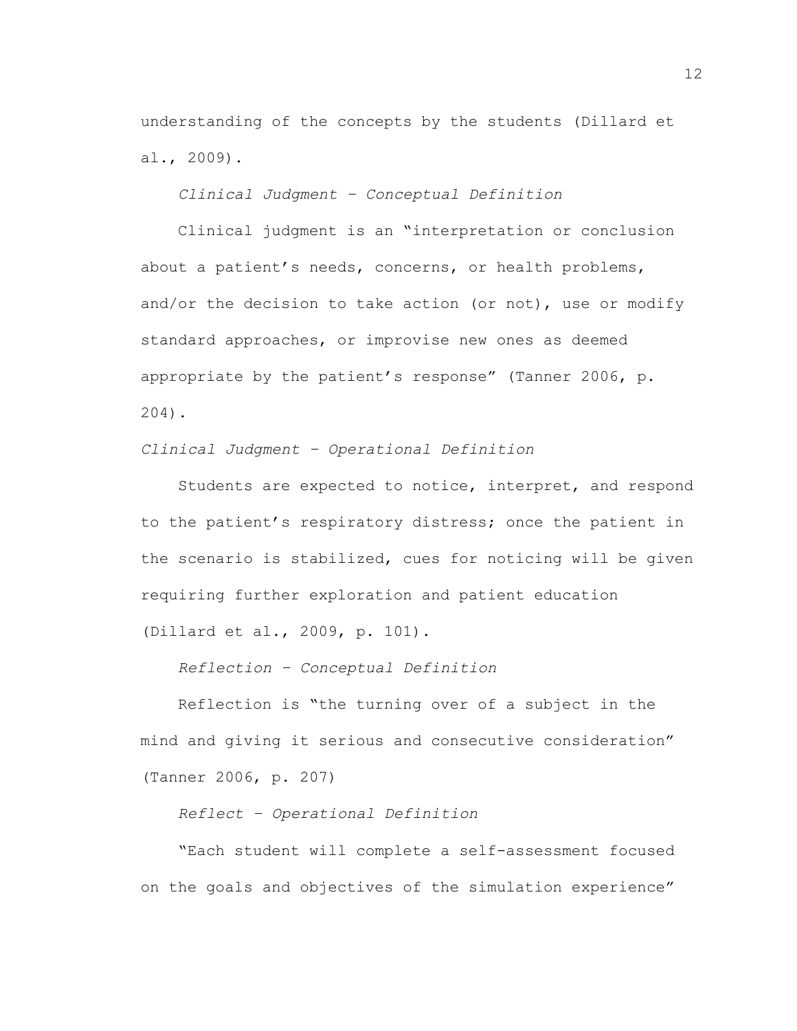understanding of the concepts by the students (Dillard et al., 2009).

*Clinical Judgment – Conceptual Definition*

Clinical judgment is an "interpretation or conclusion about a patient's needs, concerns, or health problems, and/or the decision to take action (or not), use or modify standard approaches, or improvise new ones as deemed appropriate by the patient's response" (Tanner 2006, p. 204).

*Clinical Judgment – Operational Definition*

Students are expected to notice, interpret, and respond to the patient's respiratory distress; once the patient in the scenario is stabilized, cues for noticing will be given requiring further exploration and patient education (Dillard et al., 2009, p. 101).

*Reflection – Conceptual Definition*

Reflection is "the turning over of a subject in the mind and giving it serious and consecutive consideration" (Tanner 2006, p. 207)

*Reflect – Operational Definition*

"Each student will complete a self-assessment focused on the goals and objectives of the simulation experience"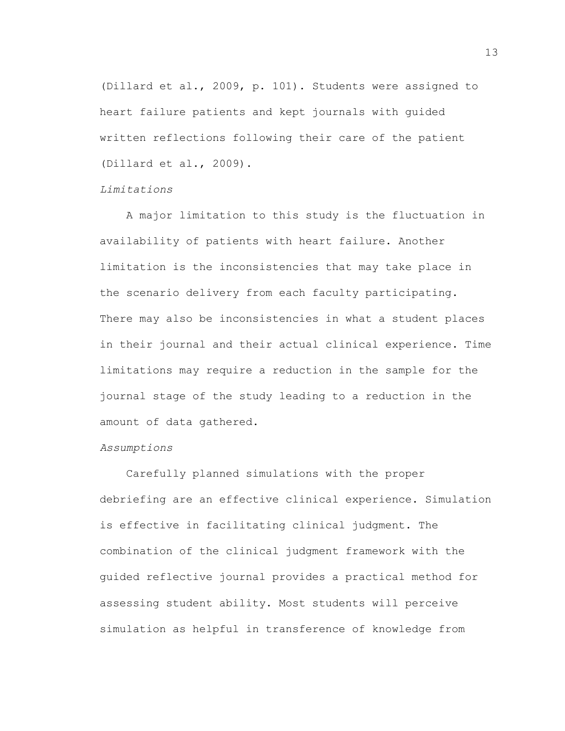(Dillard et al., 2009, p. 101). Students were assigned to heart failure patients and kept journals with guided written reflections following their care of the patient (Dillard et al., 2009).

*Limitations*

A major limitation to this study is the fluctuation in availability of patients with heart failure. Another limitation is the inconsistencies that may take place in the scenario delivery from each faculty participating. There may also be inconsistencies in what a student places in their journal and their actual clinical experience. Time limitations may require a reduction in the sample for the journal stage of the study leading to a reduction in the amount of data gathered.

*Assumptions*

Carefully planned simulations with the proper debriefing are an effective clinical experience. Simulation is effective in facilitating clinical judgment. The combination of the clinical judgment framework with the guided reflective journal provides a practical method for assessing student ability. Most students will perceive simulation as helpful in transference of knowledge from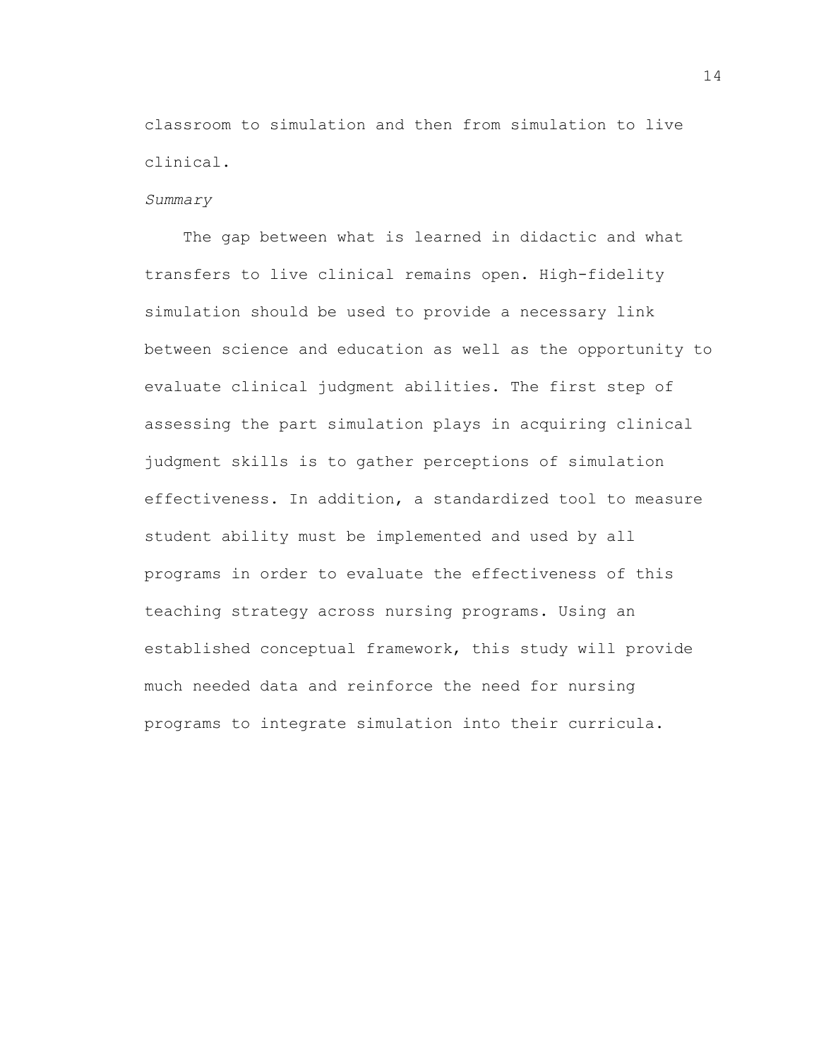classroom to simulation and then from simulation to live clinical.

*Summary*

The gap between what is learned in didactic and what transfers to live clinical remains open. High-fidelity simulation should be used to provide a necessary link between science and education as well as the opportunity to evaluate clinical judgment abilities. The first step of assessing the part simulation plays in acquiring clinical judgment skills is to gather perceptions of simulation effectiveness. In addition, a standardized tool to measure student ability must be implemented and used by all programs in order to evaluate the effectiveness of this teaching strategy across nursing programs. Using an established conceptual framework, this study will provide much needed data and reinforce the need for nursing programs to integrate simulation into their curricula.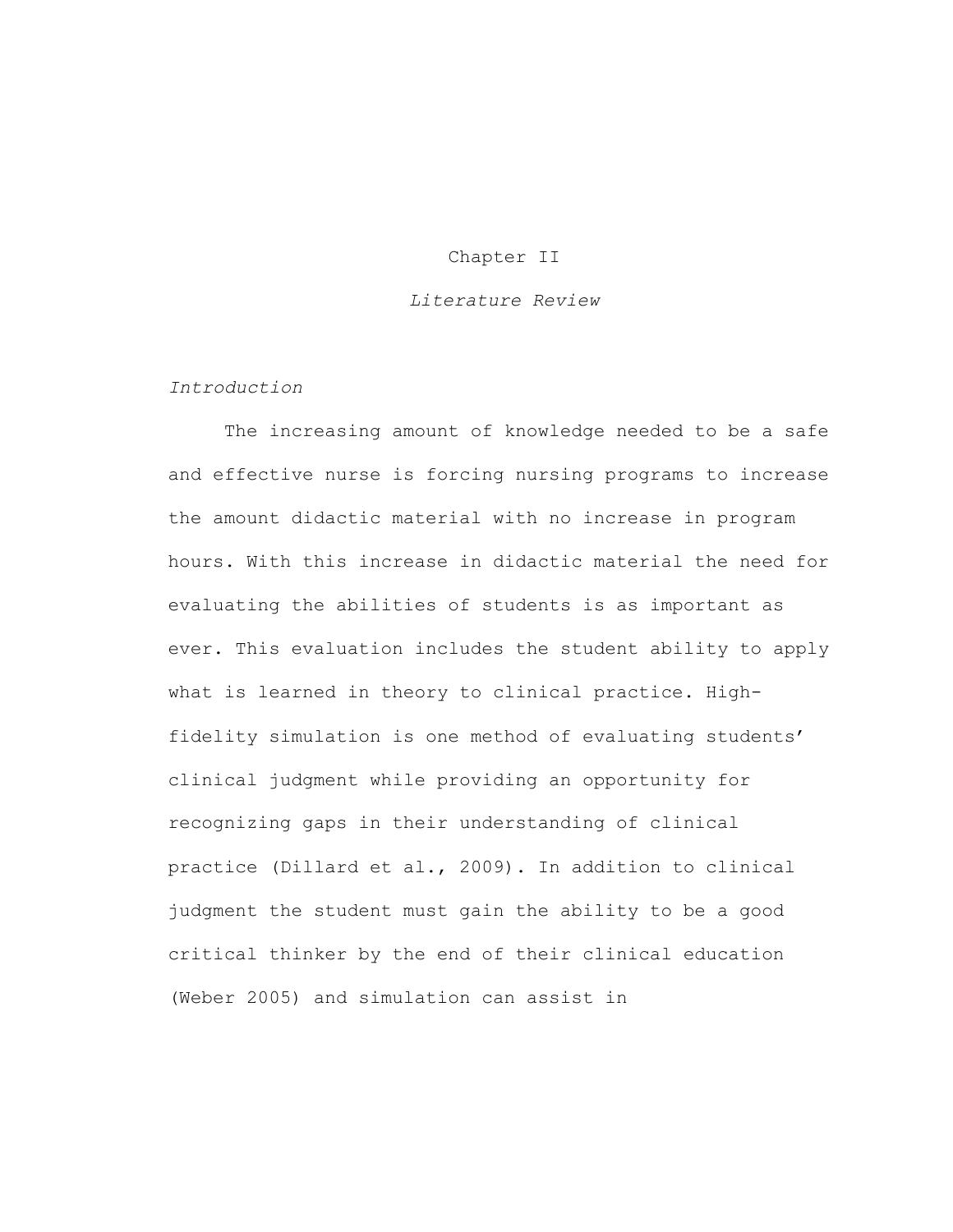# Chapter II

## *Literature Review*

### *Introduction*

The increasing amount of knowledge needed to be a safe and effective nurse is forcing nursing programs to increase the amount didactic material with no increase in program hours. With this increase in didactic material the need for evaluating the abilities of students is as important as ever. This evaluation includes the student ability to apply what is learned in theory to clinical practice. High-fidelity simulation is one method of evaluating students' clinical judgment while providing an opportunity for recognizing gaps in their understanding of clinical practice (Dillard et al., 2009). In addition to clinical judgment the student must gain the ability to be a good critical thinker by the end of their clinical education (Weber 2005) and simulation can assist in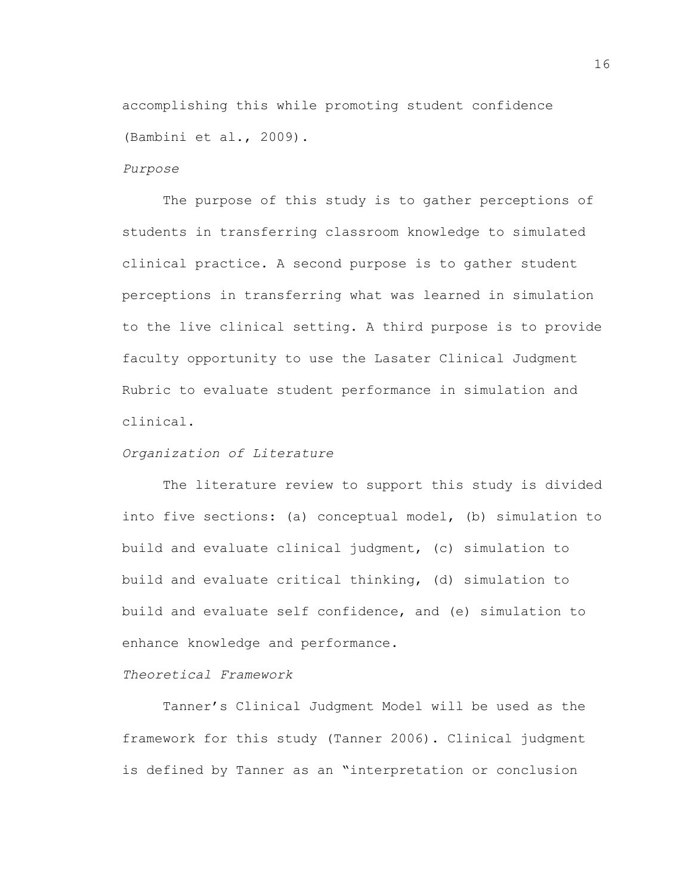accomplishing this while promoting student confidence (Bambini et al., 2009).

*Purpose*

The purpose of this study is to gather perceptions of students in transferring classroom knowledge to simulated clinical practice. A second purpose is to gather student perceptions in transferring what was learned in simulation to the live clinical setting. A third purpose is to provide faculty opportunity to use the Lasater Clinical Judgment Rubric to evaluate student performance in simulation and clinical.

*Organization of Literature*

The literature review to support this study is divided into five sections: (a) conceptual model, (b) simulation to build and evaluate clinical judgment, (c) simulation to build and evaluate critical thinking, (d) simulation to build and evaluate self confidence, and (e) simulation to enhance knowledge and performance.

*Theoretical Framework*

Tanner's Clinical Judgment Model will be used as the framework for this study (Tanner 2006). Clinical judgment is defined by Tanner as an "interpretation or conclusion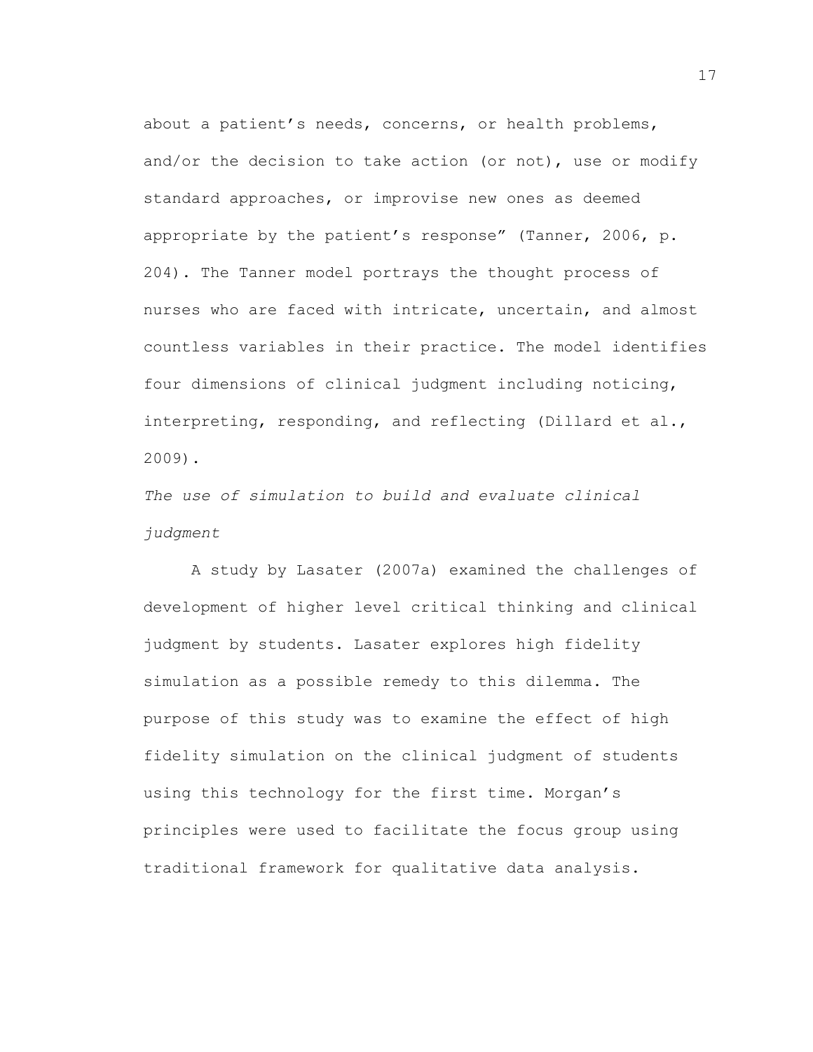about a patient's needs, concerns, or health problems, and/or the decision to take action (or not), use or modify standard approaches, or improvise new ones as deemed appropriate by the patient's response" (Tanner, 2006, p. 204). The Tanner model portrays the thought process of nurses who are faced with intricate, uncertain, and almost countless variables in their practice. The model identifies four dimensions of clinical judgment including noticing, interpreting, responding, and reflecting (Dillard et al., 2009).

*The use of simulation to build and evaluate clinical judgment*

A study by Lasater (2007a) examined the challenges of development of higher level critical thinking and clinical judgment by students. Lasater explores high fidelity simulation as a possible remedy to this dilemma. The purpose of this study was to examine the effect of high fidelity simulation on the clinical judgment of students using this technology for the first time. Morgan's principles were used to facilitate the focus group using traditional framework for qualitative data analysis.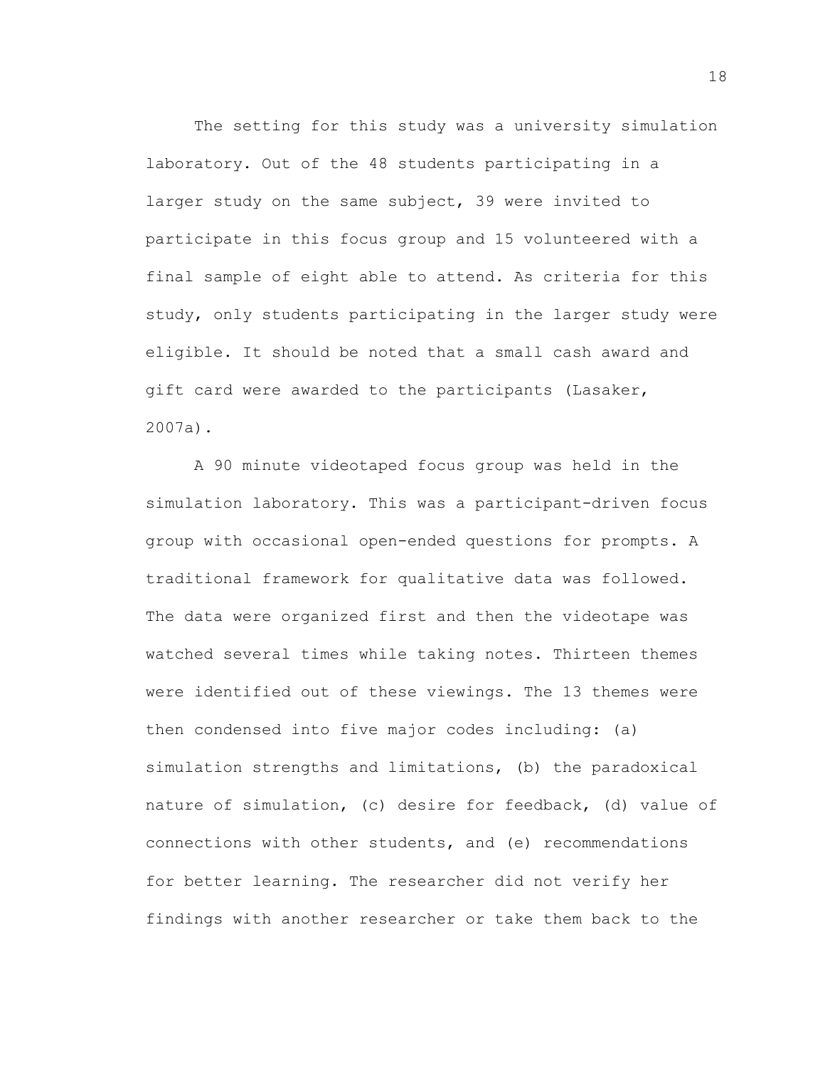The setting for this study was a university simulation laboratory. Out of the 48 students participating in a larger study on the same subject, 39 were invited to participate in this focus group and 15 volunteered with a final sample of eight able to attend. As criteria for this study, only students participating in the larger study were eligible. It should be noted that a small cash award and gift card were awarded to the participants (Lasaker, 2007a).

A 90 minute videotaped focus group was held in the simulation laboratory. This was a participant-driven focus group with occasional open-ended questions for prompts. A traditional framework for qualitative data was followed. The data were organized first and then the videotape was watched several times while taking notes. Thirteen themes were identified out of these viewings. The 13 themes were then condensed into five major codes including: (a) simulation strengths and limitations, (b) the paradoxical nature of simulation, (c) desire for feedback, (d) value of connections with other students, and (e) recommendations for better learning. The researcher did not verify her findings with another researcher or take them back to the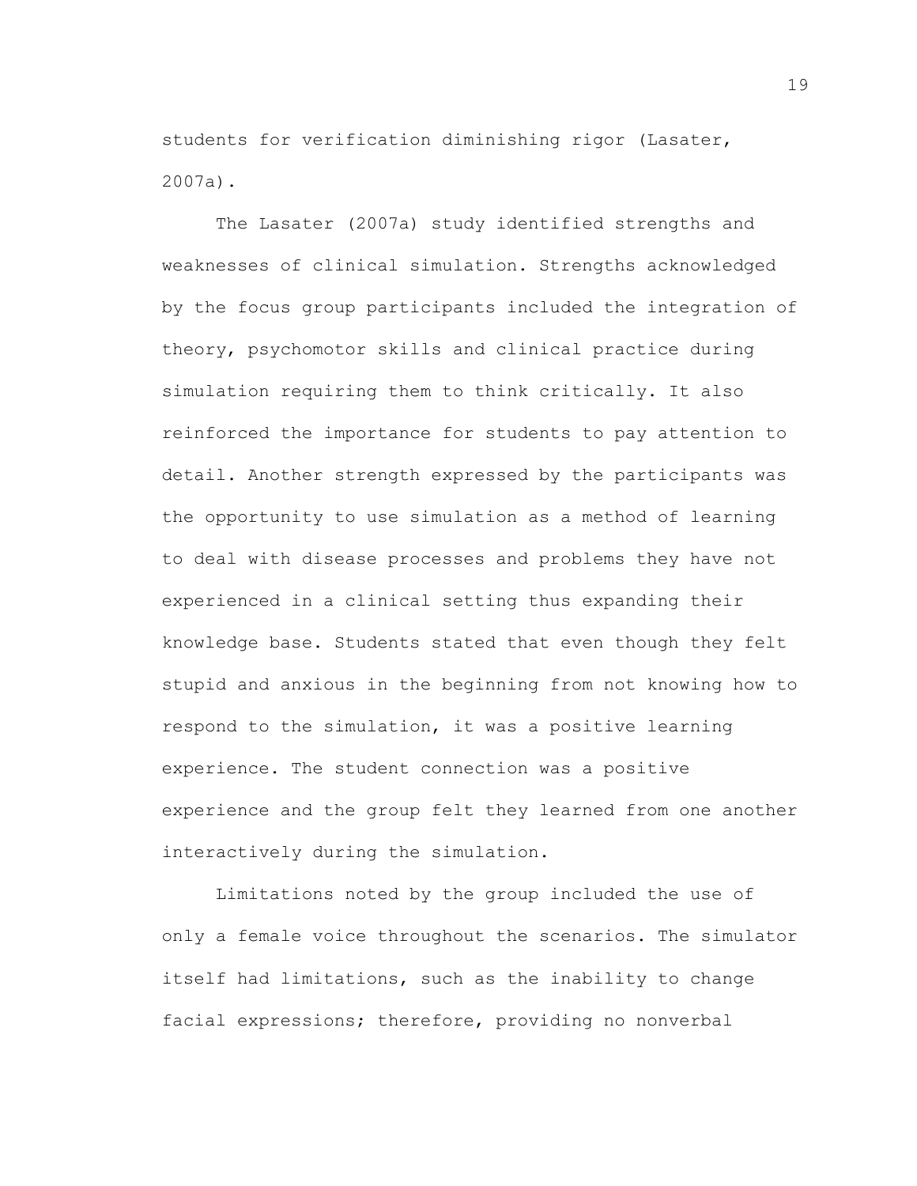students for verification diminishing rigor (Lasater, 2007a).

The Lasater (2007a) study identified strengths and weaknesses of clinical simulation. Strengths acknowledged by the focus group participants included the integration of theory, psychomotor skills and clinical practice during simulation requiring them to think critically. It also reinforced the importance for students to pay attention to detail. Another strength expressed by the participants was the opportunity to use simulation as a method of learning to deal with disease processes and problems they have not experienced in a clinical setting thus expanding their knowledge base. Students stated that even though they felt stupid and anxious in the beginning from not knowing how to respond to the simulation, it was a positive learning experience. The student connection was a positive experience and the group felt they learned from one another interactively during the simulation.

Limitations noted by the group included the use of only a female voice throughout the scenarios. The simulator itself had limitations, such as the inability to change facial expressions; therefore, providing no nonverbal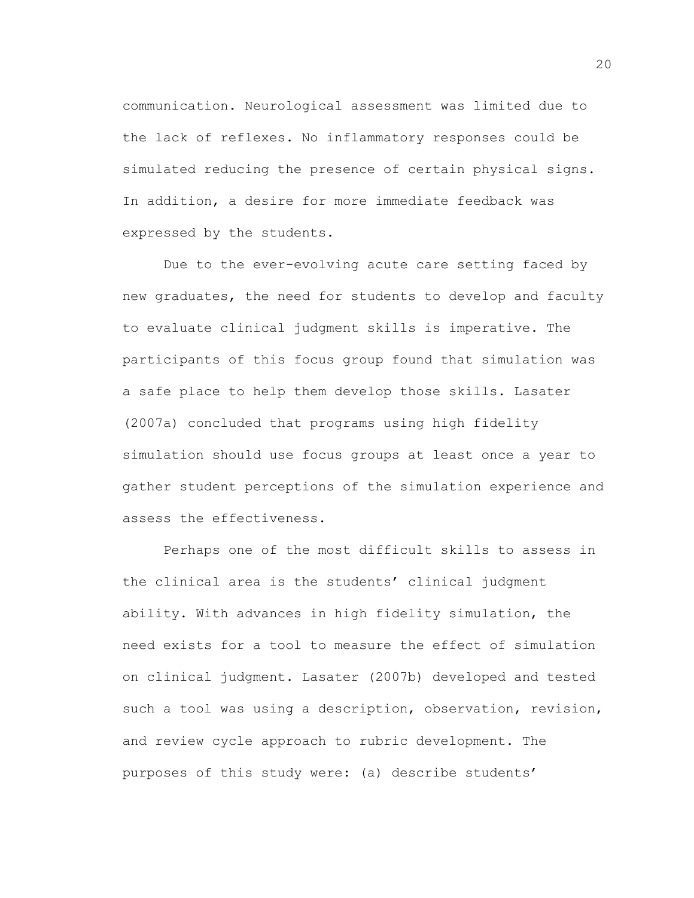communication. Neurological assessment was limited due to the lack of reflexes. No inflammatory responses could be simulated reducing the presence of certain physical signs. In addition, a desire for more immediate feedback was expressed by the students.

Due to the ever-evolving acute care setting faced by new graduates, the need for students to develop and faculty to evaluate clinical judgment skills is imperative. The participants of this focus group found that simulation was a safe place to help them develop those skills. Lasater (2007a) concluded that programs using high fidelity simulation should use focus groups at least once a year to gather student perceptions of the simulation experience and assess the effectiveness.

Perhaps one of the most difficult skills to assess in the clinical area is the students' clinical judgment ability. With advances in high fidelity simulation, the need exists for a tool to measure the effect of simulation on clinical judgment. Lasater (2007b) developed and tested such a tool was using a description, observation, revision, and review cycle approach to rubric development. The purposes of this study were: (a) describe students'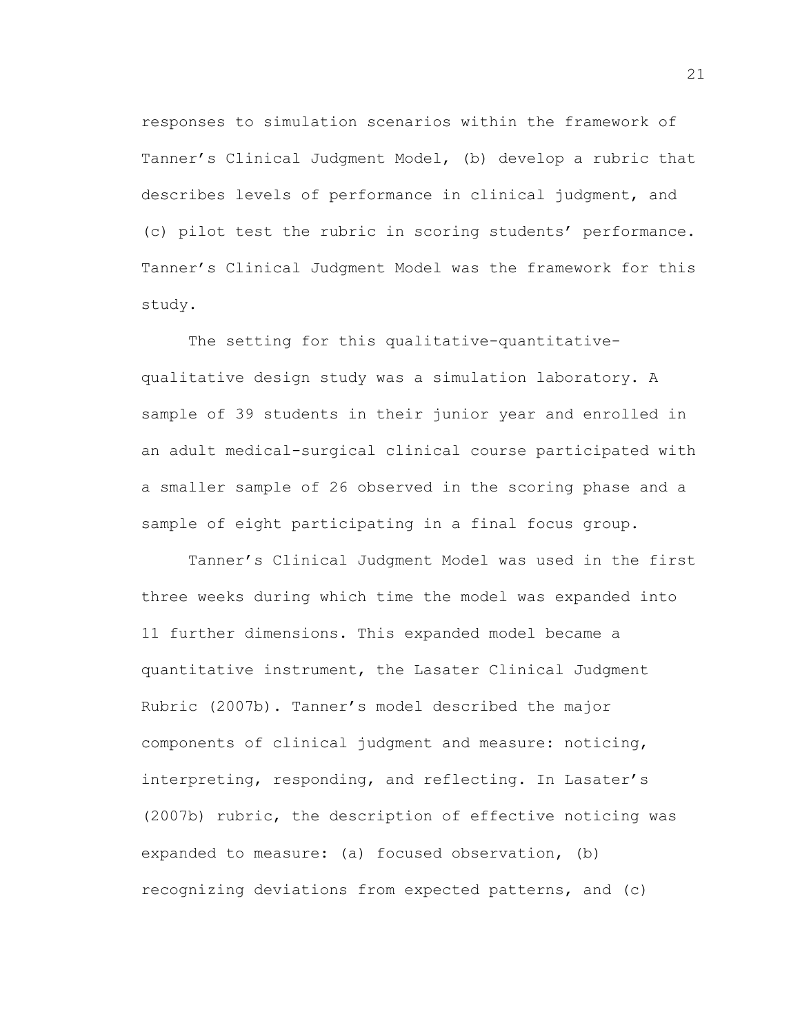responses to simulation scenarios within the framework of Tanner's Clinical Judgment Model, (b) develop a rubric that describes levels of performance in clinical judgment, and (c) pilot test the rubric in scoring students' performance. Tanner's Clinical Judgment Model was the framework for this study.

The setting for this qualitative-quantitative-qualitative design study was a simulation laboratory. A sample of 39 students in their junior year and enrolled in an adult medical-surgical clinical course participated with a smaller sample of 26 observed in the scoring phase and a sample of eight participating in a final focus group.

Tanner's Clinical Judgment Model was used in the first three weeks during which time the model was expanded into 11 further dimensions. This expanded model became a quantitative instrument, the Lasater Clinical Judgment Rubric (2007b). Tanner's model described the major components of clinical judgment and measure: noticing, interpreting, responding, and reflecting. In Lasater's (2007b) rubric, the description of effective noticing was expanded to measure: (a) focused observation, (b) recognizing deviations from expected patterns, and (c)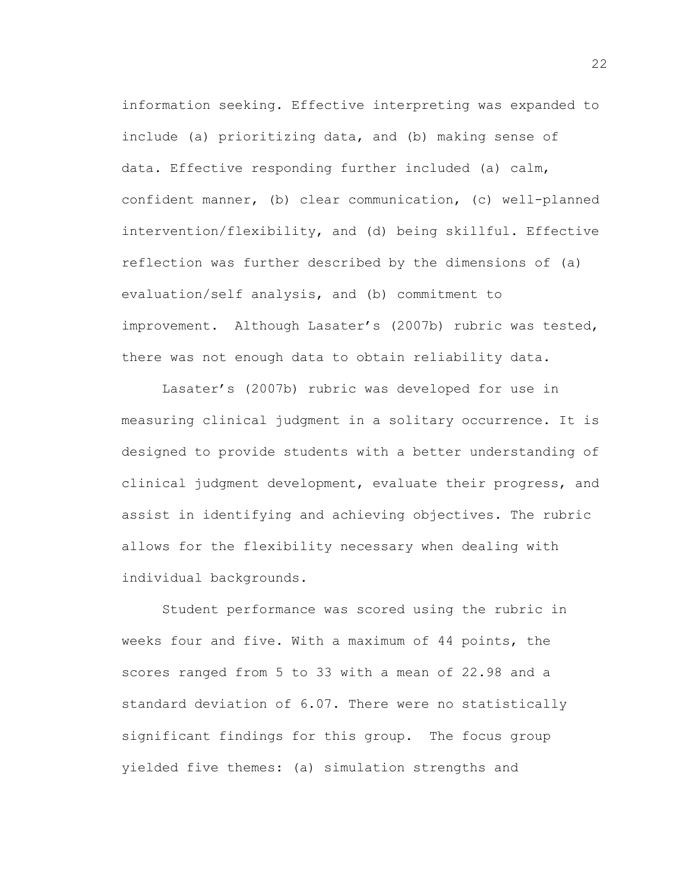information seeking. Effective interpreting was expanded to include (a) prioritizing data, and (b) making sense of data. Effective responding further included (a) calm, confident manner, (b) clear communication, (c) well-planned intervention/flexibility, and (d) being skillful. Effective reflection was further described by the dimensions of (a) evaluation/self analysis, and (b) commitment to improvement. Although Lasater's (2007b) rubric was tested, there was not enough data to obtain reliability data.

Lasater's (2007b) rubric was developed for use in measuring clinical judgment in a solitary occurrence. It is designed to provide students with a better understanding of clinical judgment development, evaluate their progress, and assist in identifying and achieving objectives. The rubric allows for the flexibility necessary when dealing with individual backgrounds.

Student performance was scored using the rubric in weeks four and five. With a maximum of 44 points, the scores ranged from 5 to 33 with a mean of 22.98 and a standard deviation of 6.07. There were no statistically significant findings for this group. The focus group yielded five themes: (a) simulation strengths and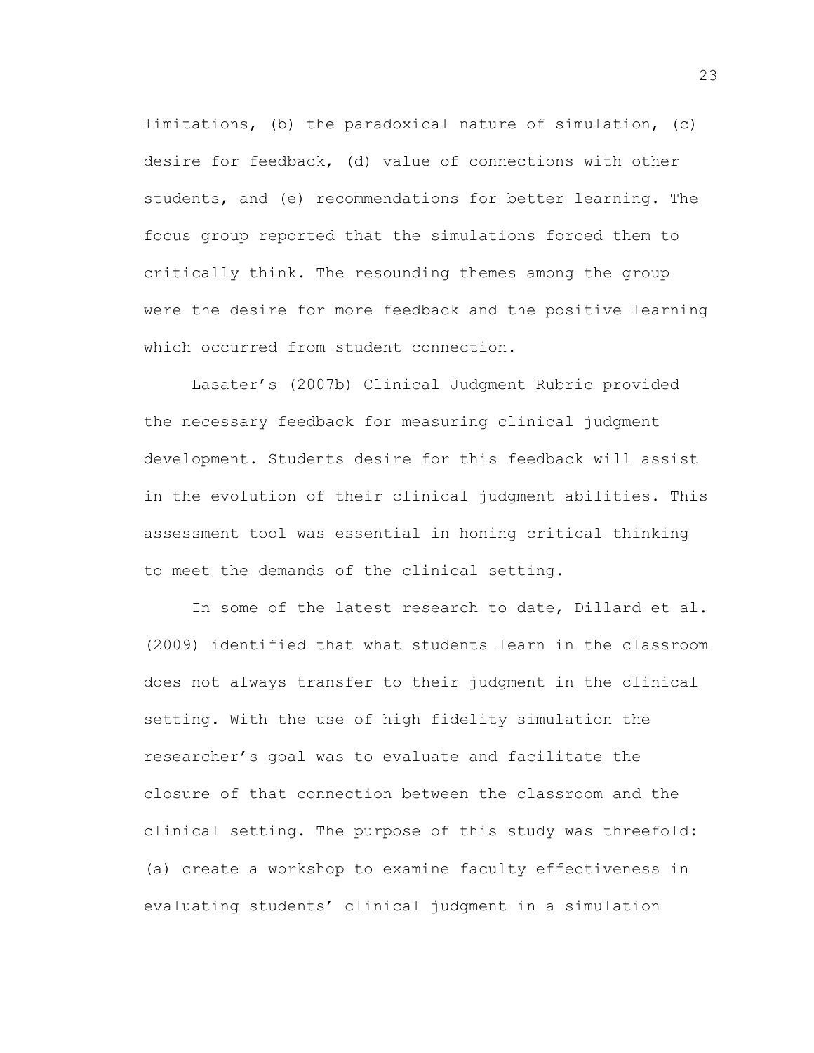limitations, (b) the paradoxical nature of simulation, (c) desire for feedback, (d) value of connections with other students, and (e) recommendations for better learning. The focus group reported that the simulations forced them to critically think. The resounding themes among the group were the desire for more feedback and the positive learning which occurred from student connection.

Lasater's (2007b) Clinical Judgment Rubric provided the necessary feedback for measuring clinical judgment development. Students desire for this feedback will assist in the evolution of their clinical judgment abilities. This assessment tool was essential in honing critical thinking to meet the demands of the clinical setting.

In some of the latest research to date, Dillard et al. (2009) identified that what students learn in the classroom does not always transfer to their judgment in the clinical setting. With the use of high fidelity simulation the researcher's goal was to evaluate and facilitate the closure of that connection between the classroom and the clinical setting. The purpose of this study was threefold: (a) create a workshop to examine faculty effectiveness in evaluating students' clinical judgment in a simulation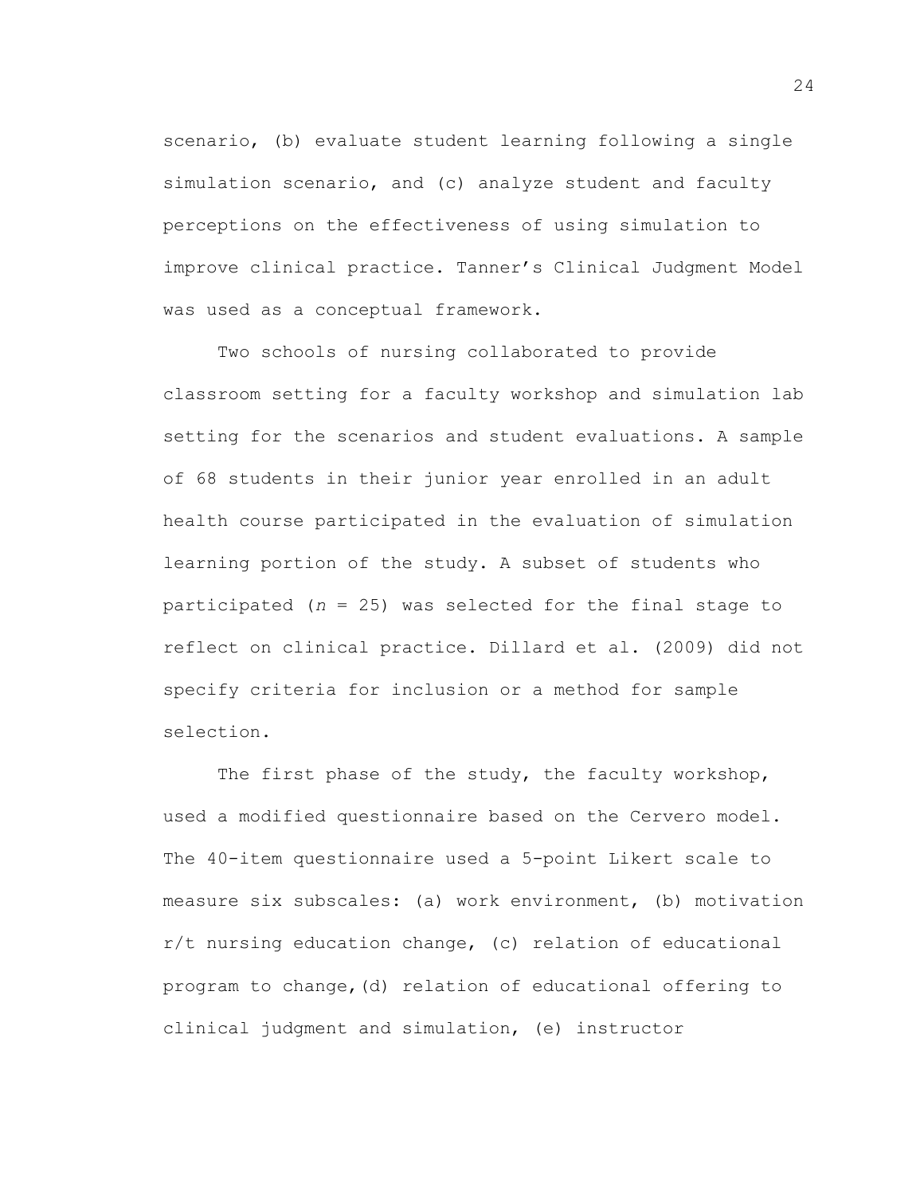scenario, (b) evaluate student learning following a single simulation scenario, and (c) analyze student and faculty perceptions on the effectiveness of using simulation to improve clinical practice. Tanner's Clinical Judgment Model was used as a conceptual framework.

Two schools of nursing collaborated to provide classroom setting for a faculty workshop and simulation lab setting for the scenarios and student evaluations. A sample of 68 students in their junior year enrolled in an adult health course participated in the evaluation of simulation learning portion of the study. A subset of students who participated ($n$ = 25) was selected for the final stage to reflect on clinical practice. Dillard et al. (2009) did not specify criteria for inclusion or a method for sample selection.

The first phase of the study, the faculty workshop, used a modified questionnaire based on the Cervero model. The 40-item questionnaire used a 5-point Likert scale to measure six subscales: (a) work environment, (b) motivation r/t nursing education change, (c) relation of educational program to change, (d) relation of educational offering to clinical judgment and simulation, (e) instructor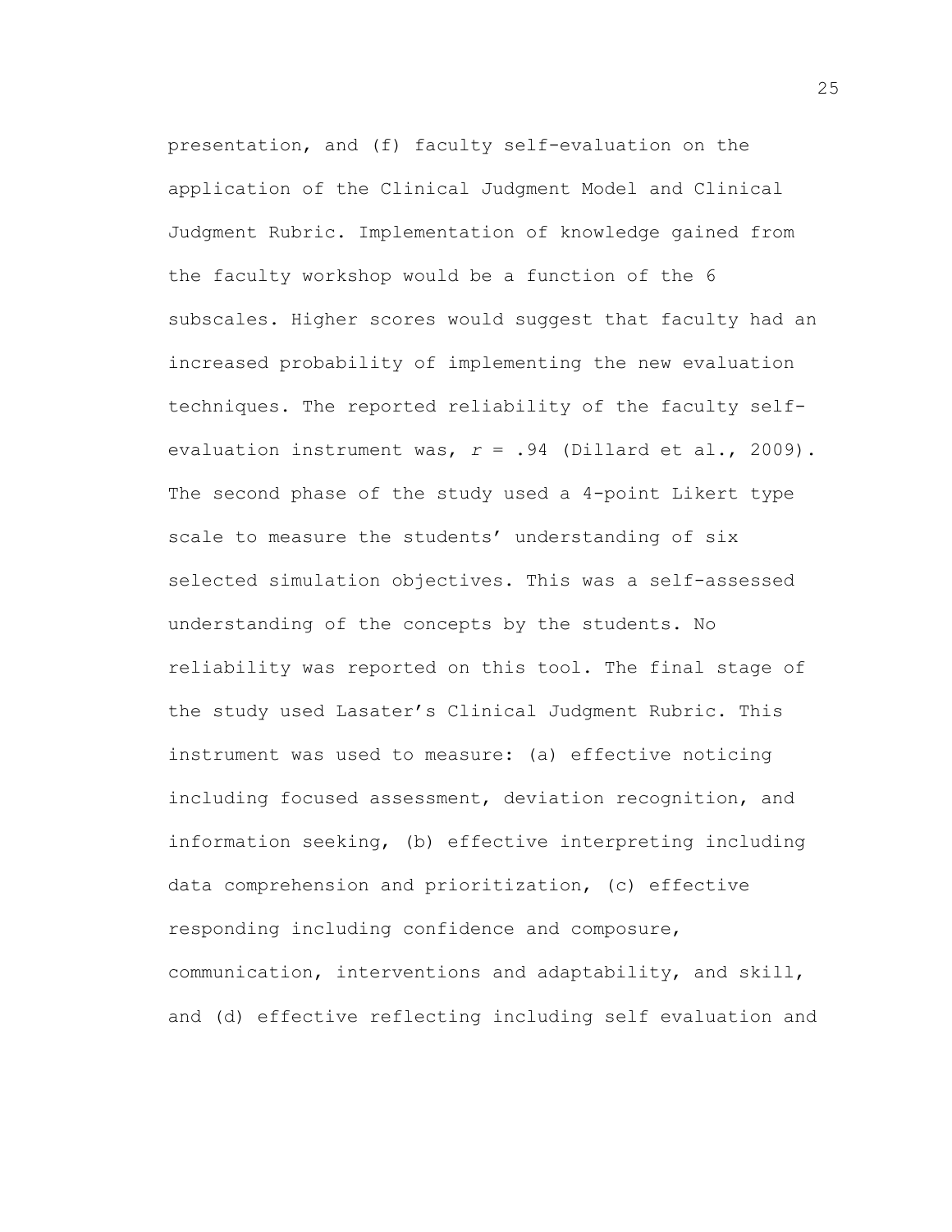presentation, and (f) faculty self-evaluation on the application of the Clinical Judgment Model and Clinical Judgment Rubric. Implementation of knowledge gained from the faculty workshop would be a function of the 6 subscales. Higher scores would suggest that faculty had an increased probability of implementing the new evaluation techniques. The reported reliability of the faculty self-evaluation instrument was, $r = .94$ (Dillard et al., 2009). The second phase of the study used a 4-point Likert type scale to measure the students' understanding of six selected simulation objectives. This was a self-assessed understanding of the concepts by the students. No reliability was reported on this tool. The final stage of the study used Lasater's Clinical Judgment Rubric. This instrument was used to measure: (a) effective noticing including focused assessment, deviation recognition, and information seeking, (b) effective interpreting including data comprehension and prioritization, (c) effective responding including confidence and composure, communication, interventions and adaptability, and skill, and (d) effective reflecting including self evaluation and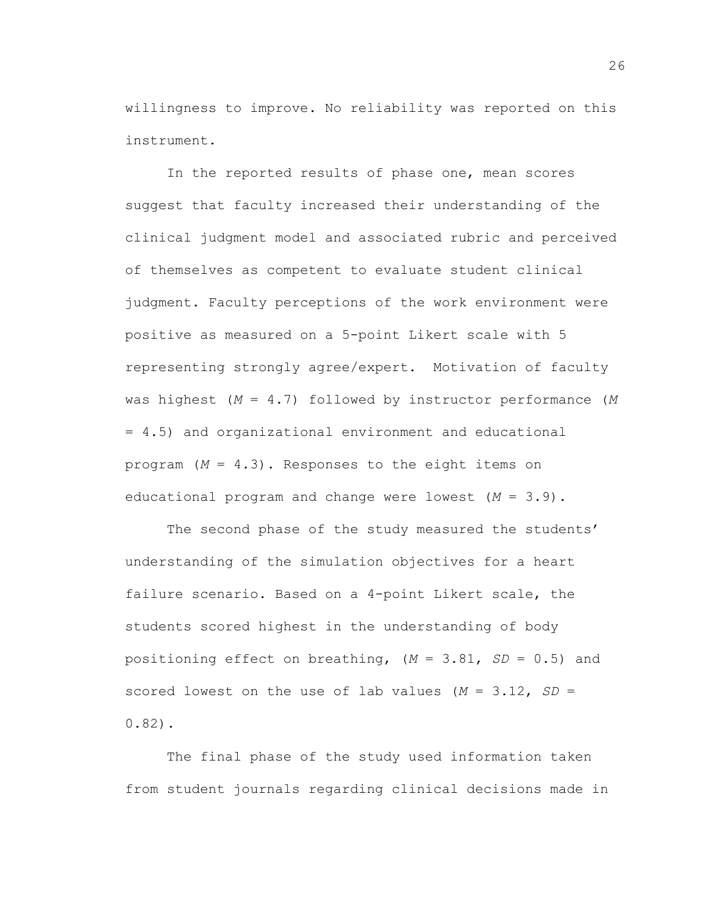willingness to improve. No reliability was reported on this instrument.

In the reported results of phase one, mean scores suggest that faculty increased their understanding of the clinical judgment model and associated rubric and perceived of themselves as competent to evaluate student clinical judgment. Faculty perceptions of the work environment were positive as measured on a 5-point Likert scale with 5 representing strongly agree/expert. Motivation of faculty was highest ($M = 4.7$) followed by instructor performance ($M = 4.5$) and organizational environment and educational program ($M = 4.3$). Responses to the eight items on educational program and change were lowest ($M = 3.9$).

The second phase of the study measured the students' understanding of the simulation objectives for a heart failure scenario. Based on a 4-point Likert scale, the students scored highest in the understanding of body positioning effect on breathing, ($M = 3.81$, $SD = 0.5$) and scored lowest on the use of lab values ($M = 3.12$, $SD = 0.82$).

The final phase of the study used information taken from student journals regarding clinical decisions made in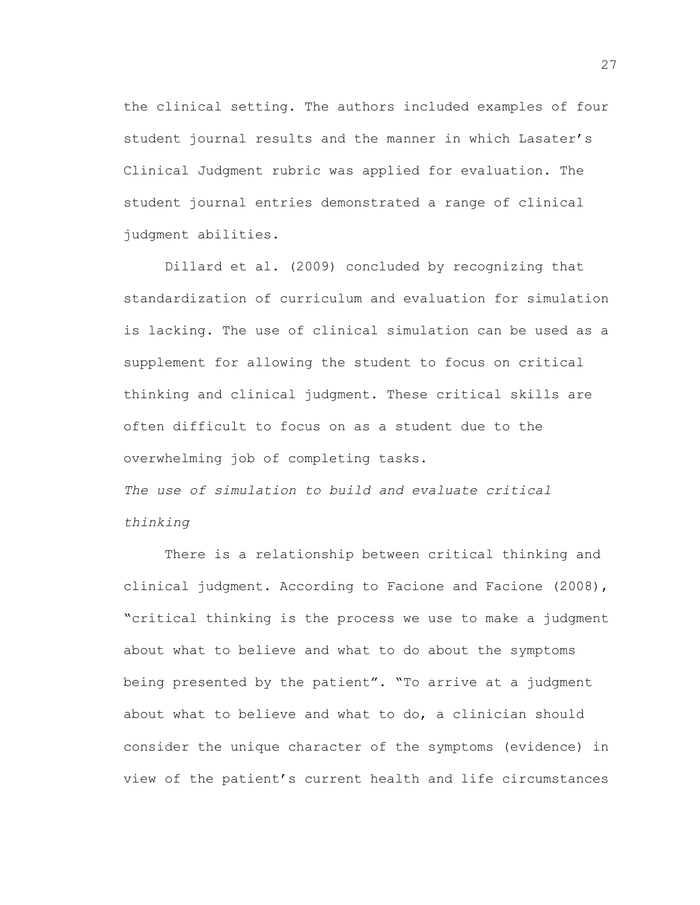the clinical setting. The authors included examples of four student journal results and the manner in which Lasater's Clinical Judgment rubric was applied for evaluation. The student journal entries demonstrated a range of clinical judgment abilities.

Dillard et al. (2009) concluded by recognizing that standardization of curriculum and evaluation for simulation is lacking. The use of clinical simulation can be used as a supplement for allowing the student to focus on critical thinking and clinical judgment. These critical skills are often difficult to focus on as a student due to the overwhelming job of completing tasks.

*The use of simulation to build and evaluate critical thinking*

There is a relationship between critical thinking and clinical judgment. According to Facione and Facione (2008), "critical thinking is the process we use to make a judgment about what to believe and what to do about the symptoms being presented by the patient". "To arrive at a judgment about what to believe and what to do, a clinician should consider the unique character of the symptoms (evidence) in view of the patient's current health and life circumstances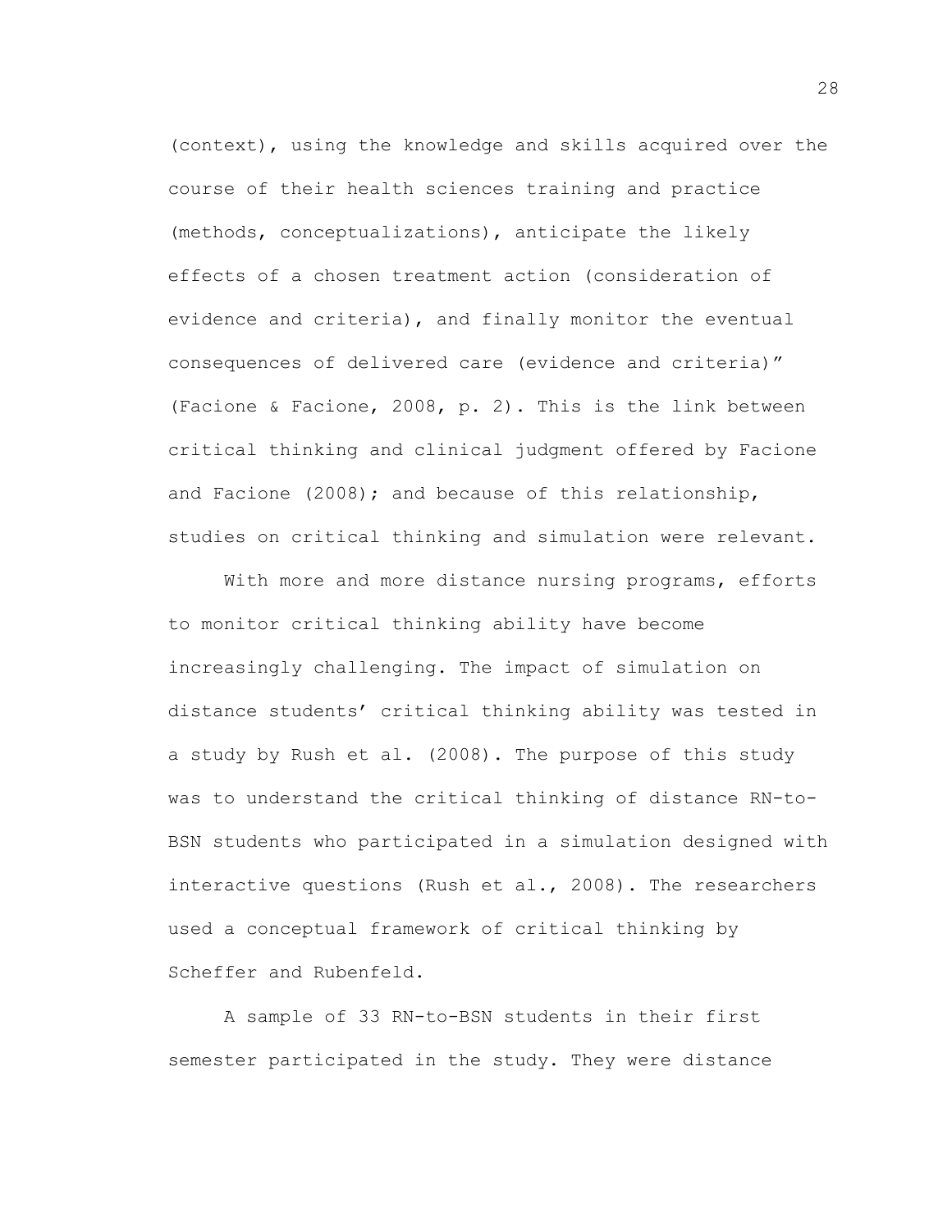(context), using the knowledge and skills acquired over the course of their health sciences training and practice (methods, conceptualizations), anticipate the likely effects of a chosen treatment action (consideration of evidence and criteria), and finally monitor the eventual consequences of delivered care (evidence and criteria)" (Facione & Facione, 2008, p. 2). This is the link between critical thinking and clinical judgment offered by Facione and Facione (2008); and because of this relationship, studies on critical thinking and simulation were relevant.

With more and more distance nursing programs, efforts to monitor critical thinking ability have become increasingly challenging. The impact of simulation on distance students' critical thinking ability was tested in a study by Rush et al. (2008). The purpose of this study was to understand the critical thinking of distance RN-to-BSN students who participated in a simulation designed with interactive questions (Rush et al., 2008). The researchers used a conceptual framework of critical thinking by Scheffer and Rubenfeld.

A sample of 33 RN-to-BSN students in their first semester participated in the study. They were distance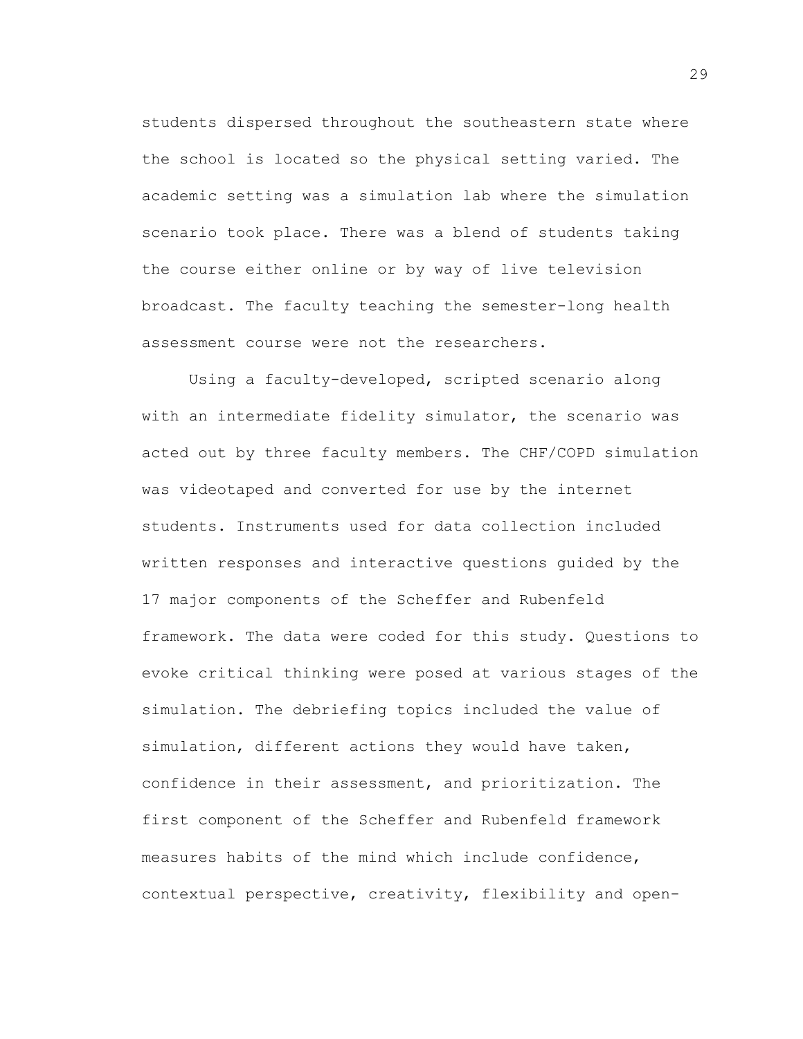students dispersed throughout the southeastern state where the school is located so the physical setting varied. The academic setting was a simulation lab where the simulation scenario took place. There was a blend of students taking the course either online or by way of live television broadcast. The faculty teaching the semester-long health assessment course were not the researchers.

Using a faculty-developed, scripted scenario along with an intermediate fidelity simulator, the scenario was acted out by three faculty members. The CHF/COPD simulation was videotaped and converted for use by the internet students. Instruments used for data collection included written responses and interactive questions guided by the 17 major components of the Scheffer and Rubenfeld framework. The data were coded for this study. Questions to evoke critical thinking were posed at various stages of the simulation. The debriefing topics included the value of simulation, different actions they would have taken, confidence in their assessment, and prioritization. The first component of the Scheffer and Rubenfeld framework measures habits of the mind which include confidence, contextual perspective, creativity, flexibility and open-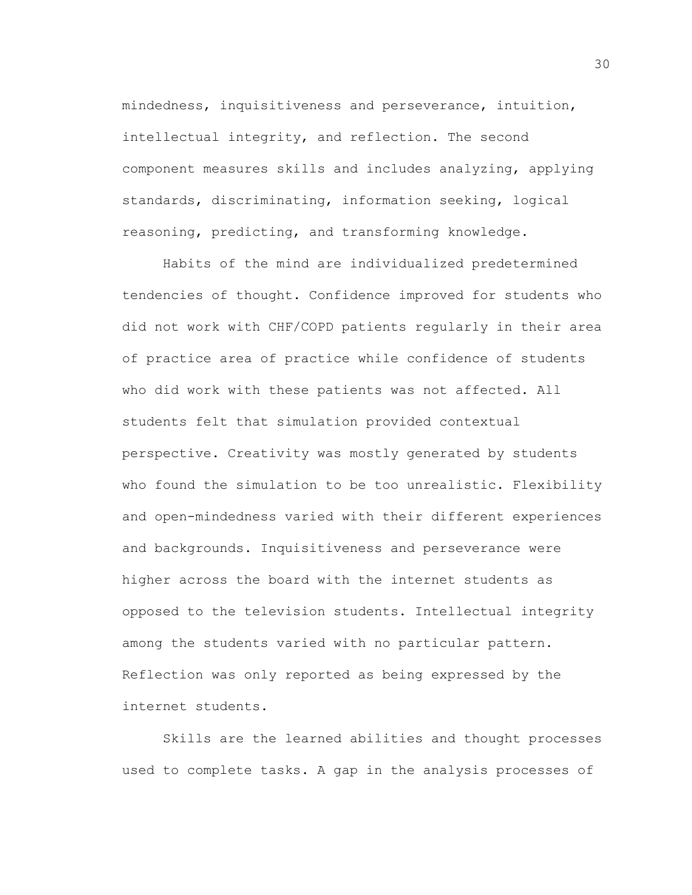mindedness, inquisitiveness and perseverance, intuition, intellectual integrity, and reflection. The second component measures skills and includes analyzing, applying standards, discriminating, information seeking, logical reasoning, predicting, and transforming knowledge.

Habits of the mind are individualized predetermined tendencies of thought. Confidence improved for students who did not work with CHF/COPD patients regularly in their area of practice area of practice while confidence of students who did work with these patients was not affected. All students felt that simulation provided contextual perspective. Creativity was mostly generated by students who found the simulation to be too unrealistic. Flexibility and open-mindedness varied with their different experiences and backgrounds. Inquisitiveness and perseverance were higher across the board with the internet students as opposed to the television students. Intellectual integrity among the students varied with no particular pattern. Reflection was only reported as being expressed by the internet students.

Skills are the learned abilities and thought processes used to complete tasks. A gap in the analysis processes of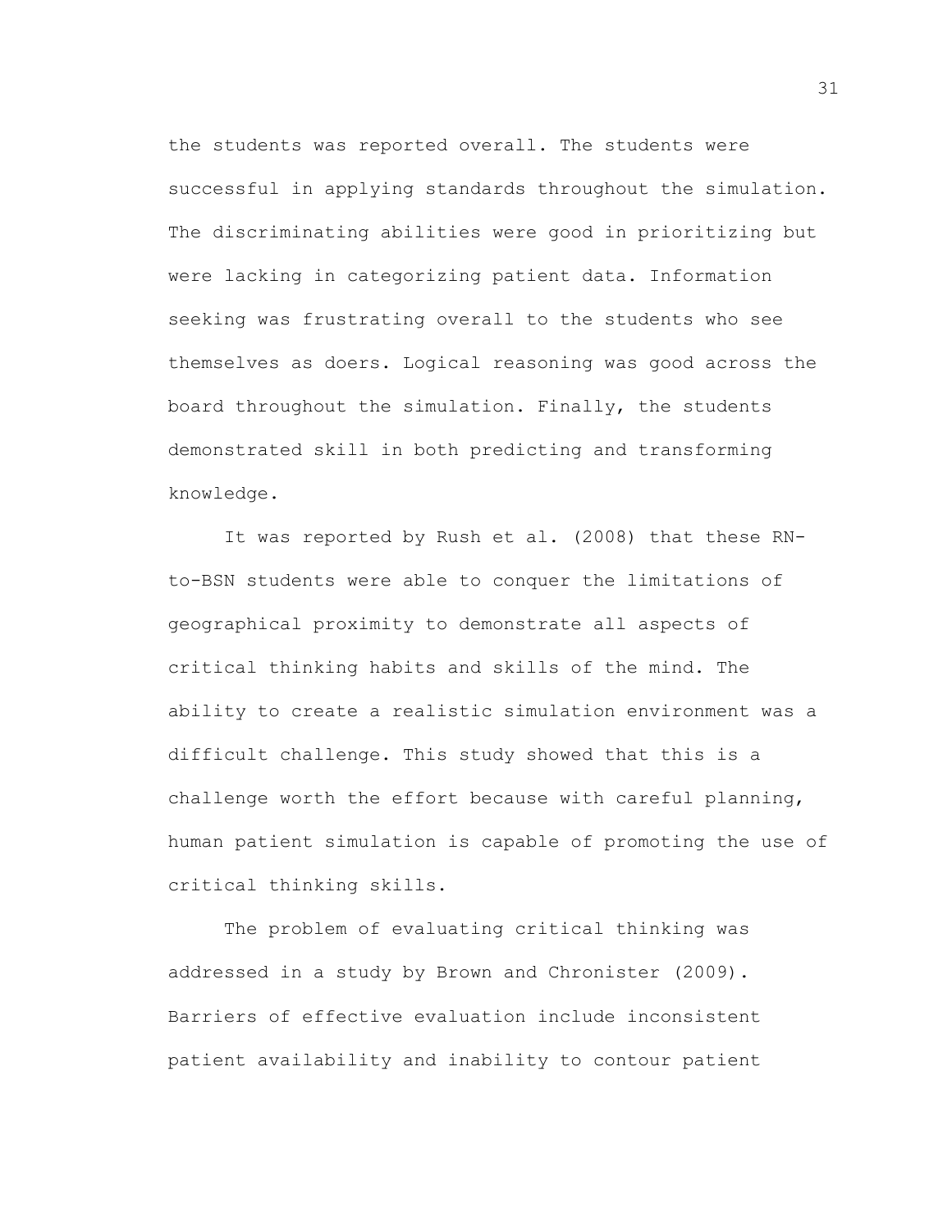the students was reported overall. The students were successful in applying standards throughout the simulation. The discriminating abilities were good in prioritizing but were lacking in categorizing patient data. Information seeking was frustrating overall to the students who see themselves as doers. Logical reasoning was good across the board throughout the simulation. Finally, the students demonstrated skill in both predicting and transforming knowledge.

It was reported by Rush et al. (2008) that these RN-to-BSN students were able to conquer the limitations of geographical proximity to demonstrate all aspects of critical thinking habits and skills of the mind. The ability to create a realistic simulation environment was a difficult challenge. This study showed that this is a challenge worth the effort because with careful planning, human patient simulation is capable of promoting the use of critical thinking skills.

The problem of evaluating critical thinking was addressed in a study by Brown and Chronister (2009). Barriers of effective evaluation include inconsistent patient availability and inability to contour patient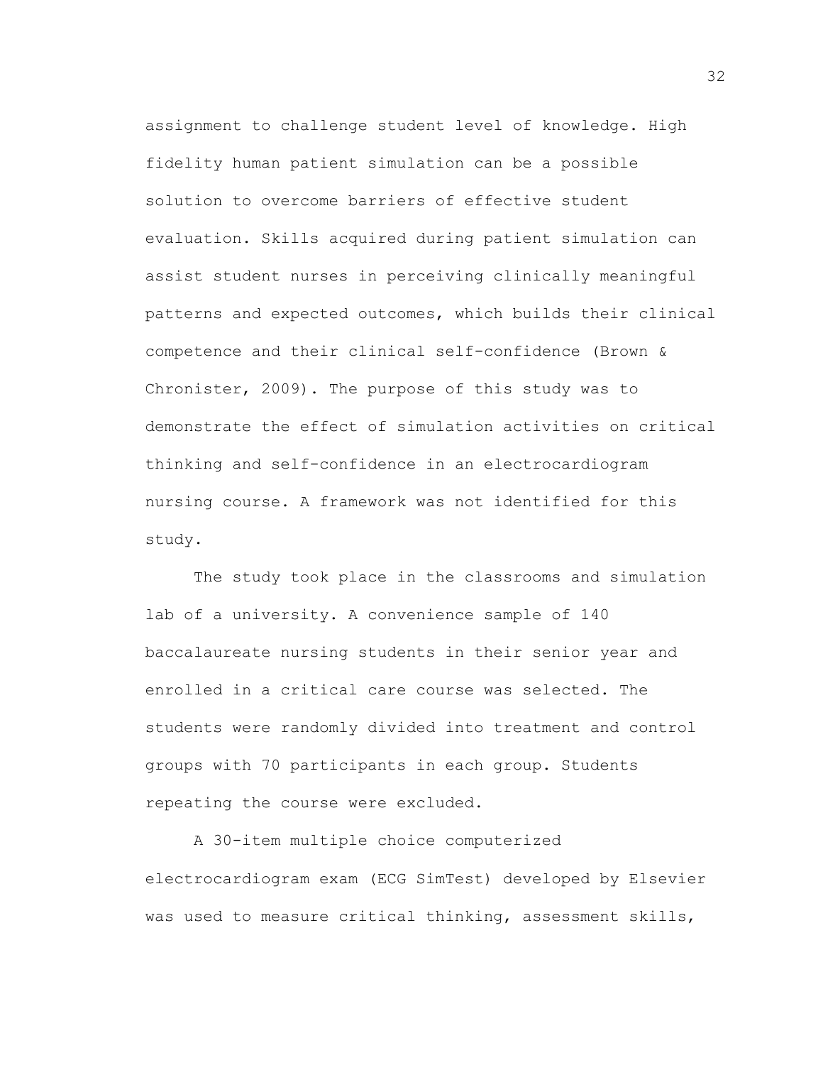assignment to challenge student level of knowledge. High fidelity human patient simulation can be a possible solution to overcome barriers of effective student evaluation. Skills acquired during patient simulation can assist student nurses in perceiving clinically meaningful patterns and expected outcomes, which builds their clinical competence and their clinical self-confidence (Brown & Chronister, 2009). The purpose of this study was to demonstrate the effect of simulation activities on critical thinking and self-confidence in an electrocardiogram nursing course. A framework was not identified for this study.

The study took place in the classrooms and simulation lab of a university. A convenience sample of 140 baccalaureate nursing students in their senior year and enrolled in a critical care course was selected. The students were randomly divided into treatment and control groups with 70 participants in each group. Students repeating the course were excluded.

A 30-item multiple choice computerized electrocardiogram exam (ECG SimTest) developed by Elsevier was used to measure critical thinking, assessment skills,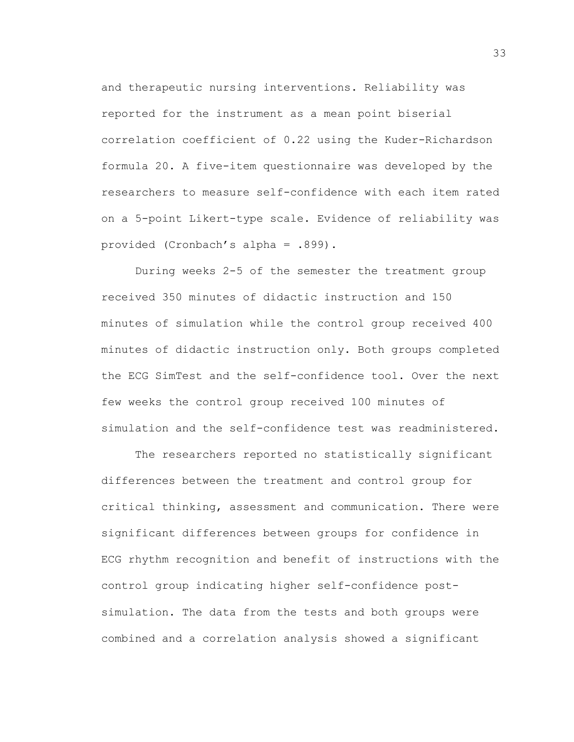and therapeutic nursing interventions. Reliability was reported for the instrument as a mean point biserial correlation coefficient of 0.22 using the Kuder-Richardson formula 20. A five-item questionnaire was developed by the researchers to measure self-confidence with each item rated on a 5-point Likert-type scale. Evidence of reliability was provided (Cronbach's alpha = .899).

During weeks 2-5 of the semester the treatment group received 350 minutes of didactic instruction and 150 minutes of simulation while the control group received 400 minutes of didactic instruction only. Both groups completed the ECG SimTest and the self-confidence tool. Over the next few weeks the control group received 100 minutes of simulation and the self-confidence test was readministered.

The researchers reported no statistically significant differences between the treatment and control group for critical thinking, assessment and communication. There were significant differences between groups for confidence in ECG rhythm recognition and benefit of instructions with the control group indicating higher self-confidence post-simulation. The data from the tests and both groups were combined and a correlation analysis showed a significant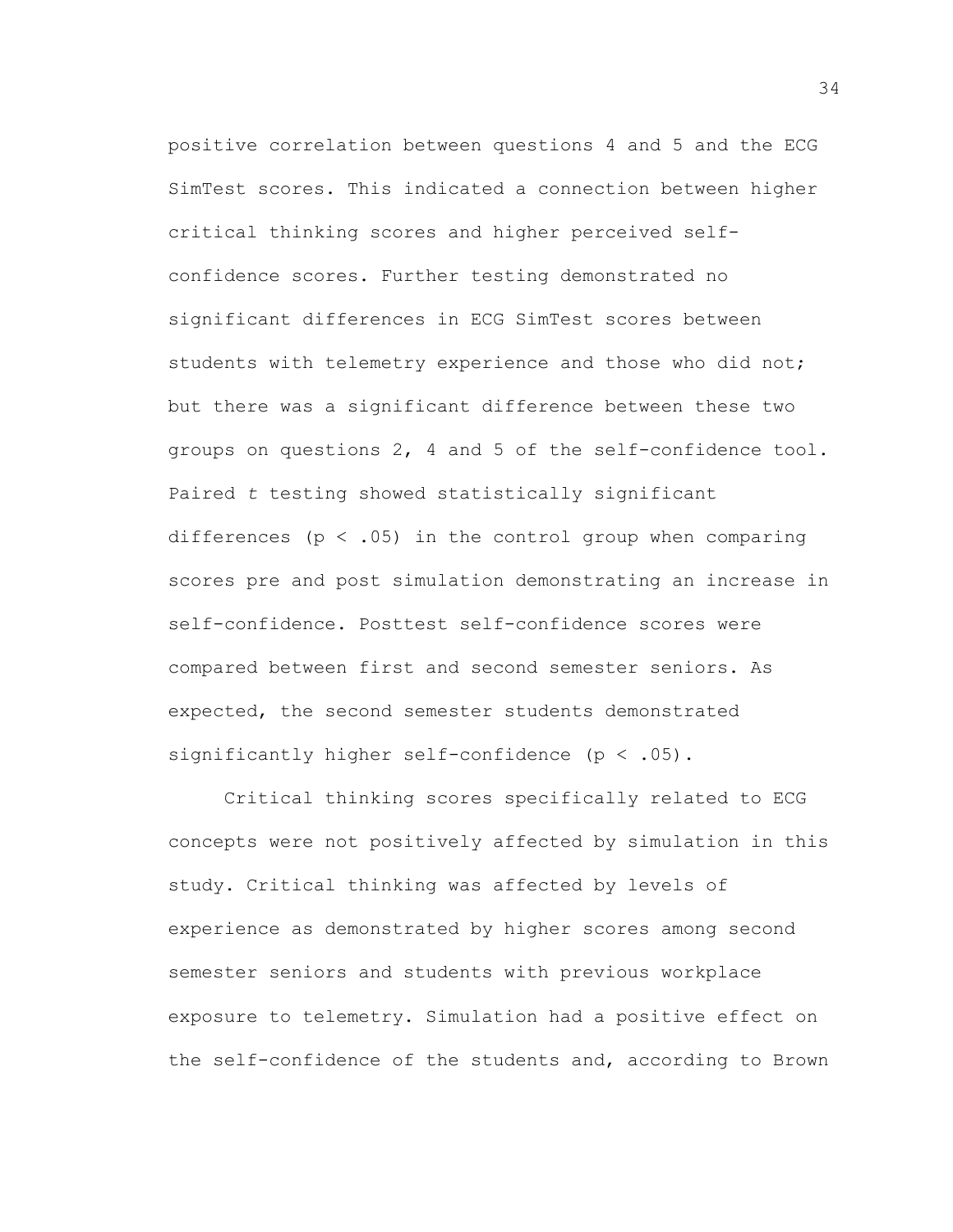positive correlation between questions 4 and 5 and the ECG SimTest scores. This indicated a connection between higher critical thinking scores and higher perceived self-confidence scores. Further testing demonstrated no significant differences in ECG SimTest scores between students with telemetry experience and those who did not; but there was a significant difference between these two groups on questions 2, 4 and 5 of the self-confidence tool. Paired *t* testing showed statistically significant differences ($p < .05$) in the control group when comparing scores pre and post simulation demonstrating an increase in self-confidence. Posttest self-confidence scores were compared between first and second semester seniors. As expected, the second semester students demonstrated significantly higher self-confidence ($p < .05$).

Critical thinking scores specifically related to ECG concepts were not positively affected by simulation in this study. Critical thinking was affected by levels of experience as demonstrated by higher scores among second semester seniors and students with previous workplace exposure to telemetry. Simulation had a positive effect on the self-confidence of the students and, according to Brown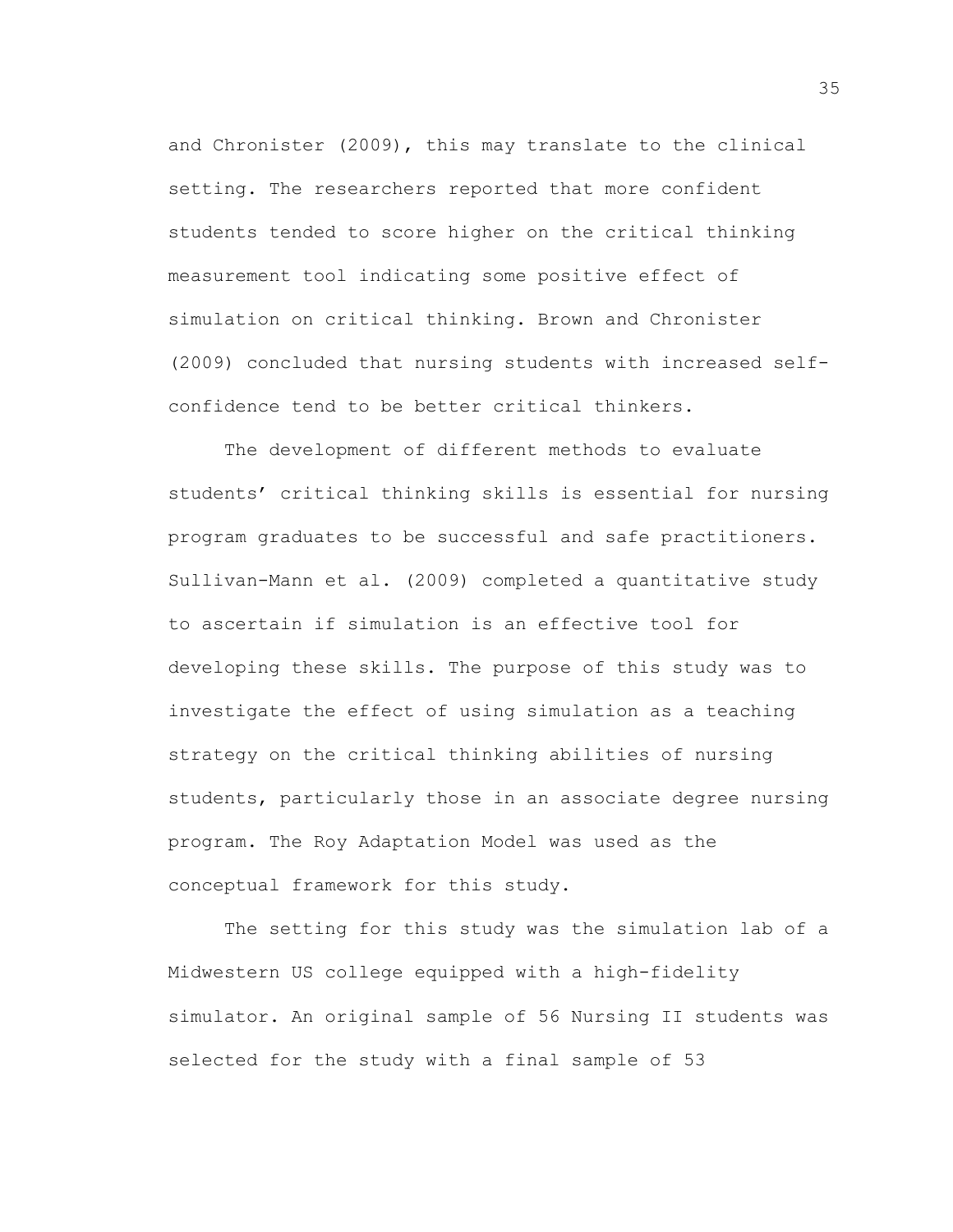and Chronister (2009), this may translate to the clinical setting. The researchers reported that more confident students tended to score higher on the critical thinking measurement tool indicating some positive effect of simulation on critical thinking. Brown and Chronister (2009) concluded that nursing students with increased self-confidence tend to be better critical thinkers.

The development of different methods to evaluate students' critical thinking skills is essential for nursing program graduates to be successful and safe practitioners. Sullivan-Mann et al. (2009) completed a quantitative study to ascertain if simulation is an effective tool for developing these skills. The purpose of this study was to investigate the effect of using simulation as a teaching strategy on the critical thinking abilities of nursing students, particularly those in an associate degree nursing program. The Roy Adaptation Model was used as the conceptual framework for this study.

The setting for this study was the simulation lab of a Midwestern US college equipped with a high-fidelity simulator. An original sample of 56 Nursing II students was selected for the study with a final sample of 53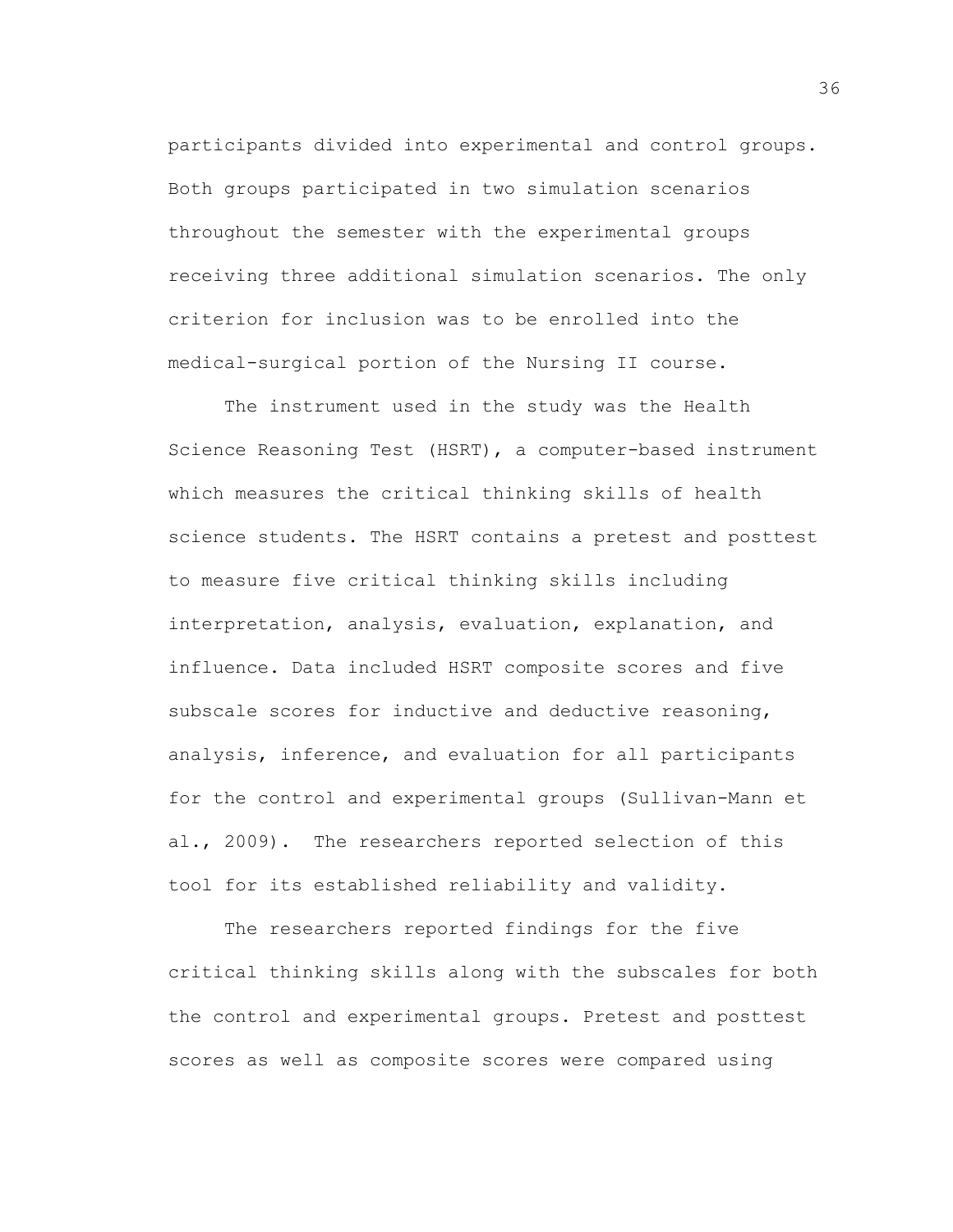participants divided into experimental and control groups. Both groups participated in two simulation scenarios throughout the semester with the experimental groups receiving three additional simulation scenarios. The only criterion for inclusion was to be enrolled into the medical-surgical portion of the Nursing II course.

The instrument used in the study was the Health Science Reasoning Test (HSRT), a computer-based instrument which measures the critical thinking skills of health science students. The HSRT contains a pretest and posttest to measure five critical thinking skills including interpretation, analysis, evaluation, explanation, and influence. Data included HSRT composite scores and five subscale scores for inductive and deductive reasoning, analysis, inference, and evaluation for all participants for the control and experimental groups (Sullivan-Mann et al., 2009). The researchers reported selection of this tool for its established reliability and validity.

The researchers reported findings for the five critical thinking skills along with the subscales for both the control and experimental groups. Pretest and posttest scores as well as composite scores were compared using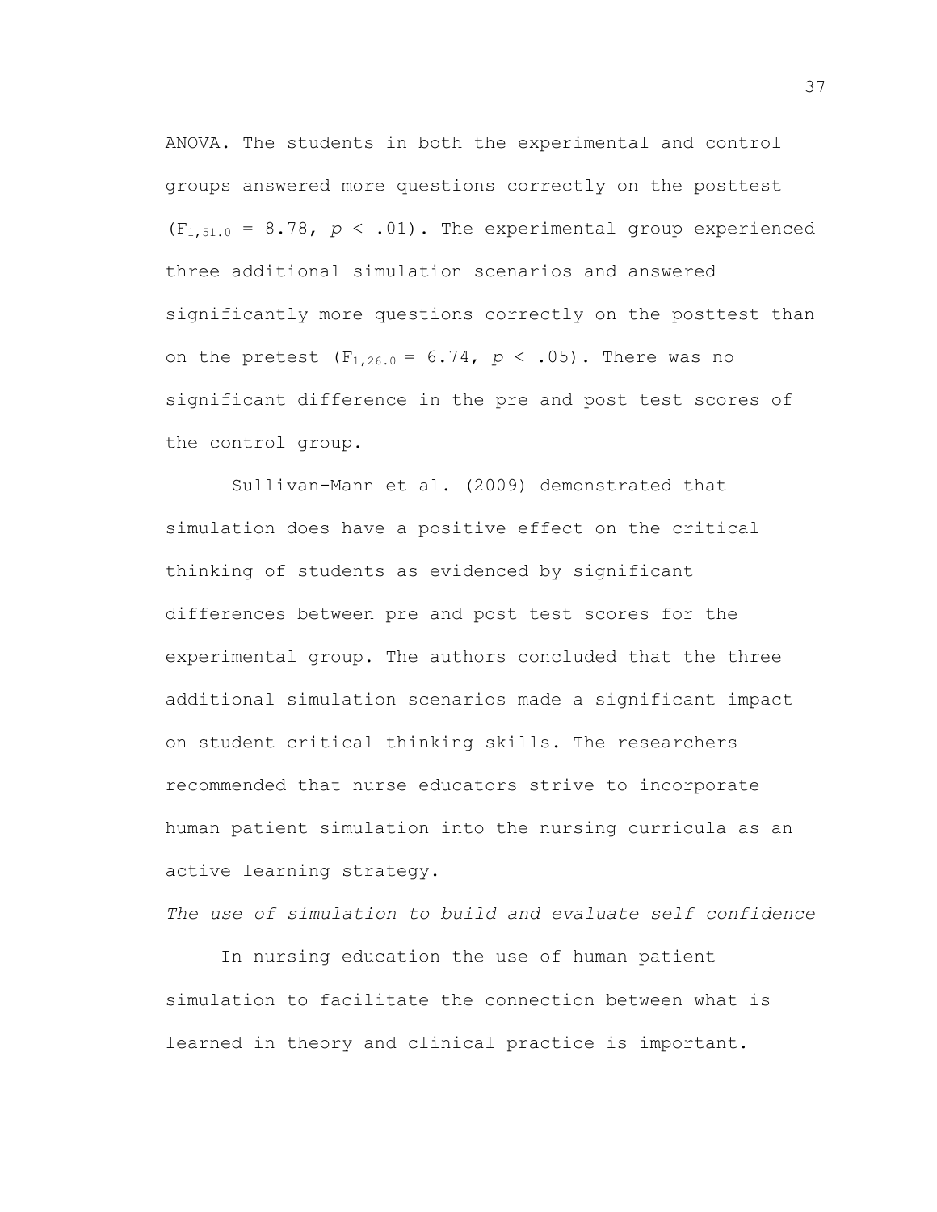ANOVA. The students in both the experimental and control groups answered more questions correctly on the posttest ($F_{1,51.0} = 8.78$, $p < .01$). The experimental group experienced three additional simulation scenarios and answered significantly more questions correctly on the posttest than on the pretest ($F_{1,26.0} = 6.74$, $p < .05$). There was no significant difference in the pre and post test scores of the control group.

Sullivan-Mann et al. (2009) demonstrated that simulation does have a positive effect on the critical thinking of students as evidenced by significant differences between pre and post test scores for the experimental group. The authors concluded that the three additional simulation scenarios made a significant impact on student critical thinking skills. The researchers recommended that nurse educators strive to incorporate human patient simulation into the nursing curricula as an active learning strategy.

*The use of simulation to build and evaluate self confidence*

In nursing education the use of human patient simulation to facilitate the connection between what is learned in theory and clinical practice is important.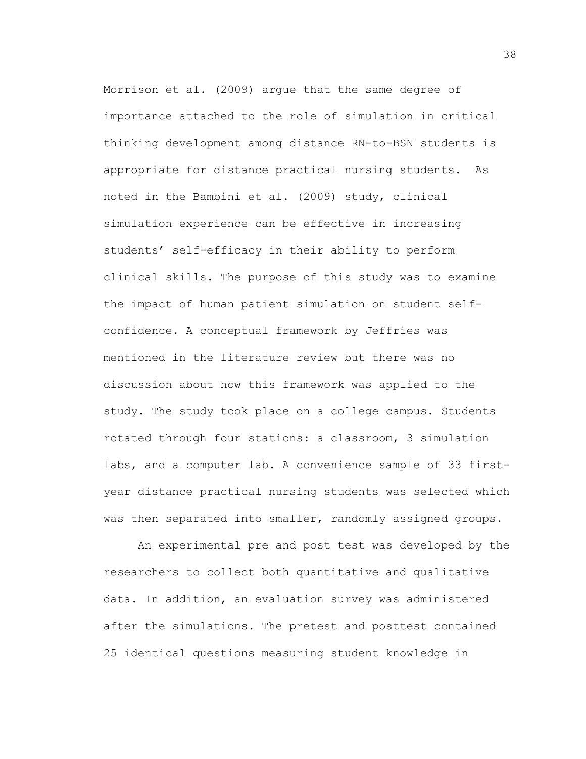Morrison et al. (2009) argue that the same degree of importance attached to the role of simulation in critical thinking development among distance RN-to-BSN students is appropriate for distance practical nursing students. As noted in the Bambini et al. (2009) study, clinical simulation experience can be effective in increasing students' self-efficacy in their ability to perform clinical skills. The purpose of this study was to examine the impact of human patient simulation on student self-confidence. A conceptual framework by Jeffries was mentioned in the literature review but there was no discussion about how this framework was applied to the study. The study took place on a college campus. Students rotated through four stations: a classroom, 3 simulation labs, and a computer lab. A convenience sample of 33 first-year distance practical nursing students was selected which was then separated into smaller, randomly assigned groups.

An experimental pre and post test was developed by the researchers to collect both quantitative and qualitative data. In addition, an evaluation survey was administered after the simulations. The pretest and posttest contained 25 identical questions measuring student knowledge in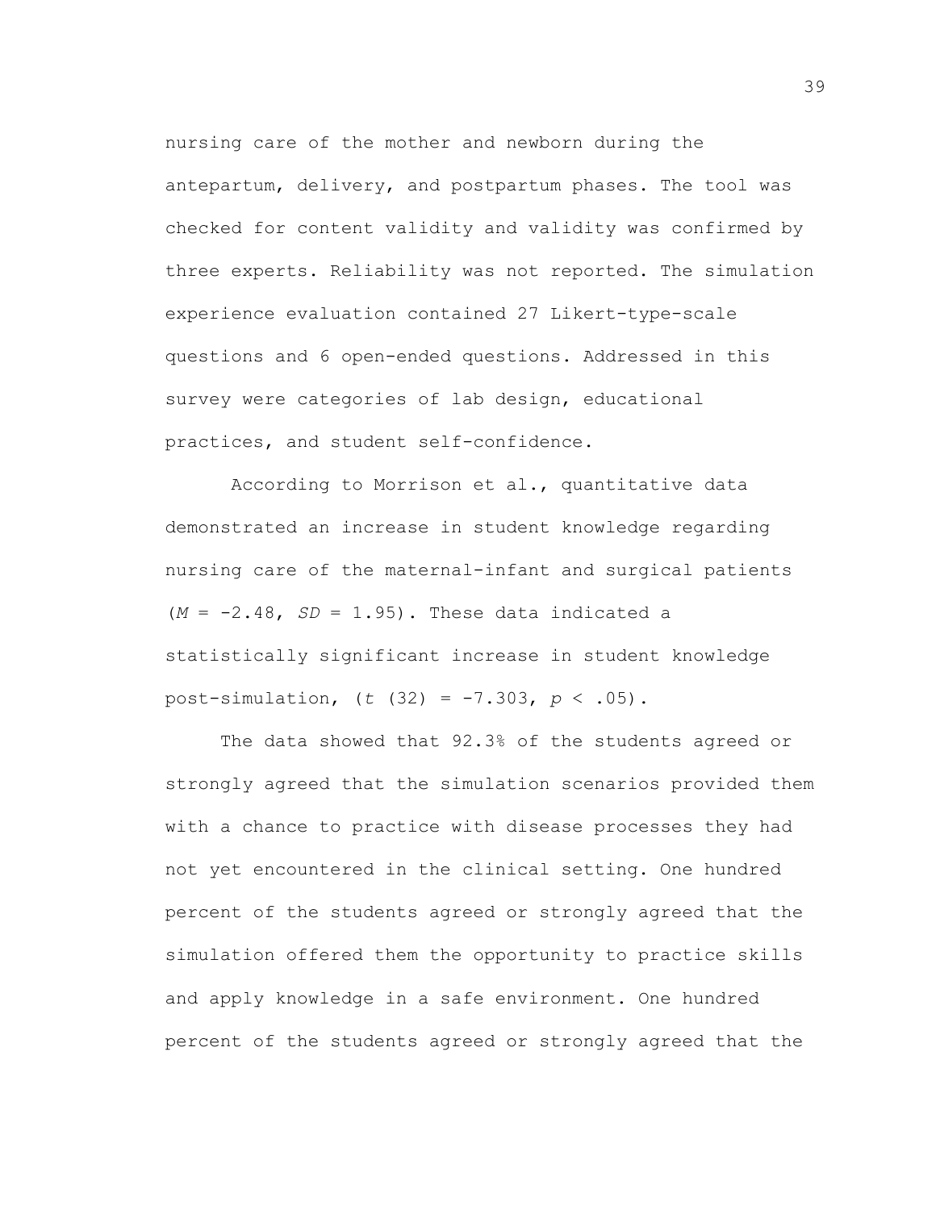nursing care of the mother and newborn during the antepartum, delivery, and postpartum phases. The tool was checked for content validity and validity was confirmed by three experts. Reliability was not reported. The simulation experience evaluation contained 27 Likert-type-scale questions and 6 open-ended questions. Addressed in this survey were categories of lab design, educational practices, and student self-confidence.

According to Morrison et al., quantitative data demonstrated an increase in student knowledge regarding nursing care of the maternal-infant and surgical patients ($M$ = -2.48, $SD$ = 1.95). These data indicated a statistically significant increase in student knowledge post-simulation, ($t$ (32) = -7.303, $p$ < .05).

The data showed that 92.3% of the students agreed or strongly agreed that the simulation scenarios provided them with a chance to practice with disease processes they had not yet encountered in the clinical setting. One hundred percent of the students agreed or strongly agreed that the simulation offered them the opportunity to practice skills and apply knowledge in a safe environment. One hundred percent of the students agreed or strongly agreed that the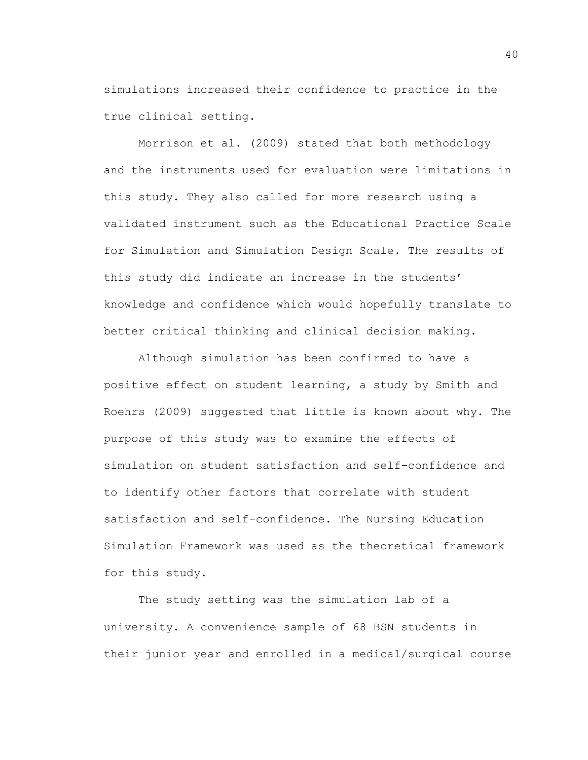simulations increased their confidence to practice in the true clinical setting.

Morrison et al. (2009) stated that both methodology and the instruments used for evaluation were limitations in this study. They also called for more research using a validated instrument such as the Educational Practice Scale for Simulation and Simulation Design Scale. The results of this study did indicate an increase in the students' knowledge and confidence which would hopefully translate to better critical thinking and clinical decision making.

Although simulation has been confirmed to have a positive effect on student learning, a study by Smith and Roehrs (2009) suggested that little is known about why. The purpose of this study was to examine the effects of simulation on student satisfaction and self-confidence and to identify other factors that correlate with student satisfaction and self-confidence. The Nursing Education Simulation Framework was used as the theoretical framework for this study.

The study setting was the simulation lab of a university. A convenience sample of 68 BSN students in their junior year and enrolled in a medical/surgical course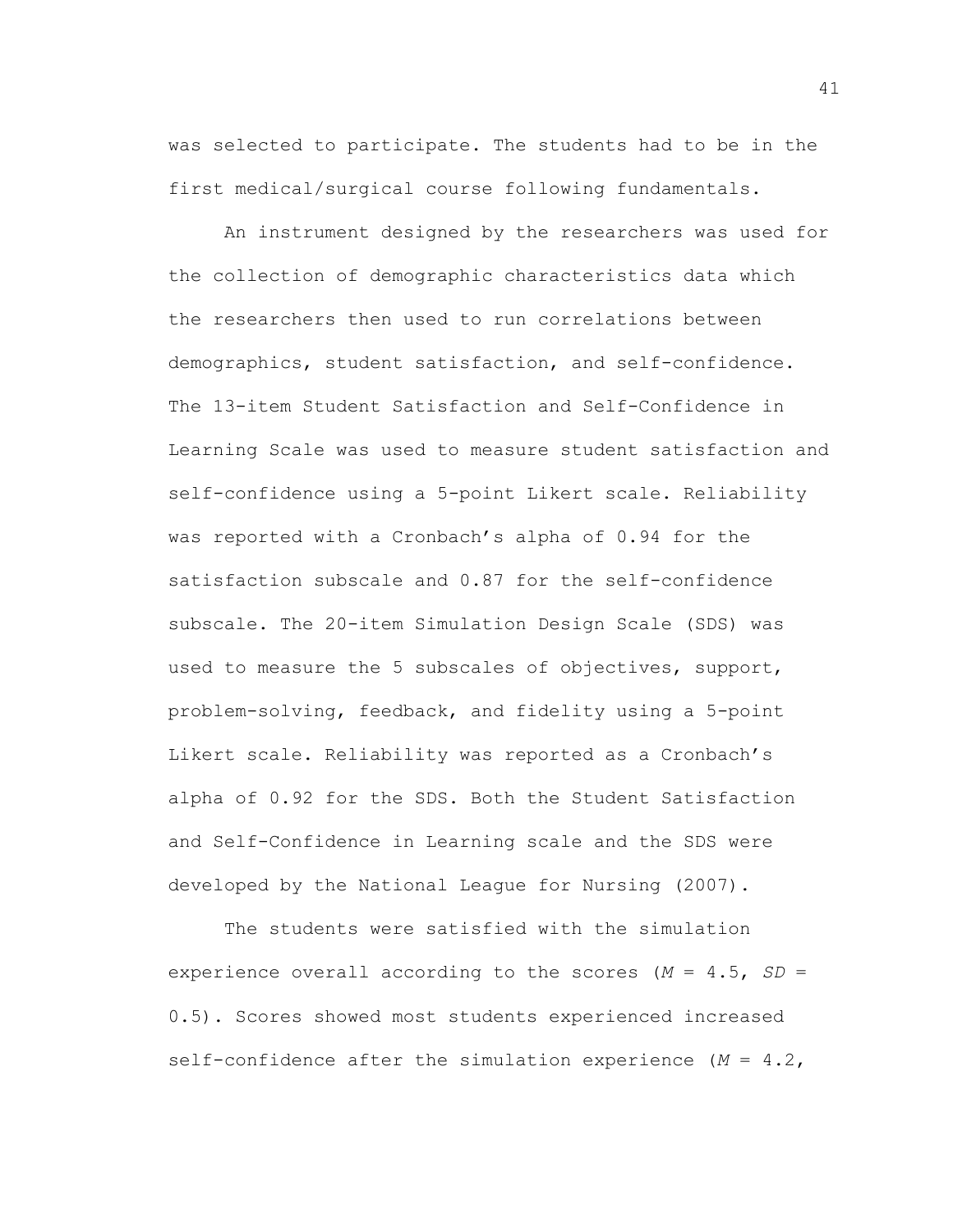was selected to participate. The students had to be in the first medical/surgical course following fundamentals.

An instrument designed by the researchers was used for the collection of demographic characteristics data which the researchers then used to run correlations between demographics, student satisfaction, and self-confidence. The 13-item Student Satisfaction and Self-Confidence in Learning Scale was used to measure student satisfaction and self-confidence using a 5-point Likert scale. Reliability was reported with a Cronbach's alpha of 0.94 for the satisfaction subscale and 0.87 for the self-confidence subscale. The 20-item Simulation Design Scale (SDS) was used to measure the 5 subscales of objectives, support, problem-solving, feedback, and fidelity using a 5-point Likert scale. Reliability was reported as a Cronbach's alpha of 0.92 for the SDS. Both the Student Satisfaction and Self-Confidence in Learning scale and the SDS were developed by the National League for Nursing (2007).

The students were satisfied with the simulation experience overall according to the scores ($M$ = 4.5, $SD$ = 0.5). Scores showed most students experienced increased self-confidence after the simulation experience ($M$ = 4.2,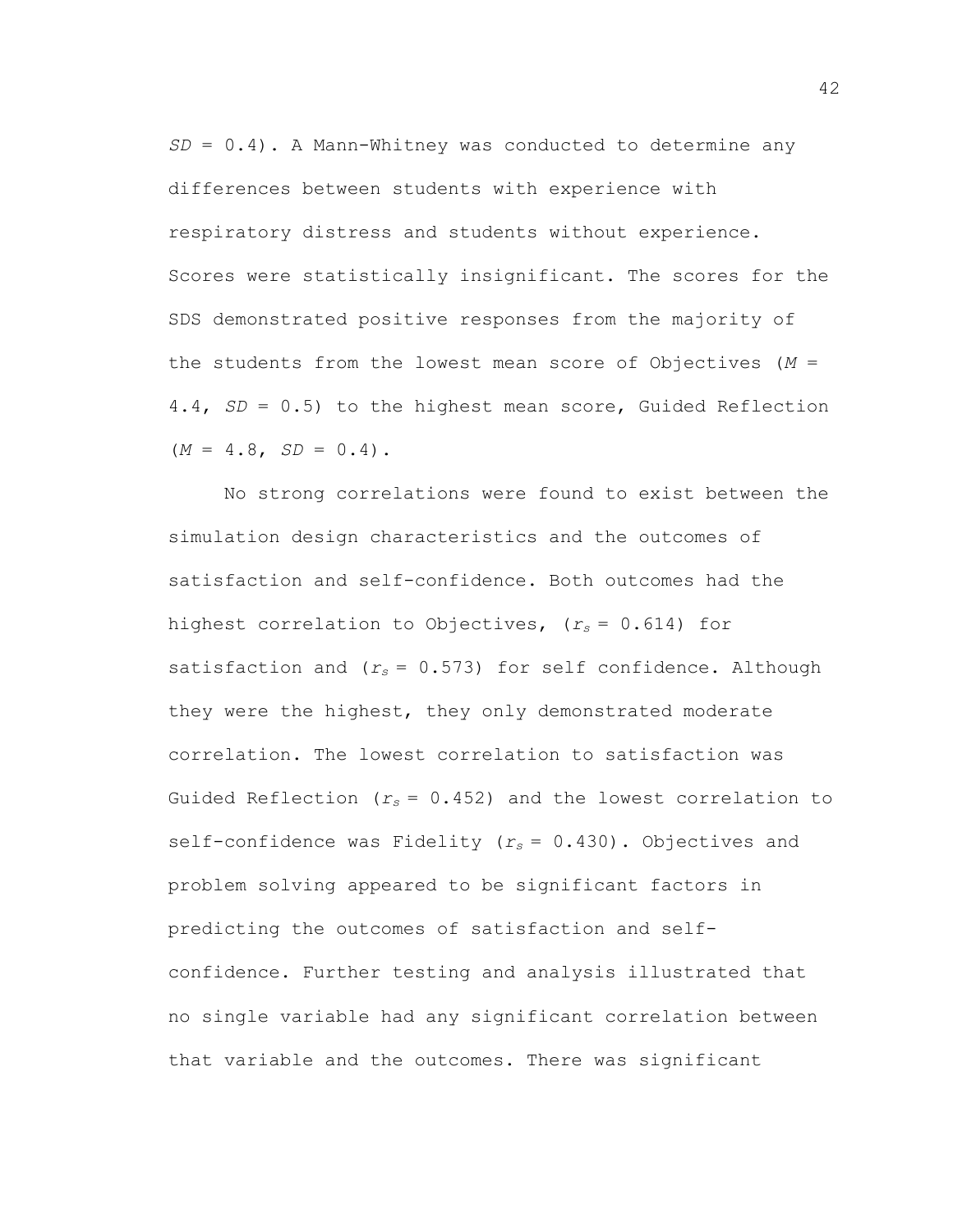*SD* = 0.4). A Mann-Whitney was conducted to determine any differences between students with experience with respiratory distress and students without experience. Scores were statistically insignificant. The scores for the SDS demonstrated positive responses from the majority of the students from the lowest mean score of Objectives (*M* = 4.4, *SD* = 0.5) to the highest mean score, Guided Reflection (*M* = 4.8, *SD* = 0.4).

No strong correlations were found to exist between the simulation design characteristics and the outcomes of satisfaction and self-confidence. Both outcomes had the highest correlation to Objectives, ($r_s$ = 0.614) for satisfaction and ($r_s$ = 0.573) for self confidence. Although they were the highest, they only demonstrated moderate correlation. The lowest correlation to satisfaction was Guided Reflection ($r_s$ = 0.452) and the lowest correlation to self-confidence was Fidelity ($r_s$ = 0.430). Objectives and problem solving appeared to be significant factors in predicting the outcomes of satisfaction and self-confidence. Further testing and analysis illustrated that no single variable had any significant correlation between that variable and the outcomes. There was significant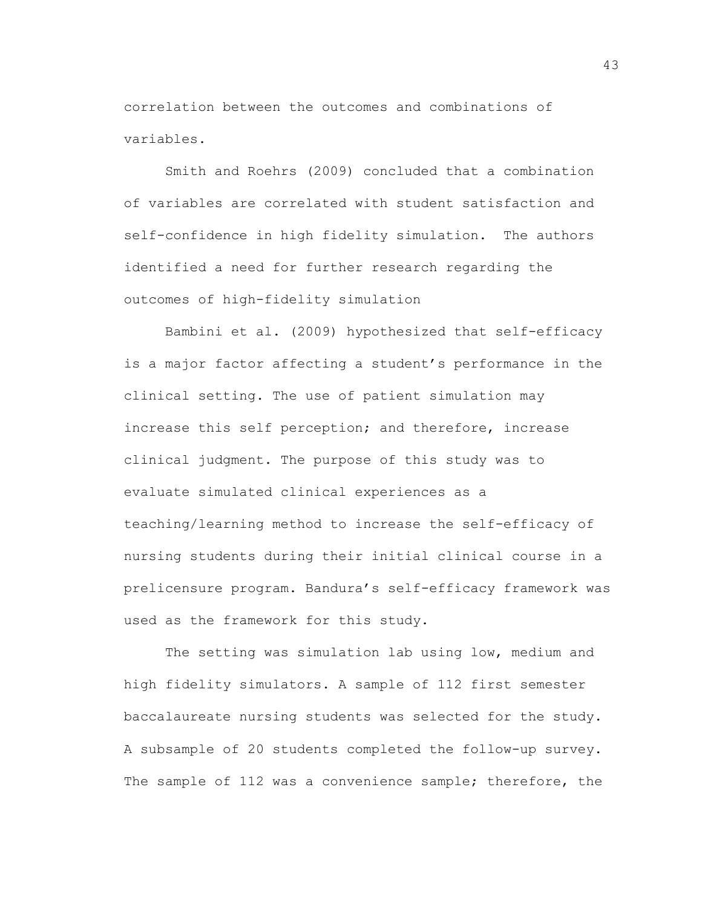correlation between the outcomes and combinations of variables.

Smith and Roehrs (2009) concluded that a combination of variables are correlated with student satisfaction and self-confidence in high fidelity simulation. The authors identified a need for further research regarding the outcomes of high-fidelity simulation

Bambini et al. (2009) hypothesized that self-efficacy is a major factor affecting a student's performance in the clinical setting. The use of patient simulation may increase this self perception; and therefore, increase clinical judgment. The purpose of this study was to evaluate simulated clinical experiences as a teaching/learning method to increase the self-efficacy of nursing students during their initial clinical course in a prelicensure program. Bandura's self-efficacy framework was used as the framework for this study.

The setting was simulation lab using low, medium and high fidelity simulators. A sample of 112 first semester baccalaureate nursing students was selected for the study. A subsample of 20 students completed the follow-up survey. The sample of 112 was a convenience sample; therefore, the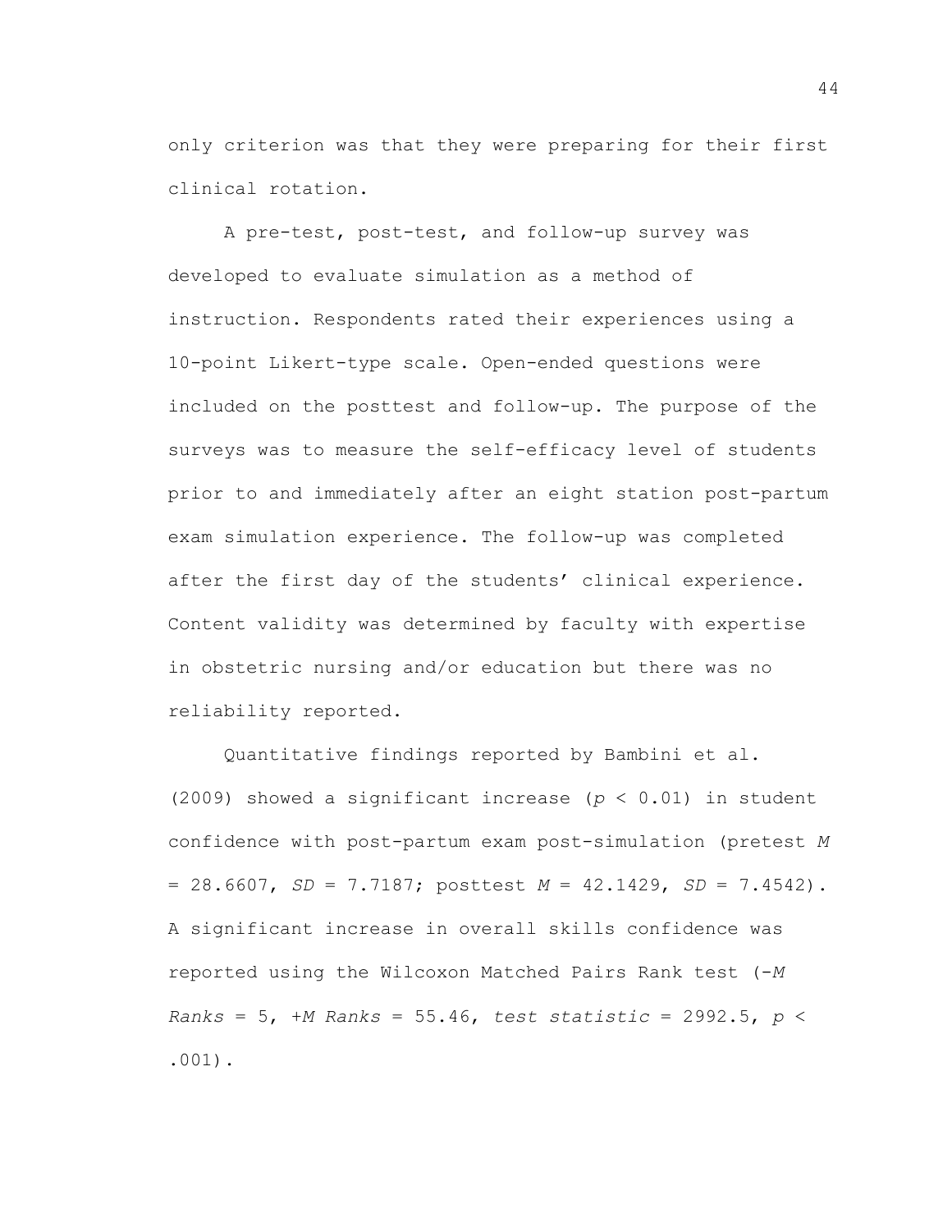only criterion was that they were preparing for their first clinical rotation.

A pre-test, post-test, and follow-up survey was developed to evaluate simulation as a method of instruction. Respondents rated their experiences using a 10-point Likert-type scale. Open-ended questions were included on the posttest and follow-up. The purpose of the surveys was to measure the self-efficacy level of students prior to and immediately after an eight station post-partum exam simulation experience. The follow-up was completed after the first day of the students' clinical experience. Content validity was determined by faculty with expertise in obstetric nursing and/or education but there was no reliability reported.

Quantitative findings reported by Bambini et al. (2009) showed a significant increase ($p < 0.01$) in student confidence with post-partum exam post-simulation (pretest $M = 28.6607$, $SD = 7.7187$; posttest $M = 42.1429$, $SD = 7.4542$). A significant increase in overall skills confidence was reported using the Wilcoxon Matched Pairs Rank test (-*M Ranks* = 5, +*M Ranks* = 55.46, *test statistic* = 2992.5, $p < .001$).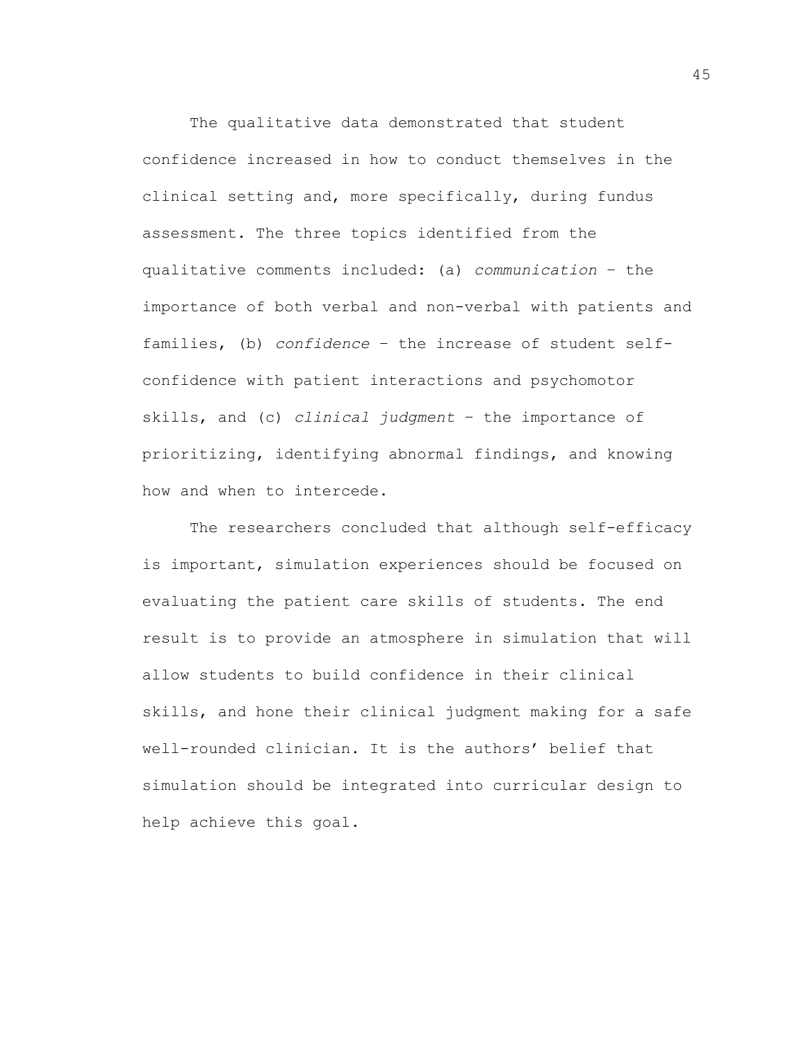The qualitative data demonstrated that student confidence increased in how to conduct themselves in the clinical setting and, more specifically, during fundus assessment. The three topics identified from the qualitative comments included: (a) *communication* – the importance of both verbal and non-verbal with patients and families, (b) *confidence* – the increase of student self-confidence with patient interactions and psychomotor skills, and (c) *clinical judgment* – the importance of prioritizing, identifying abnormal findings, and knowing how and when to intercede.

The researchers concluded that although self-efficacy is important, simulation experiences should be focused on evaluating the patient care skills of students. The end result is to provide an atmosphere in simulation that will allow students to build confidence in their clinical skills, and hone their clinical judgment making for a safe well-rounded clinician. It is the authors' belief that simulation should be integrated into curricular design to help achieve this goal.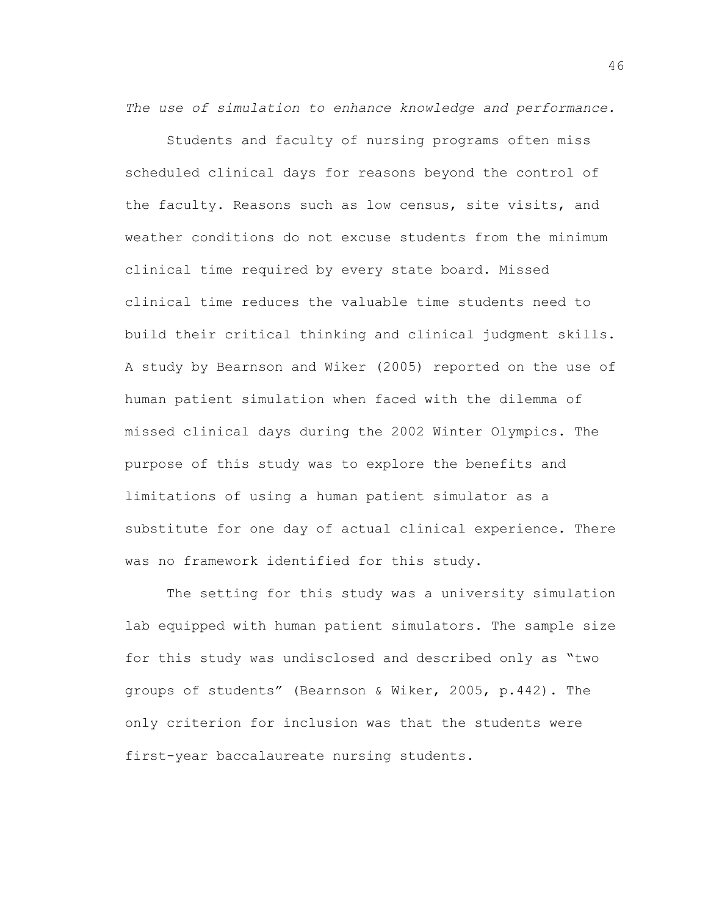*The use of simulation to enhance knowledge and performance.*

Students and faculty of nursing programs often miss scheduled clinical days for reasons beyond the control of the faculty. Reasons such as low census, site visits, and weather conditions do not excuse students from the minimum clinical time required by every state board. Missed clinical time reduces the valuable time students need to build their critical thinking and clinical judgment skills. A study by Bearnson and Wiker (2005) reported on the use of human patient simulation when faced with the dilemma of missed clinical days during the 2002 Winter Olympics. The purpose of this study was to explore the benefits and limitations of using a human patient simulator as a substitute for one day of actual clinical experience. There was no framework identified for this study.

The setting for this study was a university simulation lab equipped with human patient simulators. The sample size for this study was undisclosed and described only as "two groups of students" (Bearnson & Wiker, 2005, p.442). The only criterion for inclusion was that the students were first-year baccalaureate nursing students.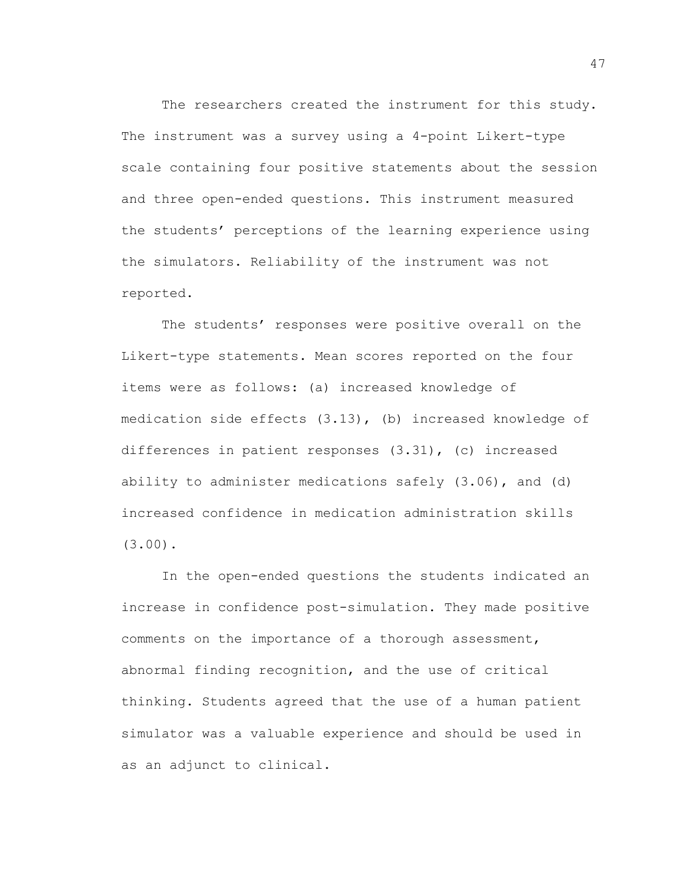The researchers created the instrument for this study. The instrument was a survey using a 4-point Likert-type scale containing four positive statements about the session and three open-ended questions. This instrument measured the students' perceptions of the learning experience using the simulators. Reliability of the instrument was not reported.

The students' responses were positive overall on the Likert-type statements. Mean scores reported on the four items were as follows: (a) increased knowledge of medication side effects (3.13), (b) increased knowledge of differences in patient responses (3.31), (c) increased ability to administer medications safely (3.06), and (d) increased confidence in medication administration skills (3.00).

In the open-ended questions the students indicated an increase in confidence post-simulation. They made positive comments on the importance of a thorough assessment, abnormal finding recognition, and the use of critical thinking. Students agreed that the use of a human patient simulator was a valuable experience and should be used in as an adjunct to clinical.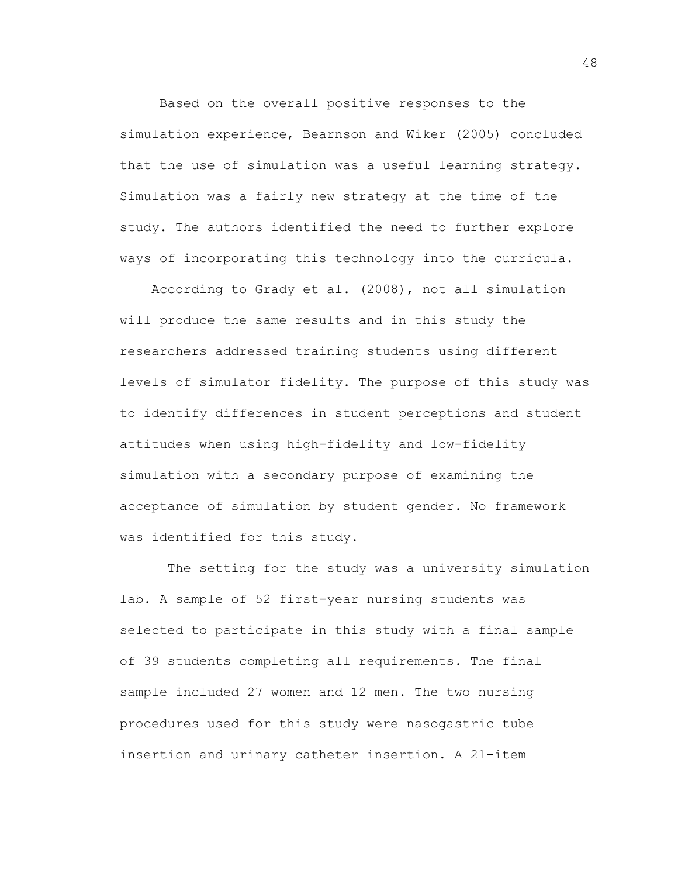Based on the overall positive responses to the simulation experience, Bearnson and Wiker (2005) concluded that the use of simulation was a useful learning strategy. Simulation was a fairly new strategy at the time of the study. The authors identified the need to further explore ways of incorporating this technology into the curricula.

According to Grady et al. (2008), not all simulation will produce the same results and in this study the researchers addressed training students using different levels of simulator fidelity. The purpose of this study was to identify differences in student perceptions and student attitudes when using high-fidelity and low-fidelity simulation with a secondary purpose of examining the acceptance of simulation by student gender. No framework was identified for this study.

The setting for the study was a university simulation lab. A sample of 52 first-year nursing students was selected to participate in this study with a final sample of 39 students completing all requirements. The final sample included 27 women and 12 men. The two nursing procedures used for this study were nasogastric tube insertion and urinary catheter insertion. A 21-item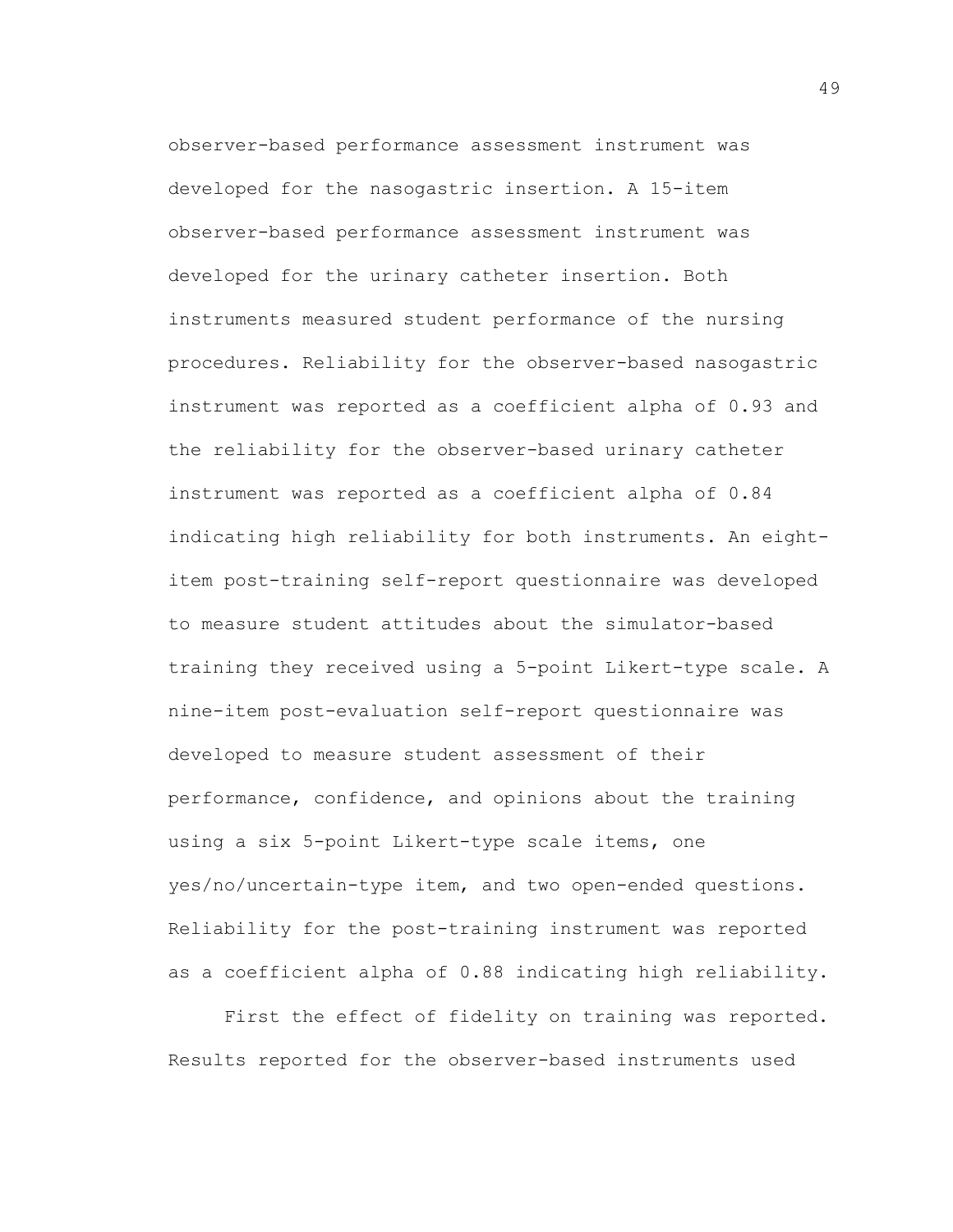observer-based performance assessment instrument was developed for the nasogastric insertion. A 15-item observer-based performance assessment instrument was developed for the urinary catheter insertion. Both instruments measured student performance of the nursing procedures. Reliability for the observer-based nasogastric instrument was reported as a coefficient alpha of 0.93 and the reliability for the observer-based urinary catheter instrument was reported as a coefficient alpha of 0.84 indicating high reliability for both instruments. An eight-item post-training self-report questionnaire was developed to measure student attitudes about the simulator-based training they received using a 5-point Likert-type scale. A nine-item post-evaluation self-report questionnaire was developed to measure student assessment of their performance, confidence, and opinions about the training using a six 5-point Likert-type scale items, one yes/no/uncertain-type item, and two open-ended questions. Reliability for the post-training instrument was reported as a coefficient alpha of 0.88 indicating high reliability.

First the effect of fidelity on training was reported. Results reported for the observer-based instruments used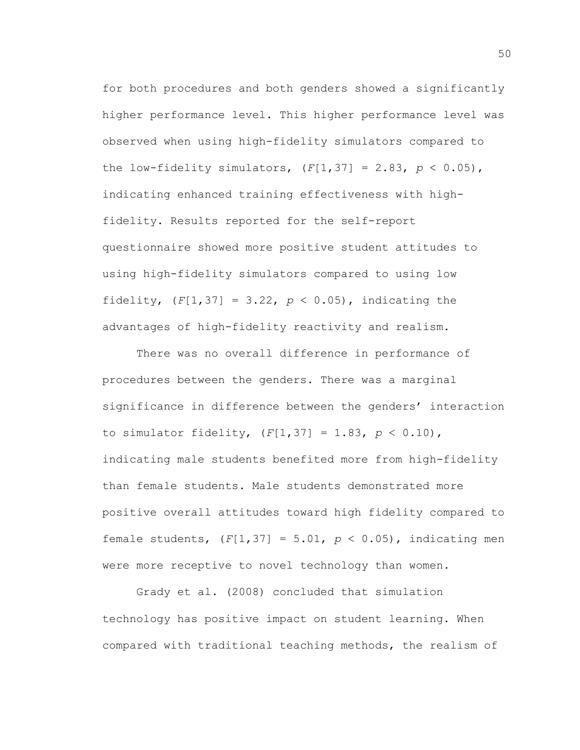for both procedures and both genders showed a significantly higher performance level. This higher performance level was observed when using high-fidelity simulators compared to the low-fidelity simulators, ($F[1,37] = 2.83$, $p < 0.05$), indicating enhanced training effectiveness with high-fidelity. Results reported for the self-report questionnaire showed more positive student attitudes to using high-fidelity simulators compared to using low fidelity, ($F[1,37] = 3.22$, $p < 0.05$), indicating the advantages of high-fidelity reactivity and realism.

There was no overall difference in performance of procedures between the genders. There was a marginal significance in difference between the genders' interaction to simulator fidelity, ($F[1,37] = 1.83$, $p < 0.10$), indicating male students benefited more from high-fidelity than female students. Male students demonstrated more positive overall attitudes toward high fidelity compared to female students, ($F[1,37] = 5.01$, $p < 0.05$), indicating men were more receptive to novel technology than women.

Grady et al. (2008) concluded that simulation technology has positive impact on student learning. When compared with traditional teaching methods, the realism of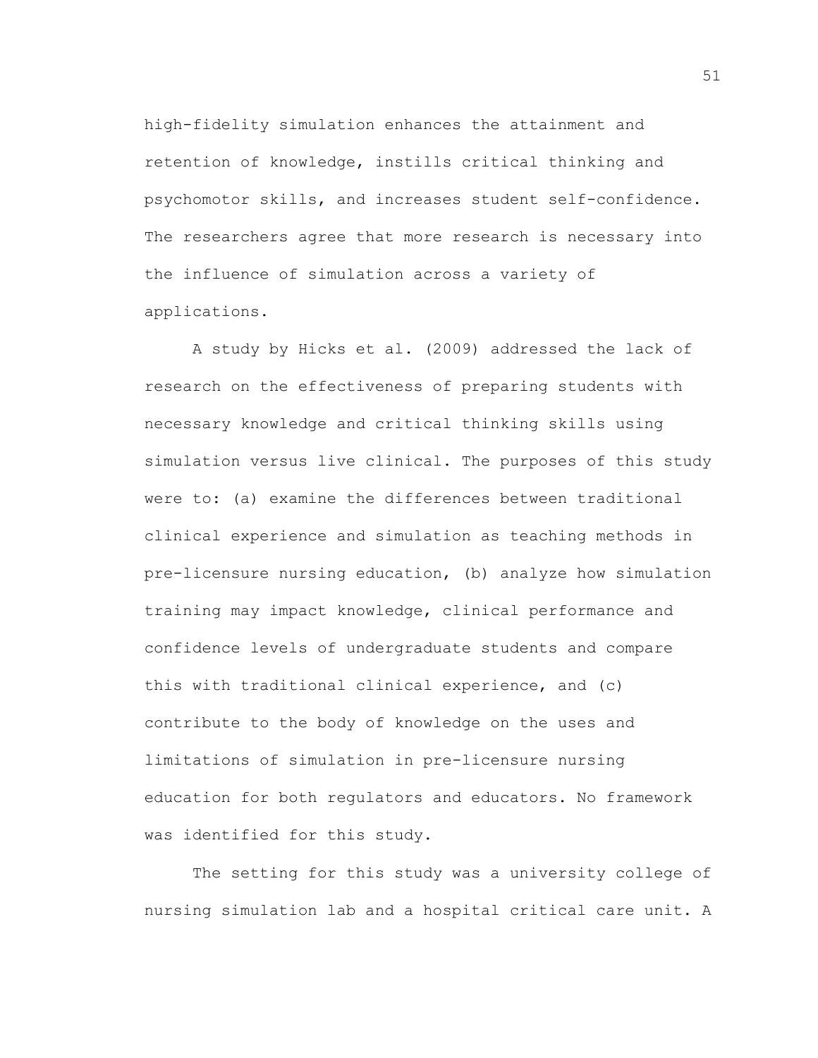high-fidelity simulation enhances the attainment and retention of knowledge, instills critical thinking and psychomotor skills, and increases student self-confidence. The researchers agree that more research is necessary into the influence of simulation across a variety of applications.

A study by Hicks et al. (2009) addressed the lack of research on the effectiveness of preparing students with necessary knowledge and critical thinking skills using simulation versus live clinical. The purposes of this study were to: (a) examine the differences between traditional clinical experience and simulation as teaching methods in pre-licensure nursing education, (b) analyze how simulation training may impact knowledge, clinical performance and confidence levels of undergraduate students and compare this with traditional clinical experience, and (c) contribute to the body of knowledge on the uses and limitations of simulation in pre-licensure nursing education for both regulators and educators. No framework was identified for this study.

The setting for this study was a university college of nursing simulation lab and a hospital critical care unit. A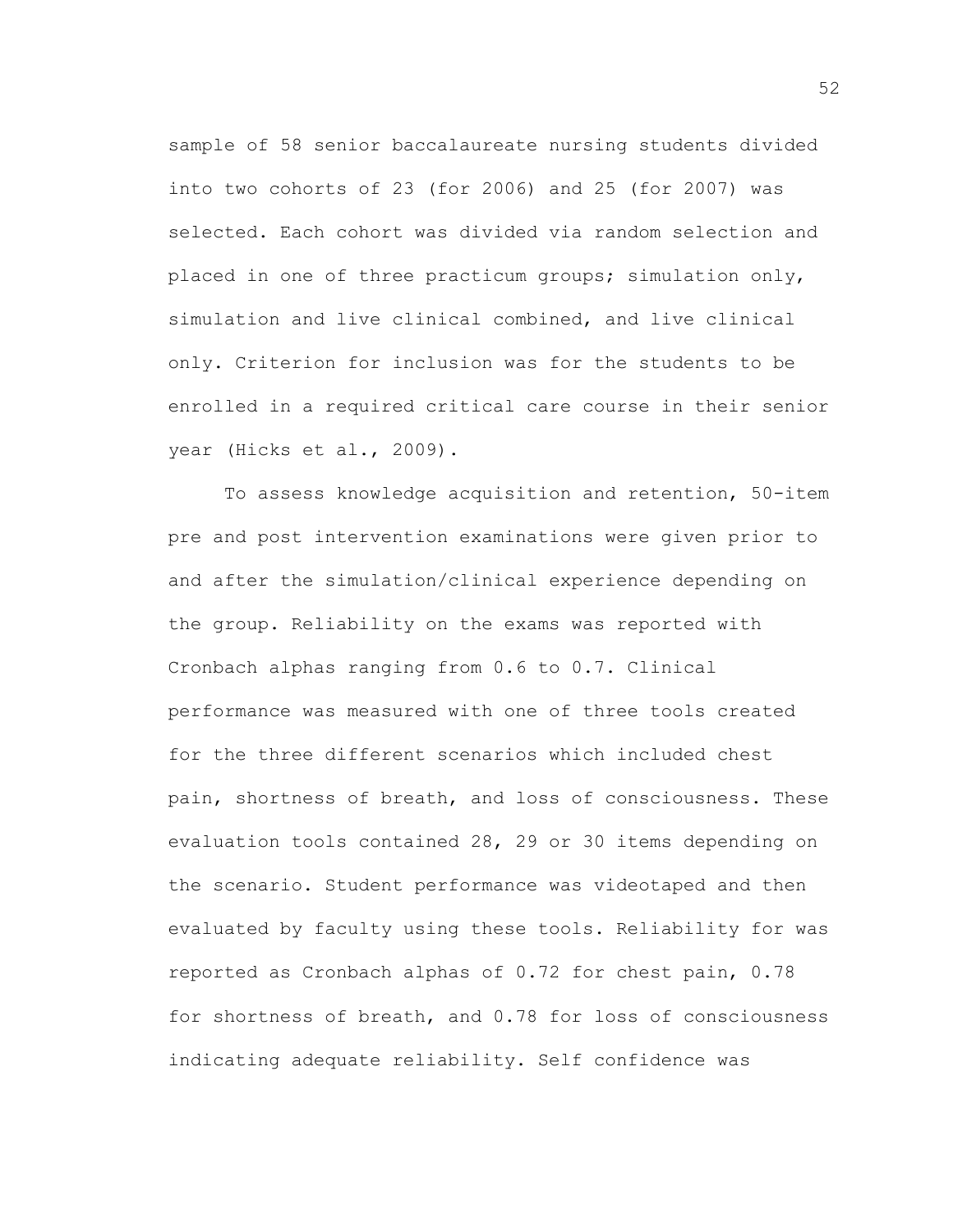sample of 58 senior baccalaureate nursing students divided into two cohorts of 23 (for 2006) and 25 (for 2007) was selected. Each cohort was divided via random selection and placed in one of three practicum groups; simulation only, simulation and live clinical combined, and live clinical only. Criterion for inclusion was for the students to be enrolled in a required critical care course in their senior year (Hicks et al., 2009).

To assess knowledge acquisition and retention, 50-item pre and post intervention examinations were given prior to and after the simulation/clinical experience depending on the group. Reliability on the exams was reported with Cronbach alphas ranging from 0.6 to 0.7. Clinical performance was measured with one of three tools created for the three different scenarios which included chest pain, shortness of breath, and loss of consciousness. These evaluation tools contained 28, 29 or 30 items depending on the scenario. Student performance was videotaped and then evaluated by faculty using these tools. Reliability for was reported as Cronbach alphas of 0.72 for chest pain, 0.78 for shortness of breath, and 0.78 for loss of consciousness indicating adequate reliability. Self confidence was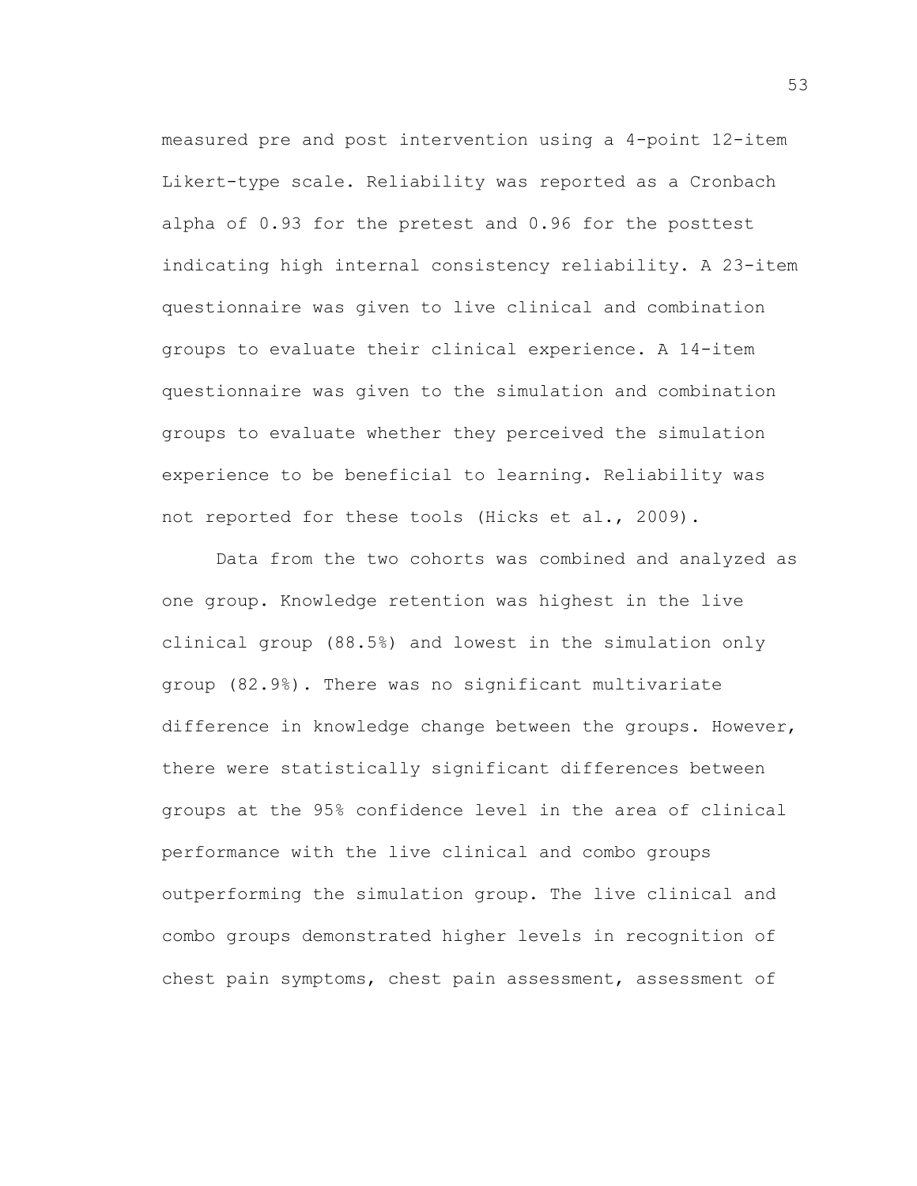measured pre and post intervention using a 4-point 12-item Likert-type scale. Reliability was reported as a Cronbach alpha of 0.93 for the pretest and 0.96 for the posttest indicating high internal consistency reliability. A 23-item questionnaire was given to live clinical and combination groups to evaluate their clinical experience. A 14-item questionnaire was given to the simulation and combination groups to evaluate whether they perceived the simulation experience to be beneficial to learning. Reliability was not reported for these tools (Hicks et al., 2009).

Data from the two cohorts was combined and analyzed as one group. Knowledge retention was highest in the live clinical group (88.5%) and lowest in the simulation only group (82.9%). There was no significant multivariate difference in knowledge change between the groups. However, there were statistically significant differences between groups at the 95% confidence level in the area of clinical performance with the live clinical and combo groups outperforming the simulation group. The live clinical and combo groups demonstrated higher levels in recognition of chest pain symptoms, chest pain assessment, assessment of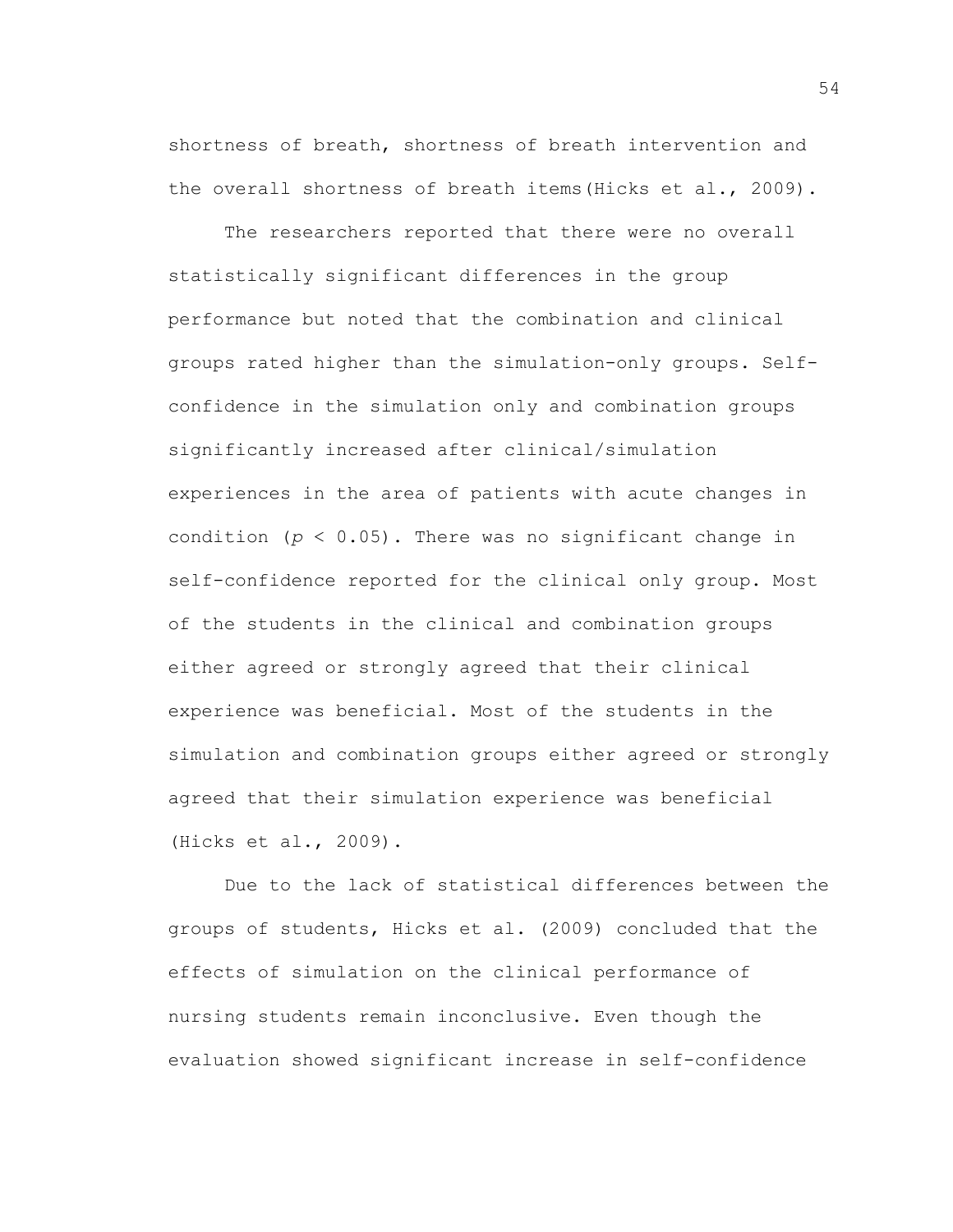shortness of breath, shortness of breath intervention and the overall shortness of breath items(Hicks et al., 2009).

The researchers reported that there were no overall statistically significant differences in the group performance but noted that the combination and clinical groups rated higher than the simulation-only groups. Self-confidence in the simulation only and combination groups significantly increased after clinical/simulation experiences in the area of patients with acute changes in condition ($p < 0.05$). There was no significant change in self-confidence reported for the clinical only group. Most of the students in the clinical and combination groups either agreed or strongly agreed that their clinical experience was beneficial. Most of the students in the simulation and combination groups either agreed or strongly agreed that their simulation experience was beneficial (Hicks et al., 2009).

Due to the lack of statistical differences between the groups of students, Hicks et al. (2009) concluded that the effects of simulation on the clinical performance of nursing students remain inconclusive. Even though the evaluation showed significant increase in self-confidence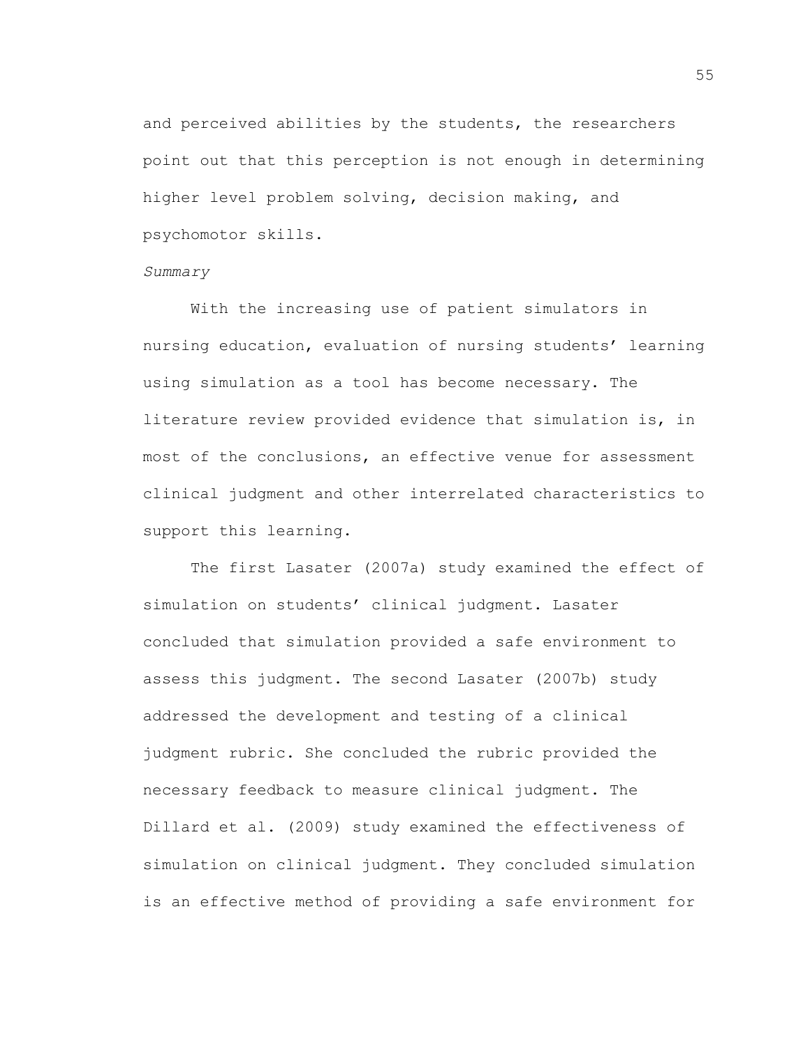and perceived abilities by the students, the researchers point out that this perception is not enough in determining higher level problem solving, decision making, and psychomotor skills.

*Summary*

With the increasing use of patient simulators in nursing education, evaluation of nursing students' learning using simulation as a tool has become necessary. The literature review provided evidence that simulation is, in most of the conclusions, an effective venue for assessment clinical judgment and other interrelated characteristics to support this learning.

The first Lasater (2007a) study examined the effect of simulation on students' clinical judgment. Lasater concluded that simulation provided a safe environment to assess this judgment. The second Lasater (2007b) study addressed the development and testing of a clinical judgment rubric. She concluded the rubric provided the necessary feedback to measure clinical judgment. The Dillard et al. (2009) study examined the effectiveness of simulation on clinical judgment. They concluded simulation is an effective method of providing a safe environment for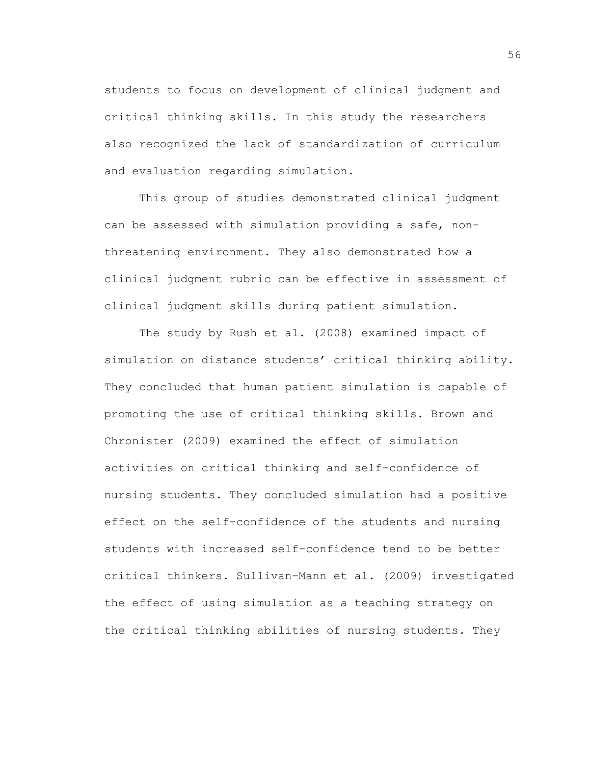students to focus on development of clinical judgment and critical thinking skills. In this study the researchers also recognized the lack of standardization of curriculum and evaluation regarding simulation.

This group of studies demonstrated clinical judgment can be assessed with simulation providing a safe, non-threatening environment. They also demonstrated how a clinical judgment rubric can be effective in assessment of clinical judgment skills during patient simulation.

The study by Rush et al. (2008) examined impact of simulation on distance students' critical thinking ability. They concluded that human patient simulation is capable of promoting the use of critical thinking skills. Brown and Chronister (2009) examined the effect of simulation activities on critical thinking and self-confidence of nursing students. They concluded simulation had a positive effect on the self-confidence of the students and nursing students with increased self-confidence tend to be better critical thinkers. Sullivan-Mann et al. (2009) investigated the effect of using simulation as a teaching strategy on the critical thinking abilities of nursing students. They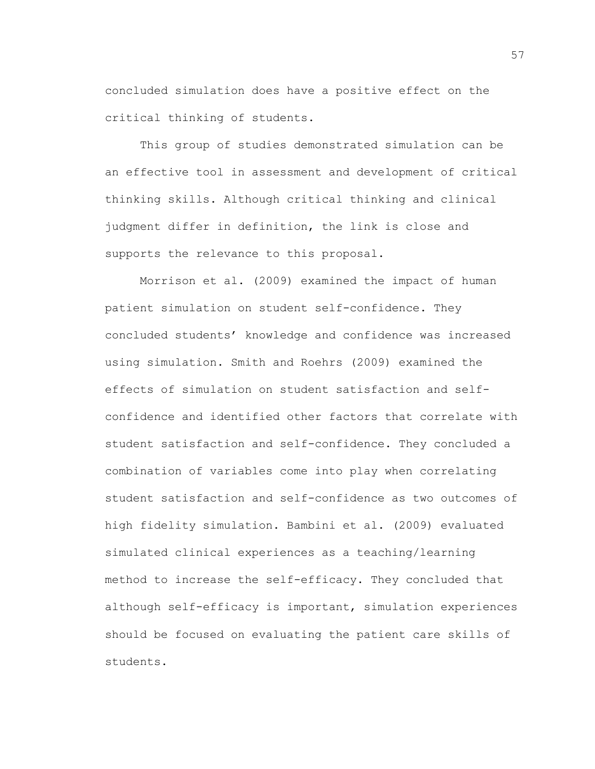concluded simulation does have a positive effect on the critical thinking of students.

This group of studies demonstrated simulation can be an effective tool in assessment and development of critical thinking skills. Although critical thinking and clinical judgment differ in definition, the link is close and supports the relevance to this proposal.

Morrison et al. (2009) examined the impact of human patient simulation on student self-confidence. They concluded students' knowledge and confidence was increased using simulation. Smith and Roehrs (2009) examined the effects of simulation on student satisfaction and self-confidence and identified other factors that correlate with student satisfaction and self-confidence. They concluded a combination of variables come into play when correlating student satisfaction and self-confidence as two outcomes of high fidelity simulation. Bambini et al. (2009) evaluated simulated clinical experiences as a teaching/learning method to increase the self-efficacy. They concluded that although self-efficacy is important, simulation experiences should be focused on evaluating the patient care skills of students.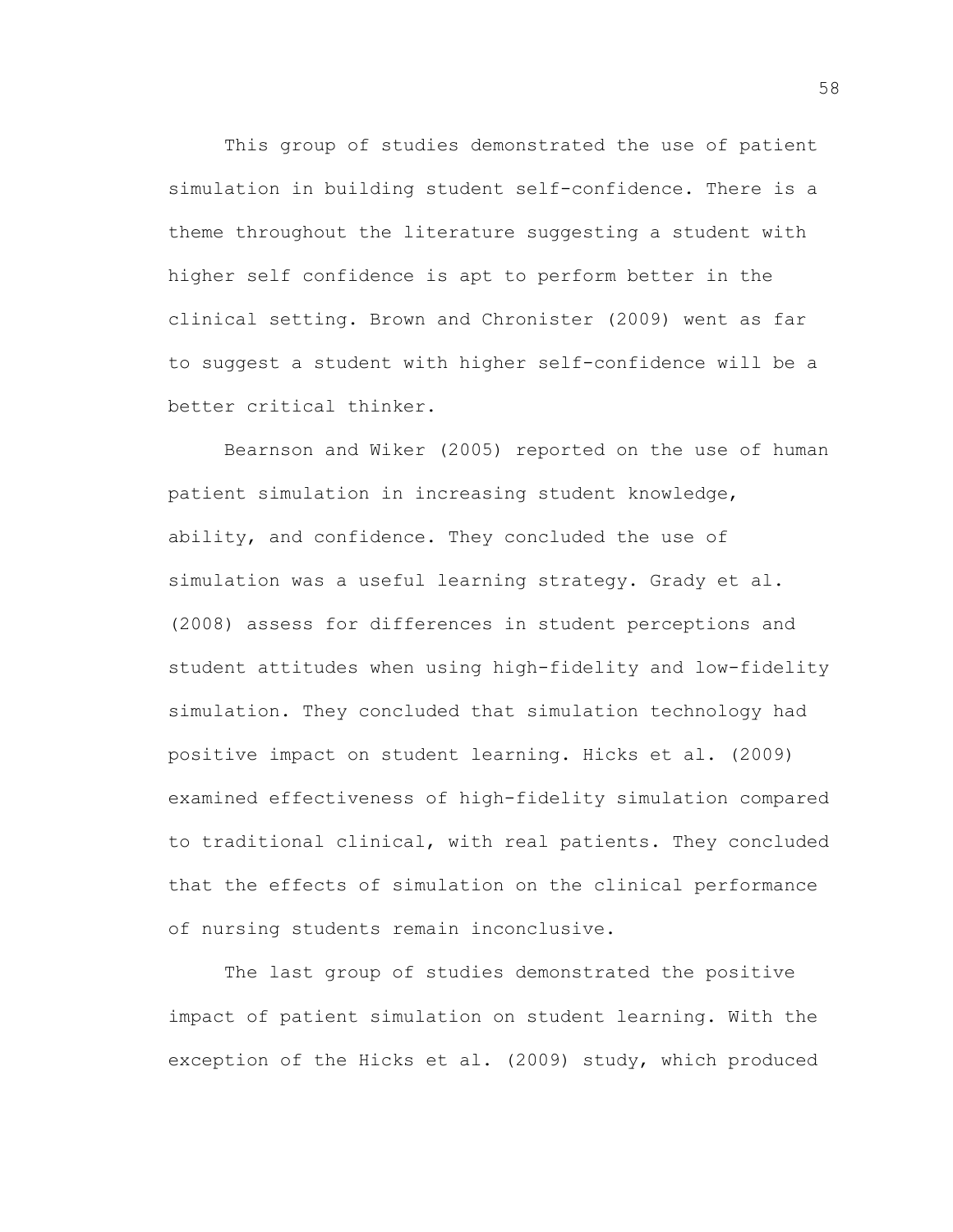This group of studies demonstrated the use of patient simulation in building student self-confidence. There is a theme throughout the literature suggesting a student with higher self confidence is apt to perform better in the clinical setting. Brown and Chronister (2009) went as far to suggest a student with higher self-confidence will be a better critical thinker.

Bearnson and Wiker (2005) reported on the use of human patient simulation in increasing student knowledge, ability, and confidence. They concluded the use of simulation was a useful learning strategy. Grady et al. (2008) assess for differences in student perceptions and student attitudes when using high-fidelity and low-fidelity simulation. They concluded that simulation technology had positive impact on student learning. Hicks et al. (2009) examined effectiveness of high-fidelity simulation compared to traditional clinical, with real patients. They concluded that the effects of simulation on the clinical performance of nursing students remain inconclusive.

The last group of studies demonstrated the positive impact of patient simulation on student learning. With the exception of the Hicks et al. (2009) study, which produced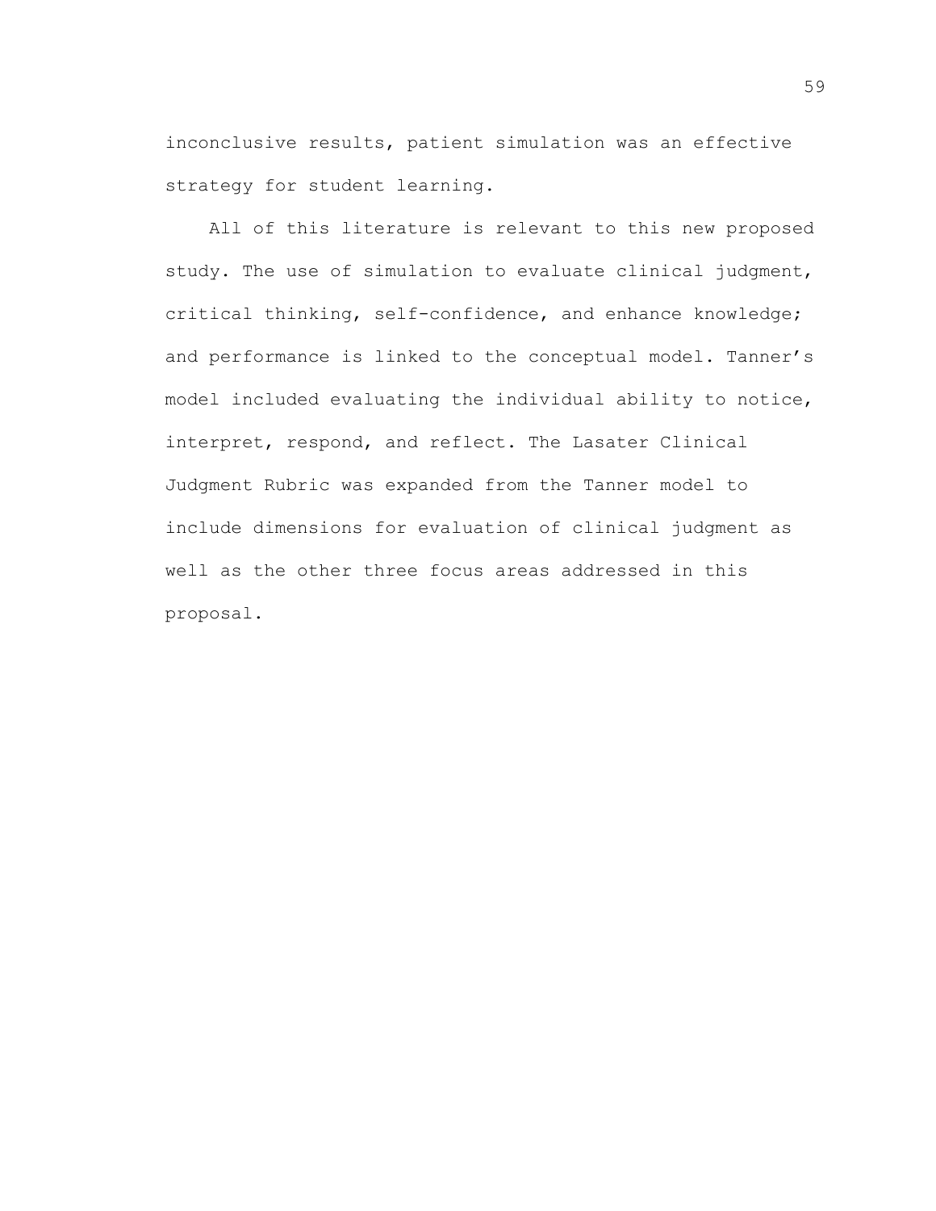inconclusive results, patient simulation was an effective strategy for student learning.

All of this literature is relevant to this new proposed study. The use of simulation to evaluate clinical judgment, critical thinking, self-confidence, and enhance knowledge; and performance is linked to the conceptual model. Tanner's model included evaluating the individual ability to notice, interpret, respond, and reflect. The Lasater Clinical Judgment Rubric was expanded from the Tanner model to include dimensions for evaluation of clinical judgment as well as the other three focus areas addressed in this proposal.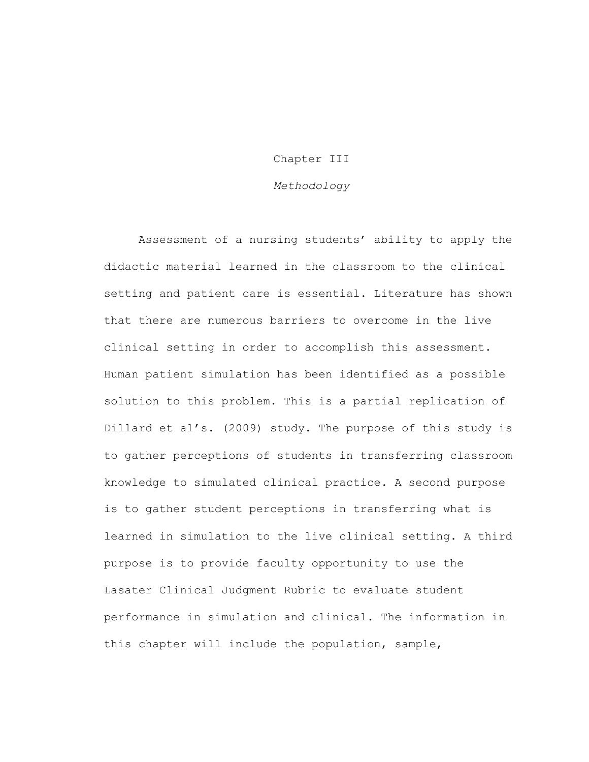# Chapter III

## *Methodology*

Assessment of a nursing students' ability to apply the didactic material learned in the classroom to the clinical setting and patient care is essential. Literature has shown that there are numerous barriers to overcome in the live clinical setting in order to accomplish this assessment. Human patient simulation has been identified as a possible solution to this problem. This is a partial replication of Dillard et al's. (2009) study. The purpose of this study is to gather perceptions of students in transferring classroom knowledge to simulated clinical practice. A second purpose is to gather student perceptions in transferring what is learned in simulation to the live clinical setting. A third purpose is to provide faculty opportunity to use the Lasater Clinical Judgment Rubric to evaluate student performance in simulation and clinical. The information in this chapter will include the population, sample,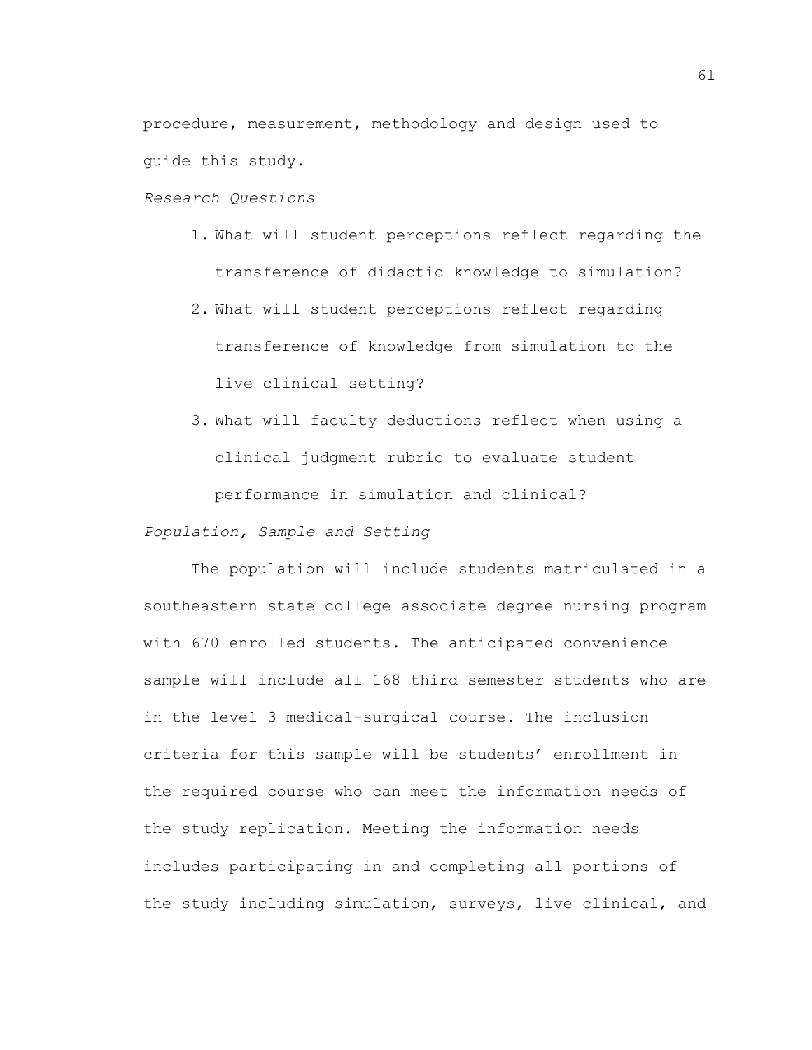procedure, measurement, methodology and design used to guide this study.

*Research Questions*

1. What will student perceptions reflect regarding the transference of didactic knowledge to simulation?
2. What will student perceptions reflect regarding transference of knowledge from simulation to the live clinical setting?
3. What will faculty deductions reflect when using a clinical judgment rubric to evaluate student performance in simulation and clinical?

*Population, Sample and Setting*

The population will include students matriculated in a southeastern state college associate degree nursing program with 670 enrolled students. The anticipated convenience sample will include all 168 third semester students who are in the level 3 medical-surgical course. The inclusion criteria for this sample will be students' enrollment in the required course who can meet the information needs of the study replication. Meeting the information needs includes participating in and completing all portions of the study including simulation, surveys, live clinical, and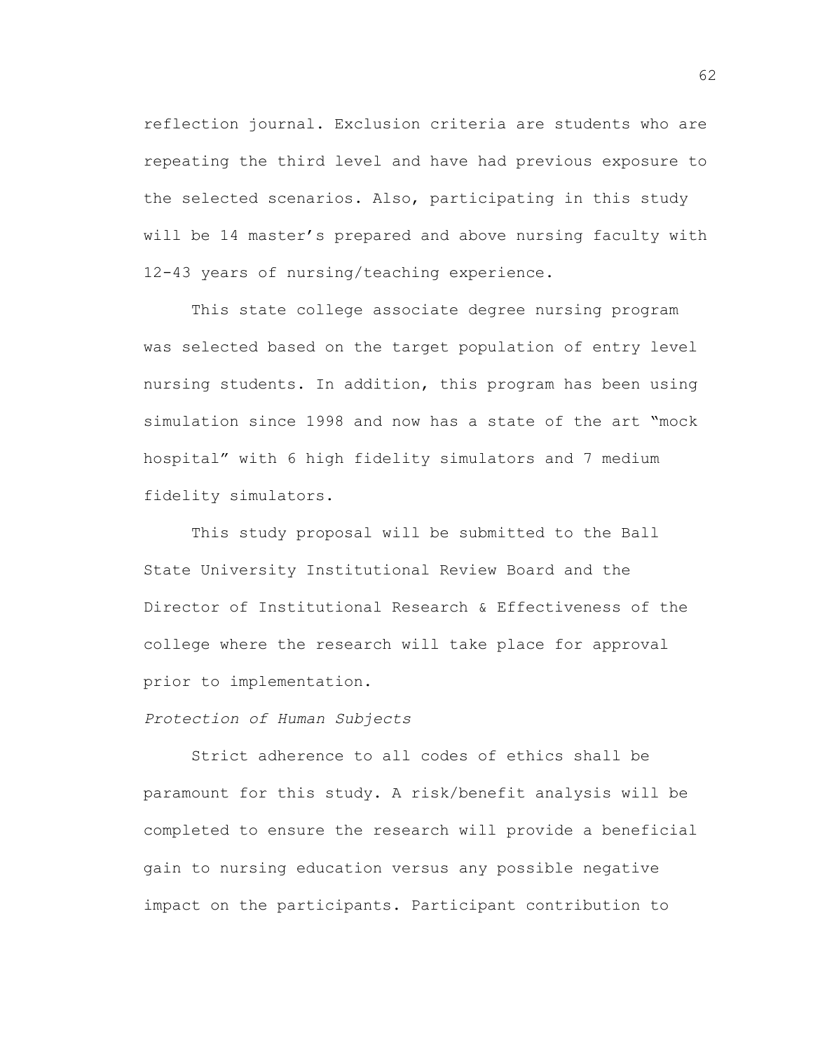reflection journal. Exclusion criteria are students who are repeating the third level and have had previous exposure to the selected scenarios. Also, participating in this study will be 14 master's prepared and above nursing faculty with 12-43 years of nursing/teaching experience.

This state college associate degree nursing program was selected based on the target population of entry level nursing students. In addition, this program has been using simulation since 1998 and now has a state of the art "mock hospital" with 6 high fidelity simulators and 7 medium fidelity simulators.

This study proposal will be submitted to the Ball State University Institutional Review Board and the Director of Institutional Research & Effectiveness of the college where the research will take place for approval prior to implementation.

*Protection of Human Subjects*

Strict adherence to all codes of ethics shall be paramount for this study. A risk/benefit analysis will be completed to ensure the research will provide a beneficial gain to nursing education versus any possible negative impact on the participants. Participant contribution to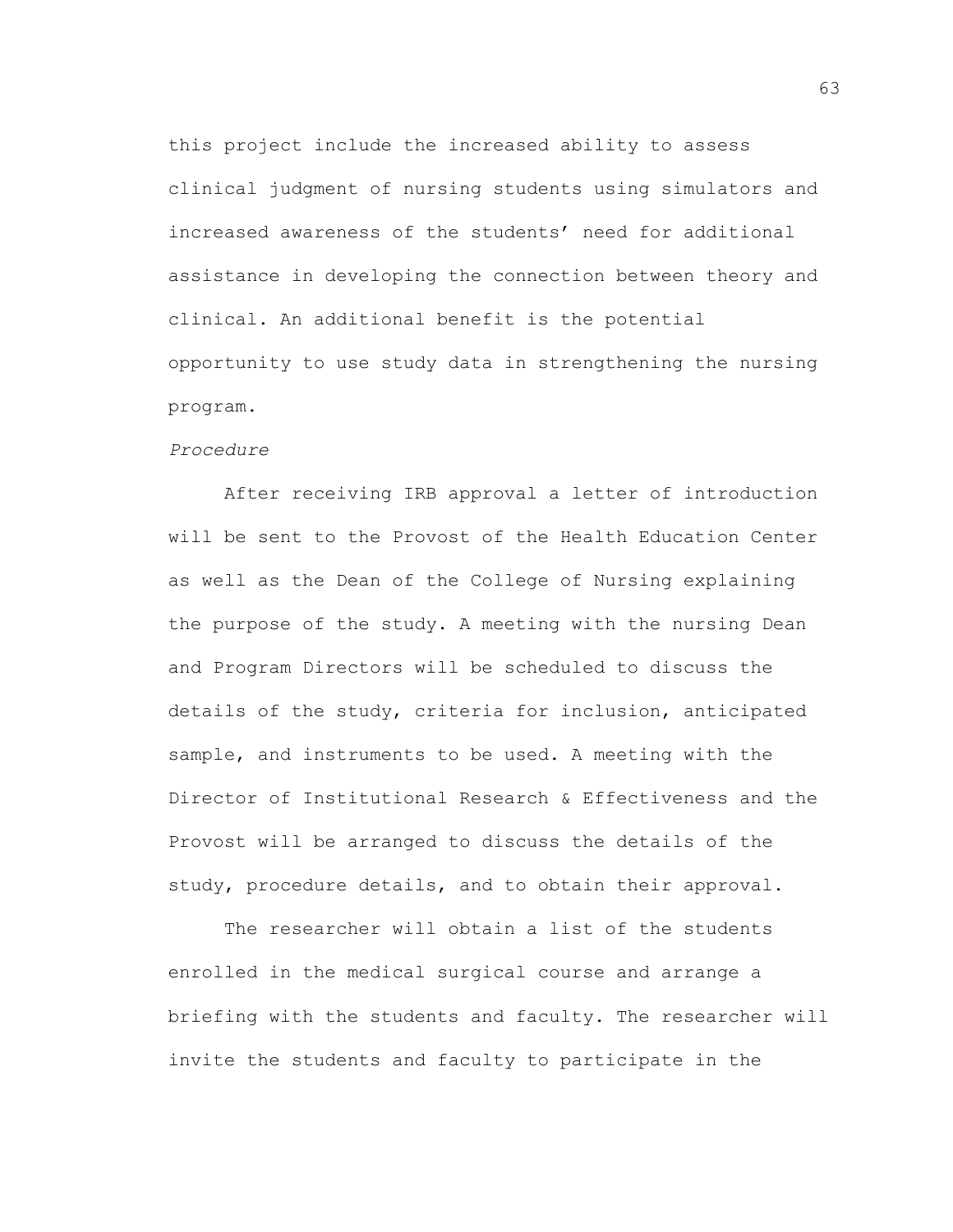this project include the increased ability to assess clinical judgment of nursing students using simulators and increased awareness of the students' need for additional assistance in developing the connection between theory and clinical. An additional benefit is the potential opportunity to use study data in strengthening the nursing program.

*Procedure*

After receiving IRB approval a letter of introduction will be sent to the Provost of the Health Education Center as well as the Dean of the College of Nursing explaining the purpose of the study. A meeting with the nursing Dean and Program Directors will be scheduled to discuss the details of the study, criteria for inclusion, anticipated sample, and instruments to be used. A meeting with the Director of Institutional Research & Effectiveness and the Provost will be arranged to discuss the details of the study, procedure details, and to obtain their approval.

The researcher will obtain a list of the students enrolled in the medical surgical course and arrange a briefing with the students and faculty. The researcher will invite the students and faculty to participate in the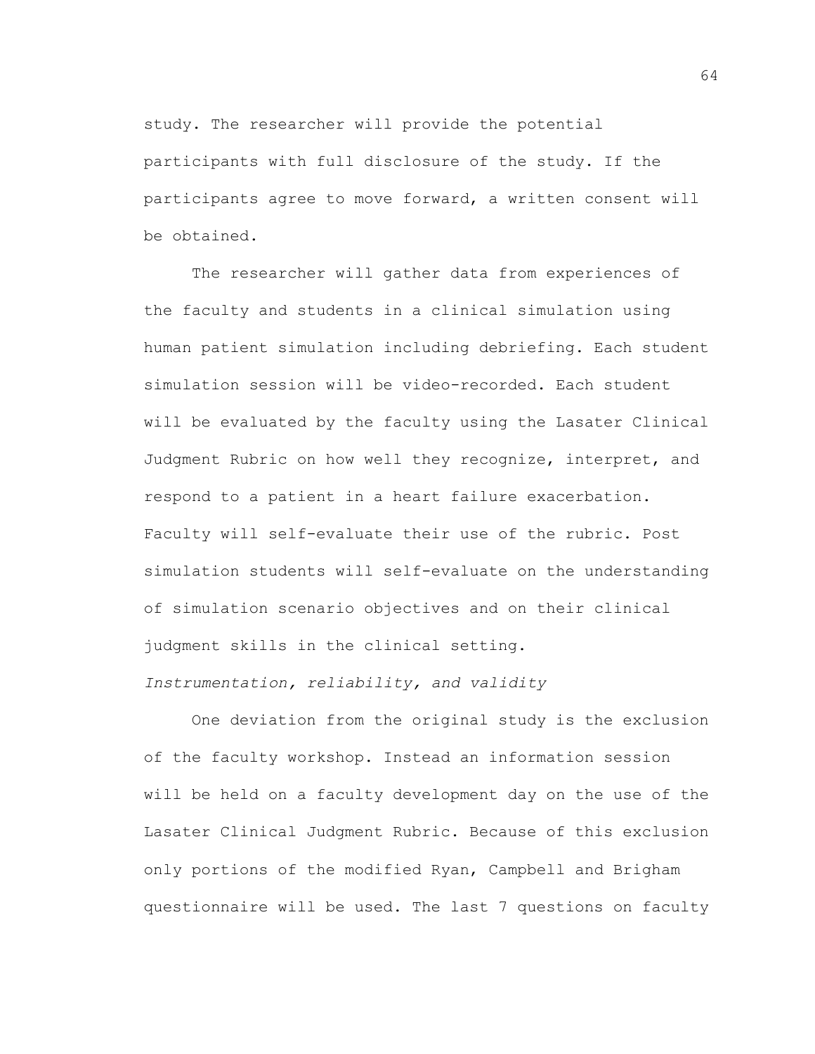study. The researcher will provide the potential participants with full disclosure of the study. If the participants agree to move forward, a written consent will be obtained.

The researcher will gather data from experiences of the faculty and students in a clinical simulation using human patient simulation including debriefing. Each student simulation session will be video-recorded. Each student will be evaluated by the faculty using the Lasater Clinical Judgment Rubric on how well they recognize, interpret, and respond to a patient in a heart failure exacerbation. Faculty will self-evaluate their use of the rubric. Post simulation students will self-evaluate on the understanding of simulation scenario objectives and on their clinical judgment skills in the clinical setting.

*Instrumentation, reliability, and validity*

One deviation from the original study is the exclusion of the faculty workshop. Instead an information session will be held on a faculty development day on the use of the Lasater Clinical Judgment Rubric. Because of this exclusion only portions of the modified Ryan, Campbell and Brigham questionnaire will be used. The last 7 questions on faculty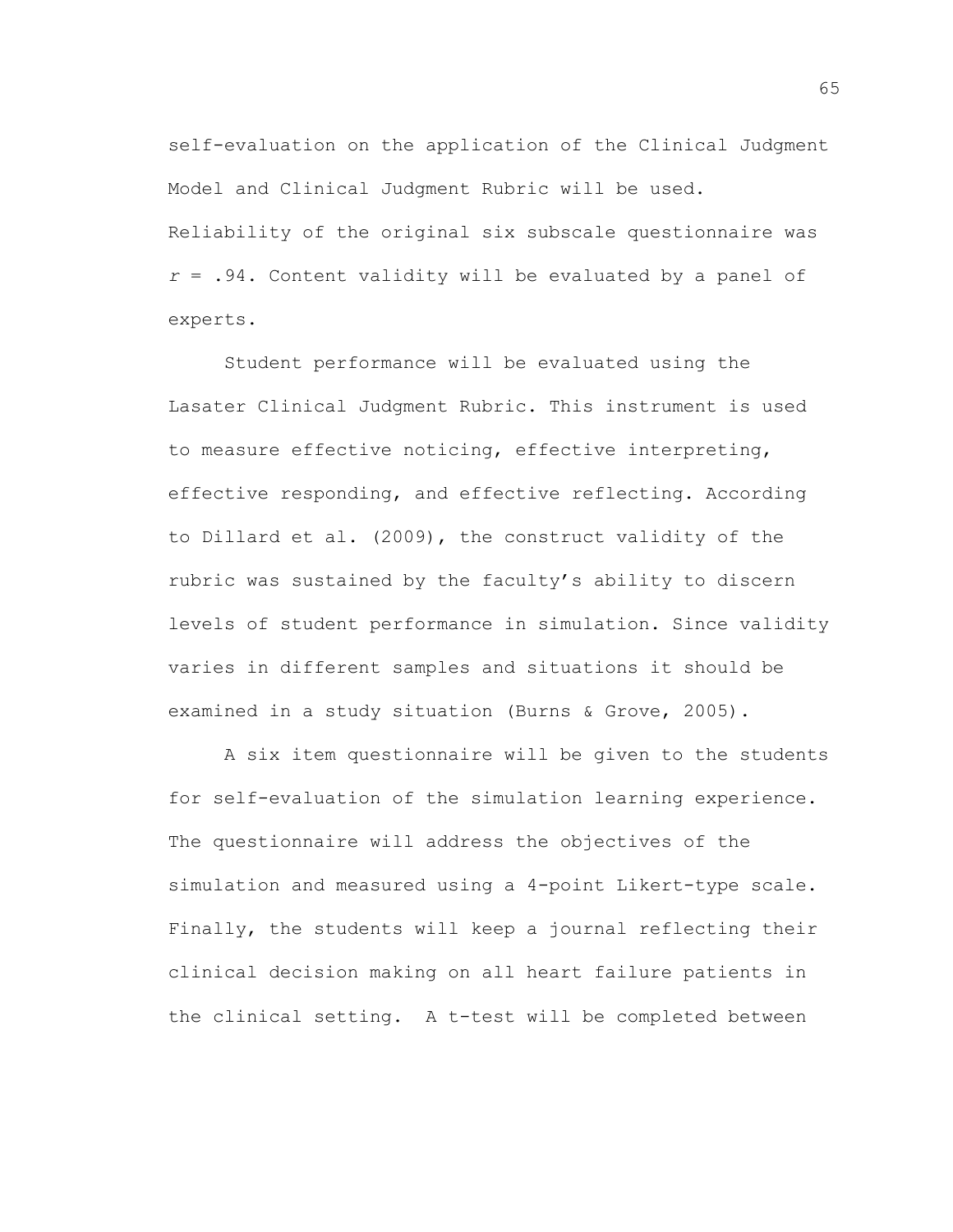self-evaluation on the application of the Clinical Judgment Model and Clinical Judgment Rubric will be used. Reliability of the original six subscale questionnaire was $r$ = .94. Content validity will be evaluated by a panel of experts.

Student performance will be evaluated using the Lasater Clinical Judgment Rubric. This instrument is used to measure effective noticing, effective interpreting, effective responding, and effective reflecting. According to Dillard et al. (2009), the construct validity of the rubric was sustained by the faculty's ability to discern levels of student performance in simulation. Since validity varies in different samples and situations it should be examined in a study situation (Burns & Grove, 2005).

A six item questionnaire will be given to the students for self-evaluation of the simulation learning experience. The questionnaire will address the objectives of the simulation and measured using a 4-point Likert-type scale. Finally, the students will keep a journal reflecting their clinical decision making on all heart failure patients in the clinical setting. A t-test will be completed between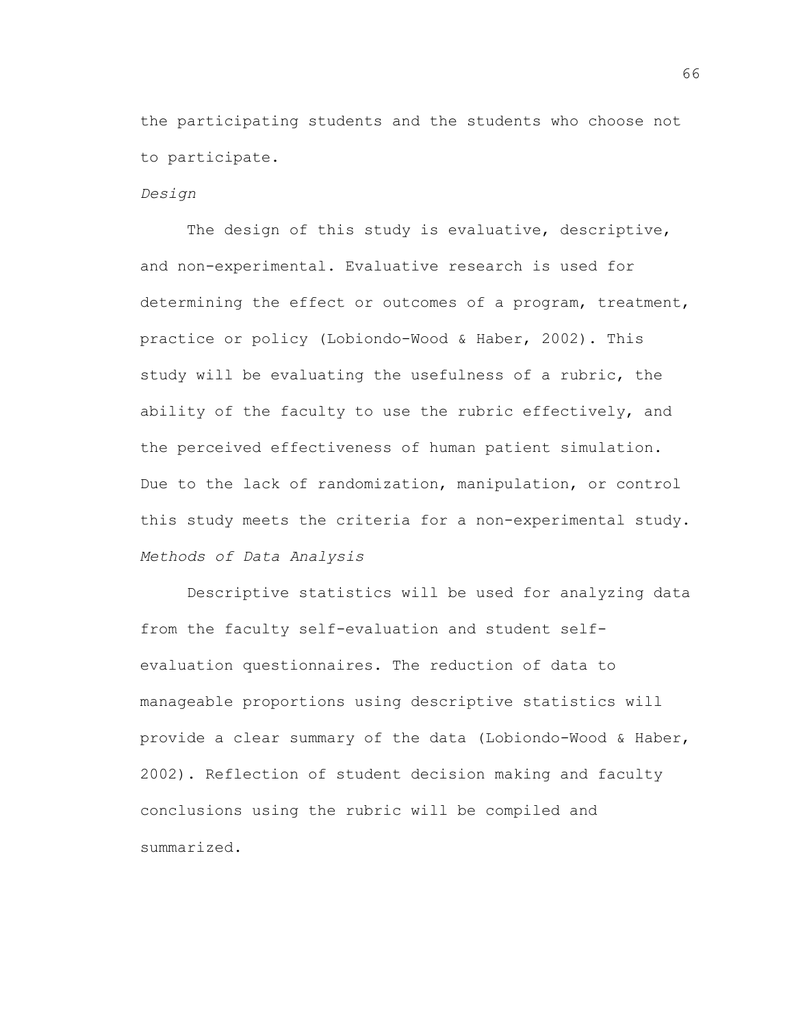the participating students and the students who choose not to participate.

### *Design*

The design of this study is evaluative, descriptive, and non-experimental. Evaluative research is used for determining the effect or outcomes of a program, treatment, practice or policy (Lobiondo-Wood & Haber, 2002). This study will be evaluating the usefulness of a rubric, the ability of the faculty to use the rubric effectively, and the perceived effectiveness of human patient simulation. Due to the lack of randomization, manipulation, or control this study meets the criteria for a non-experimental study.

### *Methods of Data Analysis*

Descriptive statistics will be used for analyzing data from the faculty self-evaluation and student self-evaluation questionnaires. The reduction of data to manageable proportions using descriptive statistics will provide a clear summary of the data (Lobiondo-Wood & Haber, 2002). Reflection of student decision making and faculty conclusions using the rubric will be compiled and summarized.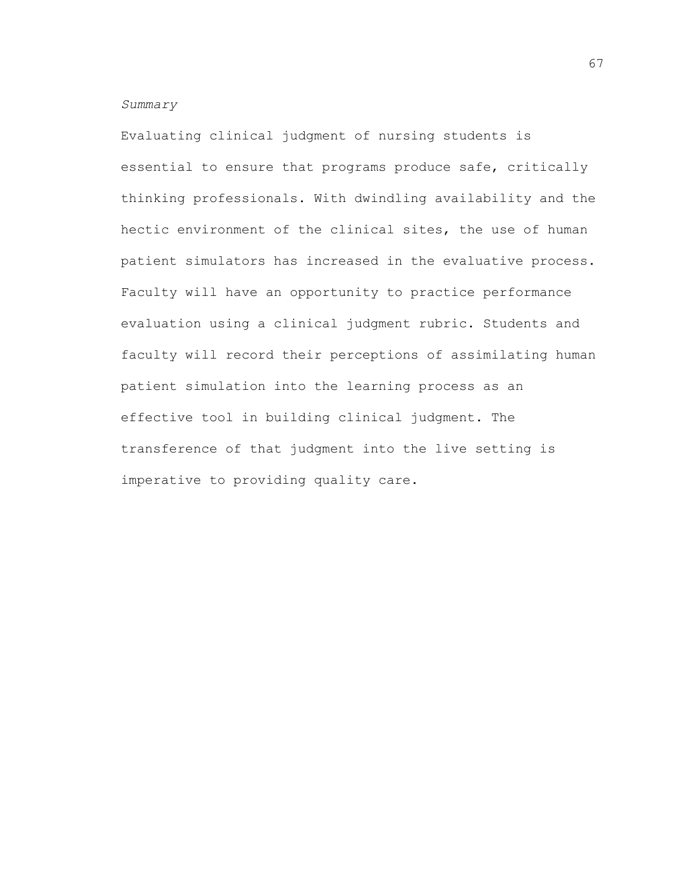### *Summary*

Evaluating clinical judgment of nursing students is essential to ensure that programs produce safe, critically thinking professionals. With dwindling availability and the hectic environment of the clinical sites, the use of human patient simulators has increased in the evaluative process. Faculty will have an opportunity to practice performance evaluation using a clinical judgment rubric. Students and faculty will record their perceptions of assimilating human patient simulation into the learning process as an effective tool in building clinical judgment. The transference of that judgment into the live setting is imperative to providing quality care.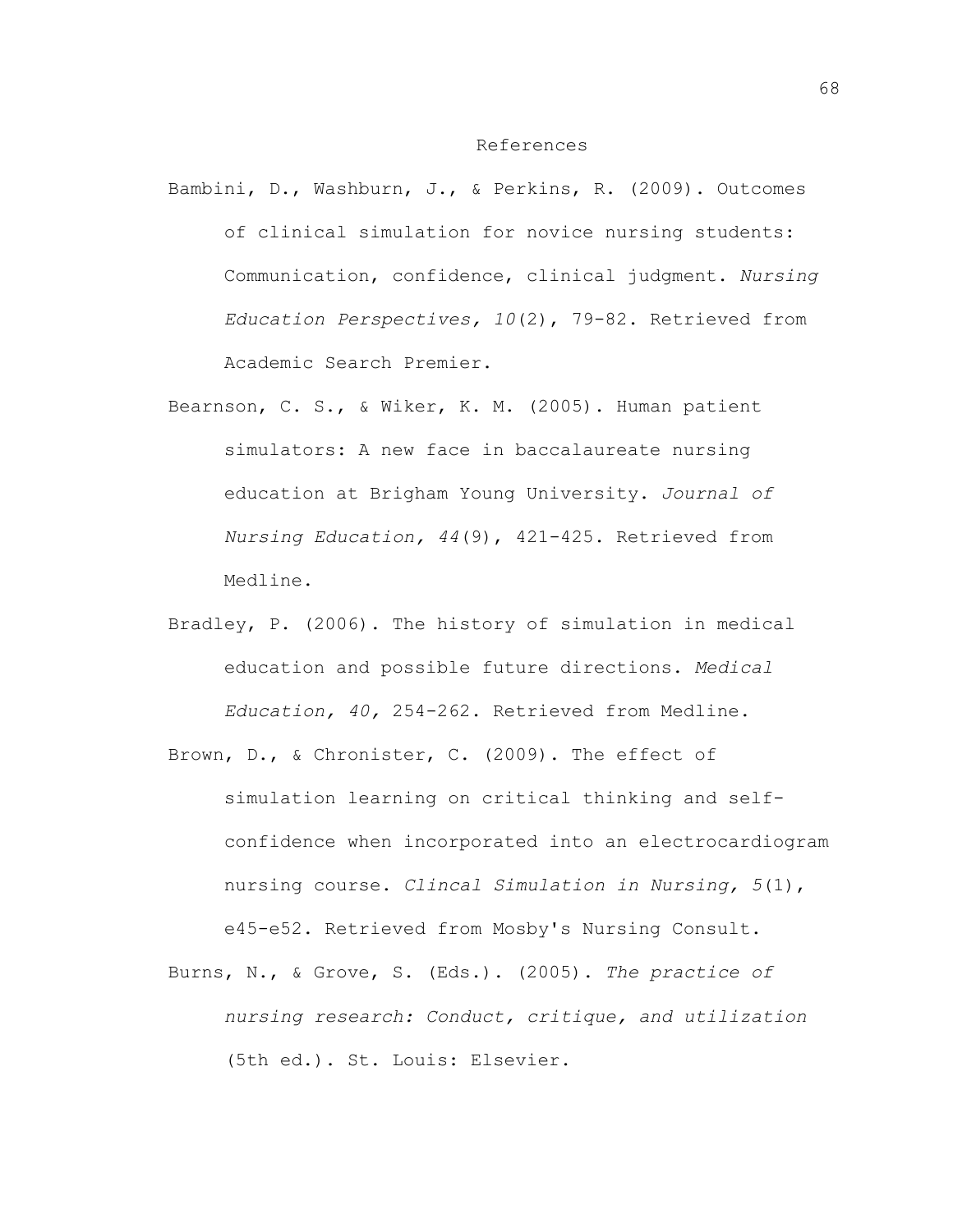# References

Bambini, D., Washburn, J., & Perkins, R. (2009). Outcomes of clinical simulation for novice nursing students: Communication, confidence, clinical judgment. *Nursing Education Perspectives, 10*(2), 79-82. Retrieved from Academic Search Premier.

Bearnson, C. S., & Wiker, K. M. (2005). Human patient simulators: A new face in baccalaureate nursing education at Brigham Young University. *Journal of Nursing Education, 44*(9), 421-425. Retrieved from Medline.

Bradley, P. (2006). The history of simulation in medical education and possible future directions. *Medical Education, 40,* 254-262. Retrieved from Medline.

Brown, D., & Chronister, C. (2009). The effect of simulation learning on critical thinking and self-confidence when incorporated into an electrocardiogram nursing course. *Clincal Simulation in Nursing, 5*(1), e45-e52. Retrieved from Mosby's Nursing Consult.

Burns, N., & Grove, S. (Eds.). (2005). *The practice of nursing research: Conduct, critique, and utilization* (5th ed.). St. Louis: Elsevier.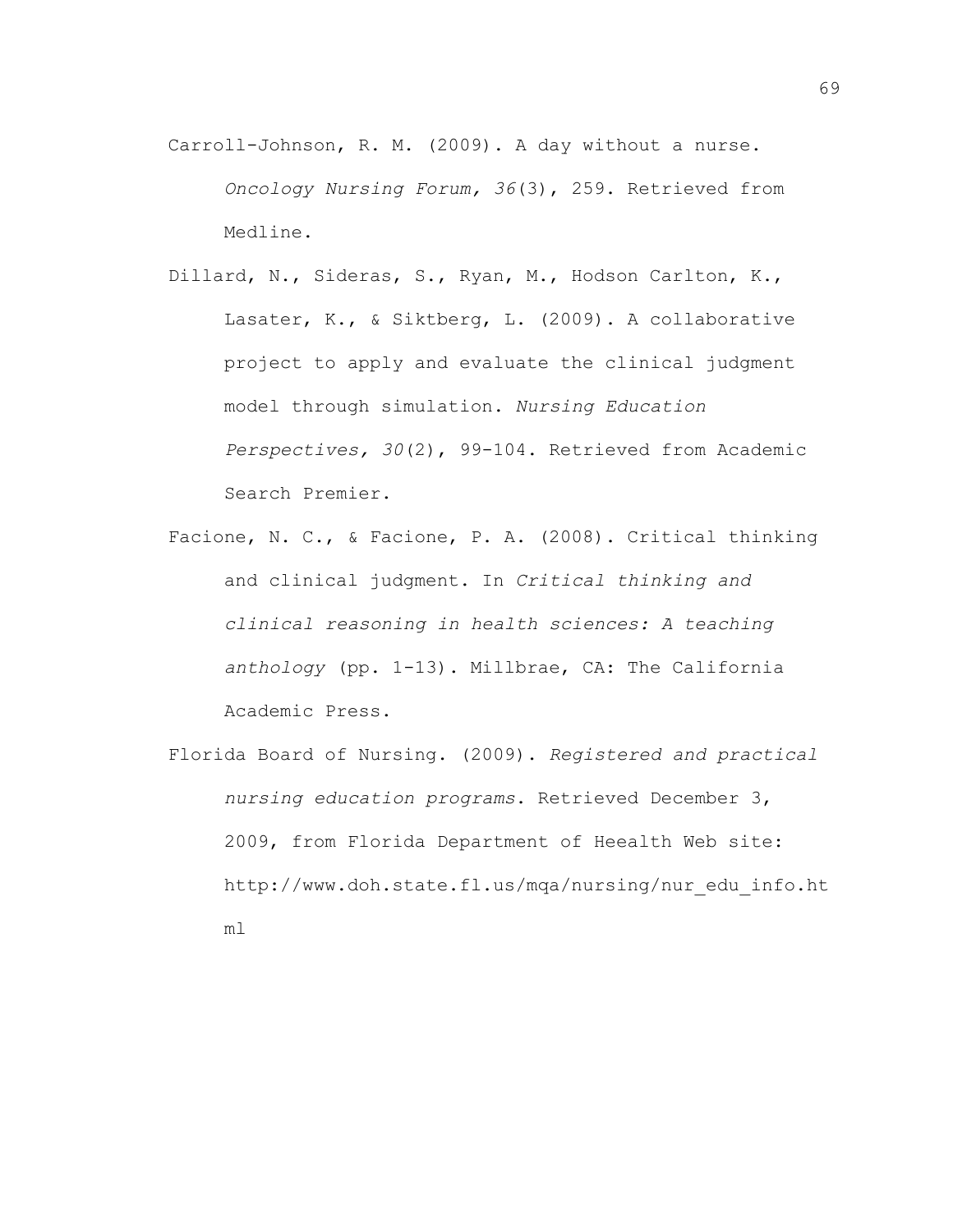Carroll-Johnson, R. M. (2009). A day without a nurse. *Oncology Nursing Forum, 36*(3), 259. Retrieved from Medline.

Dillard, N., Sideras, S., Ryan, M., Hodson Carlton, K., Lasater, K., & Siktberg, L. (2009). A collaborative project to apply and evaluate the clinical judgment model through simulation. *Nursing Education Perspectives, 30*(2), 99-104. Retrieved from Academic Search Premier.

Facione, N. C., & Facione, P. A. (2008). Critical thinking and clinical judgment. In *Critical thinking and clinical reasoning in health sciences: A teaching anthology* (pp. 1-13). Millbrae, CA: The California Academic Press.

Florida Board of Nursing. (2009). *Registered and practical nursing education programs*. Retrieved December 3, 2009, from Florida Department of Heealth Web site: http://www.doh.state.fl.us/mqa/nursing/nur_edu_info.html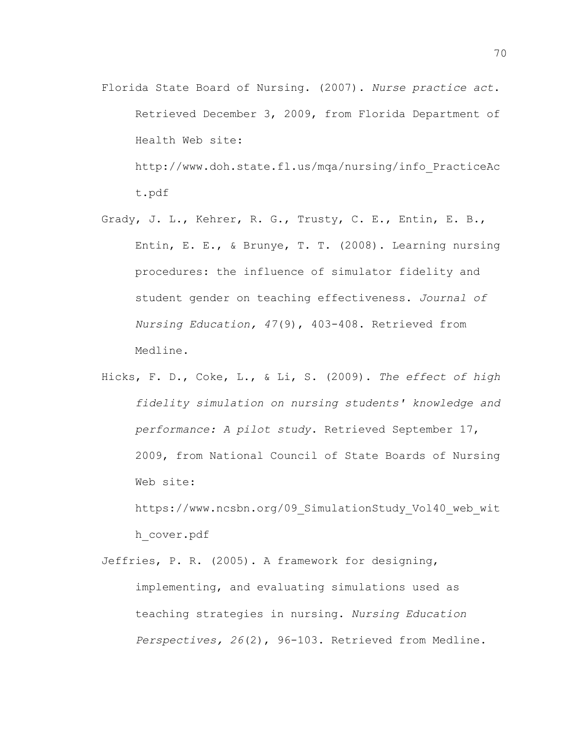Florida State Board of Nursing. (2007). *Nurse practice act*. Retrieved December 3, 2009, from Florida Department of Health Web site: http://www.doh.state.fl.us/mqa/nursing/info_PracticeAct.pdf

Grady, J. L., Kehrer, R. G., Trusty, C. E., Entin, E. B., Entin, E. E., & Brunye, T. T. (2008). Learning nursing procedures: the influence of simulator fidelity and student gender on teaching effectiveness. *Journal of Nursing Education, 47*(9), 403-408. Retrieved from Medline.

Hicks, F. D., Coke, L., & Li, S. (2009). *The effect of high fidelity simulation on nursing students' knowledge and performance: A pilot study*. Retrieved September 17, 2009, from National Council of State Boards of Nursing Web site: https://www.ncsbn.org/09_SimulationStudy_Vol40_web_with_cover.pdf

Jeffries, P. R. (2005). A framework for designing, implementing, and evaluating simulations used as teaching strategies in nursing. *Nursing Education Perspectives, 26*(2), 96-103. Retrieved from Medline.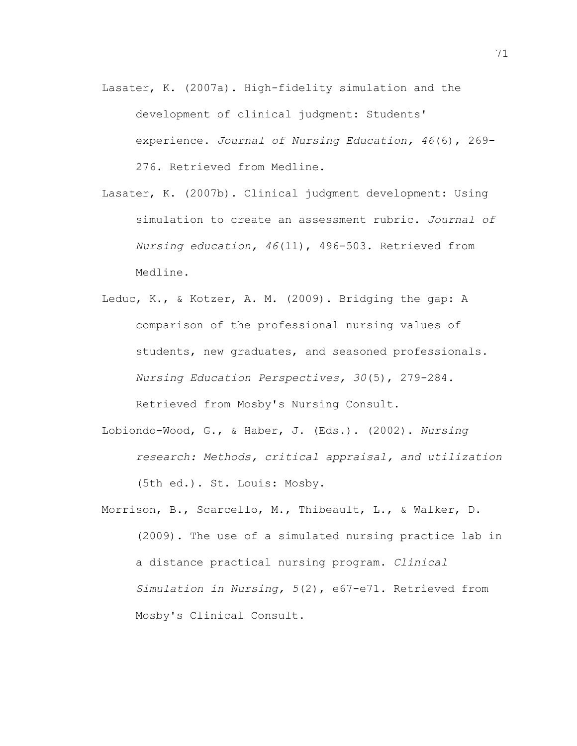Lasater, K. (2007a). High-fidelity simulation and the development of clinical judgment: Students' experience. *Journal of Nursing Education, 46*(6), 269-276. Retrieved from Medline.

Lasater, K. (2007b). Clinical judgment development: Using simulation to create an assessment rubric. *Journal of Nursing education, 46*(11), 496-503. Retrieved from Medline.

Leduc, K., & Kotzer, A. M. (2009). Bridging the gap: A comparison of the professional nursing values of students, new graduates, and seasoned professionals. *Nursing Education Perspectives, 30*(5), 279-284. Retrieved from Mosby's Nursing Consult.

Lobiondo-Wood, G., & Haber, J. (Eds.). (2002). *Nursing research: Methods, critical appraisal, and utilization* (5th ed.). St. Louis: Mosby.

Morrison, B., Scarcello, M., Thibeault, L., & Walker, D. (2009). The use of a simulated nursing practice lab in a distance practical nursing program. *Clinical Simulation in Nursing, 5*(2), e67-e71. Retrieved from Mosby's Clinical Consult.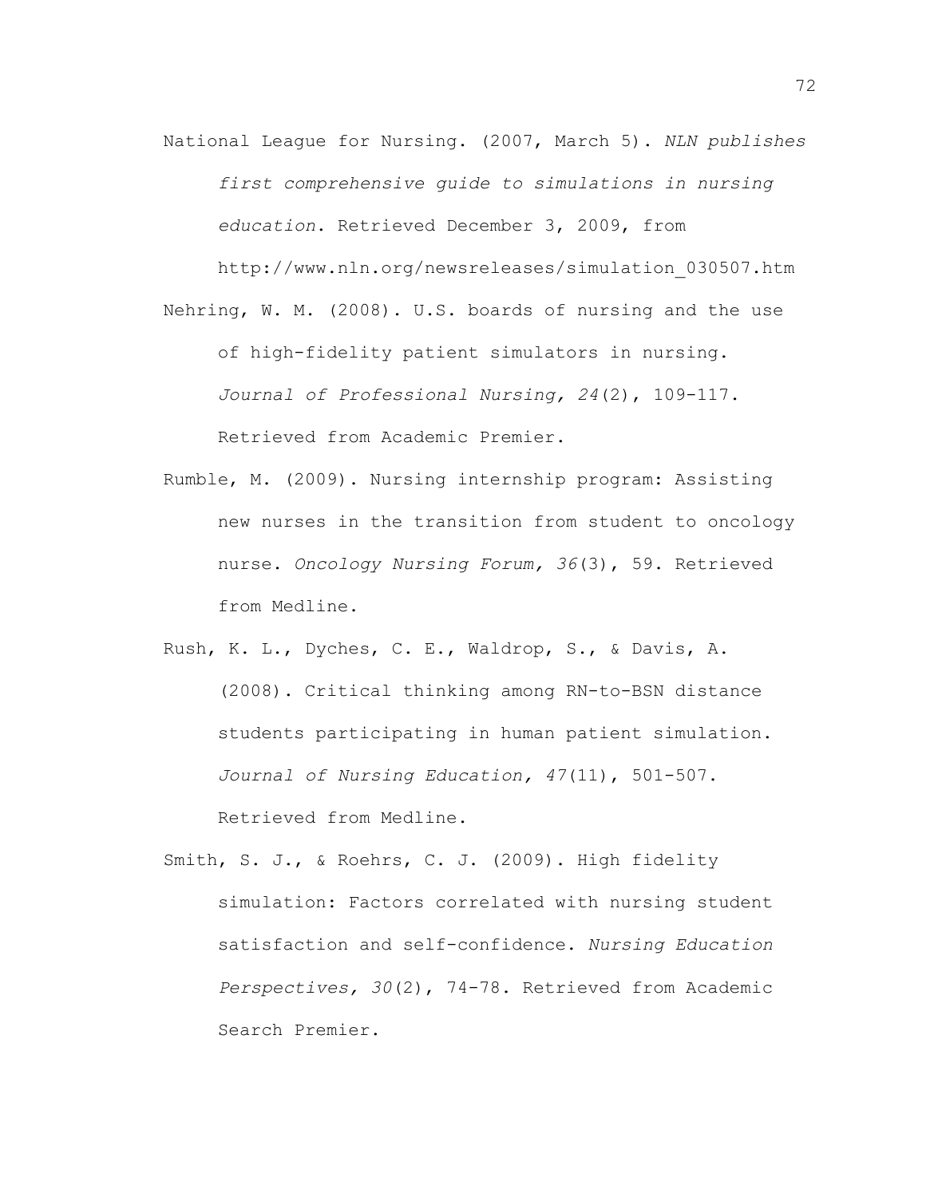National League for Nursing. (2007, March 5). *NLN publishes first comprehensive guide to simulations in nursing education*. Retrieved December 3, 2009, from http://www.nln.org/newsreleases/simulation_030507.htm

Nehring, W. M. (2008). U.S. boards of nursing and the use of high-fidelity patient simulators in nursing. *Journal of Professional Nursing, 24*(2), 109-117. Retrieved from Academic Premier.

Rumble, M. (2009). Nursing internship program: Assisting new nurses in the transition from student to oncology nurse. *Oncology Nursing Forum, 36*(3), 59. Retrieved from Medline.

Rush, K. L., Dyches, C. E., Waldrop, S., & Davis, A. (2008). Critical thinking among RN-to-BSN distance students participating in human patient simulation. *Journal of Nursing Education, 47*(11), 501-507. Retrieved from Medline.

Smith, S. J., & Roehrs, C. J. (2009). High fidelity simulation: Factors correlated with nursing student satisfaction and self-confidence. *Nursing Education Perspectives, 30*(2), 74-78. Retrieved from Academic Search Premier.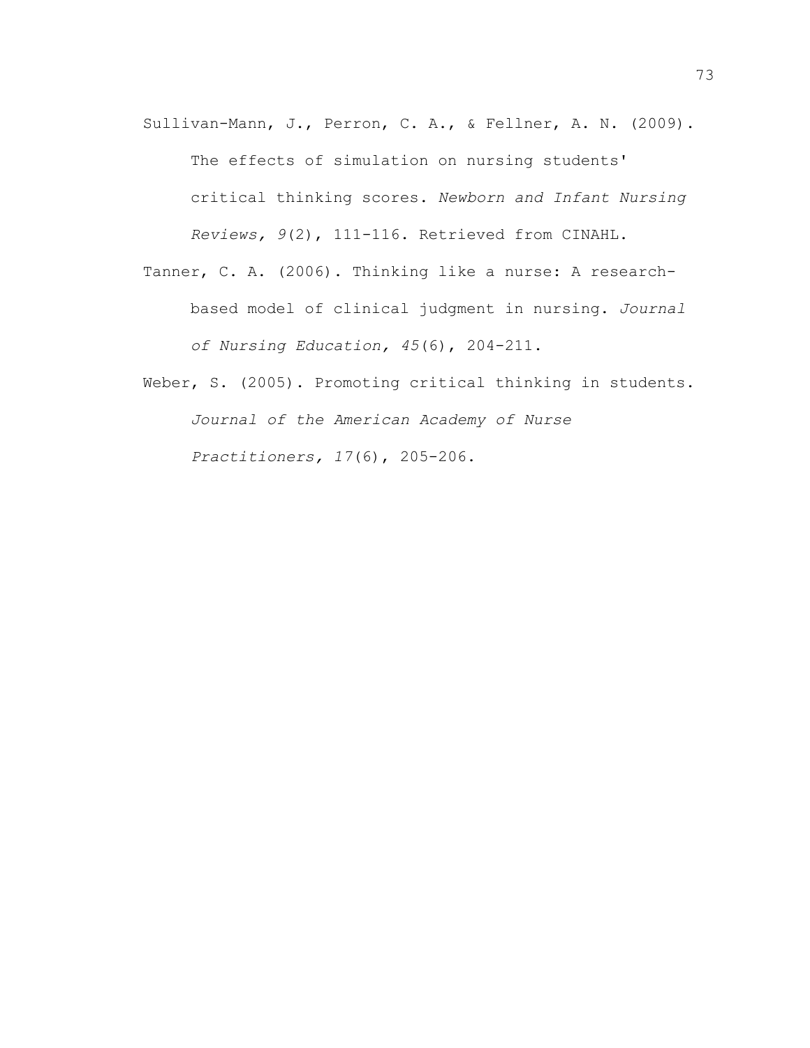Sullivan-Mann, J., Perron, C. A., & Fellner, A. N. (2009). The effects of simulation on nursing students' critical thinking scores. *Newborn and Infant Nursing Reviews, 9*(2), 111-116. Retrieved from CINAHL.

Tanner, C. A. (2006). Thinking like a nurse: A research-based model of clinical judgment in nursing. *Journal of Nursing Education, 45*(6), 204-211.

Weber, S. (2005). Promoting critical thinking in students. *Journal of the American Academy of Nurse Practitioners, 17*(6), 205-206.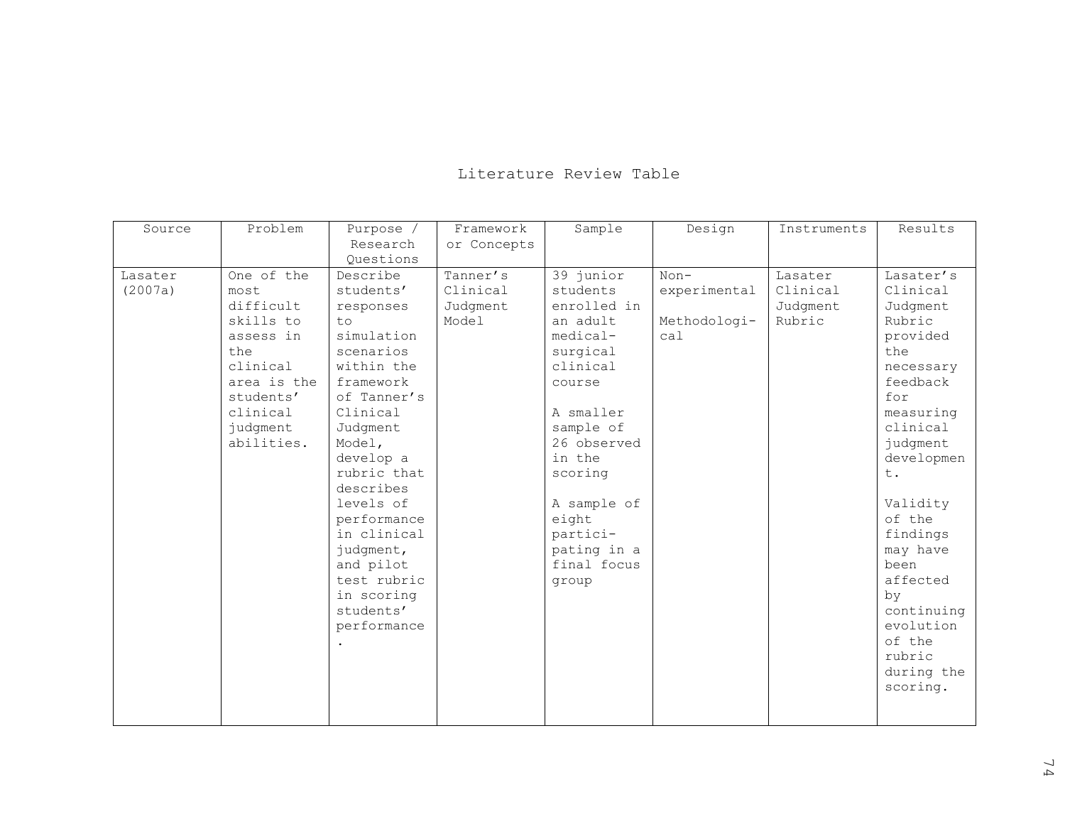# Literature Review Table

| Source | Problem | Purpose / Research Questions | Framework or Concepts | Sample | Design | Instruments | Results |
|---|---|---|---|---|---|---|---|
| Lasater (2007a) | One of the most difficult skills to assess in the clinical area is the students' clinical judgment abilities. | Describe students' responses to simulation scenarios within the framework of Tanner's Clinical Judgment Model, develop a rubric that describes levels of performance in clinical judgment, and pilot test rubric in scoring students' performance. | Tanner's Clinical Judgment Model | 39 junior students enrolled in an adult medical-surgical clinical course<br><br>A smaller sample of 26 observed in the scoring<br><br>A sample of eight participating in a final focus group | Non-experimental<br><br>Methodological | Lasater Clinical Judgment Rubric | Lasater's Clinical Judgment Rubric provided the necessary feedback for measuring clinical judgment development.<br><br>Validity of the findings may have been affected by continuing evolution of the rubric during the scoring. |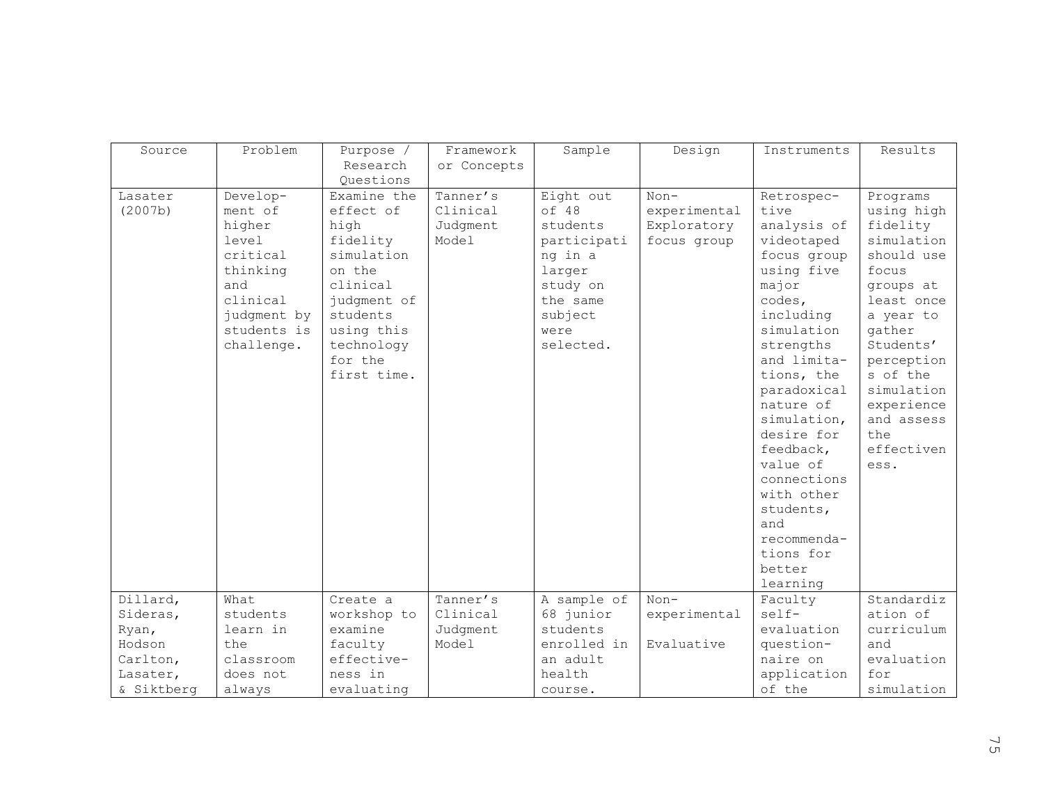| Source | Problem | Purpose / Research Questions | Framework or Concepts | Sample | Design | Instruments | Results |
|---|---|---|---|---|---|---|---|
| Lasater (2007b) | Development of higher level critical thinking and clinical judgment by students is challenge. | Examine the effect of high fidelity simulation on the clinical judgment of students using this technology for the first time. | Tanner's Clinical Judgment Model | Eight out of 48 students participating in a larger study on the same subject were selected. | Non-experimental Exploratory focus group | Retrospective analysis of videotaped focus group using five major codes, including simulation strengths and limitations, the paradoxical nature of simulation, desire for feedback, value of connections with other students, and recommendations for better learning | Programs using high fidelity simulation should use focus groups at least once a year to gather Students' perceptions of the simulation experience and assess the effectiveness. |
| Dillard, Sideras, Ryan, Hodson Carlton, Lasater, & Siktberg | What students learn in the classroom does not always | Create a workshop to examine faculty effectiveness in evaluating | Tanner's Clinical Judgment Model | A sample of 68 junior students enrolled in an adult health course. | Non-experimental Evaluative | Faculty self-evaluation questionnaire on application of the | Standardization of curriculum and evaluation for simulation |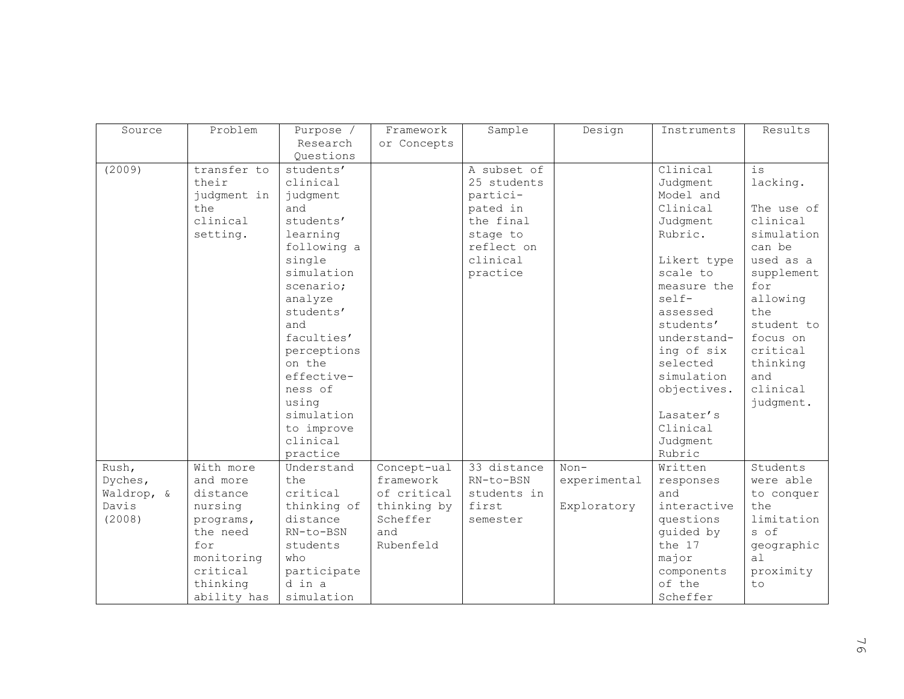| Source | Problem | Purpose / Research Questions | Framework or Concepts | Sample | Design | Instruments | Results |
|---|---|---|---|---|---|---|---|
| (2009) | transfer to their clinical judgment in the clinical setting. | students' clinical judgment and students' learning following a single simulation scenario; analyze students' and faculties' perceptions on the effective-ness of using simulation to improve clinical practice | | A subset of 25 students partici-pated in the final stage to reflect on clinical practice | | Clinical Judgment Model and Clinical Judgment Rubric. Likert type scale to measure the self-assessed students' understand-ing of six selected simulation objectives. Lasater's Clinical Judgment Rubric | is lacking. The use of clinical simulation can be used as a supplement for allowing the student to focus on critical thinking and clinical judgment. |
| Rush, Dyches, Waldrop, & Davis (2008) | With more and more distance nursing programs, the need for monitoring critical thinking ability has | Understand the critical thinking of distance RN-to-BSN students who participated in a simulation | Concept-ual framework of critical thinking by Scheffer and Rubenfeld | 33 distance RN-to-BSN students in first semester | Non-experimental Exploratory | Written responses and interactive questions guided by the 17 major components of the Scheffer | Students were able to conquer the limitations of geographical proximity to |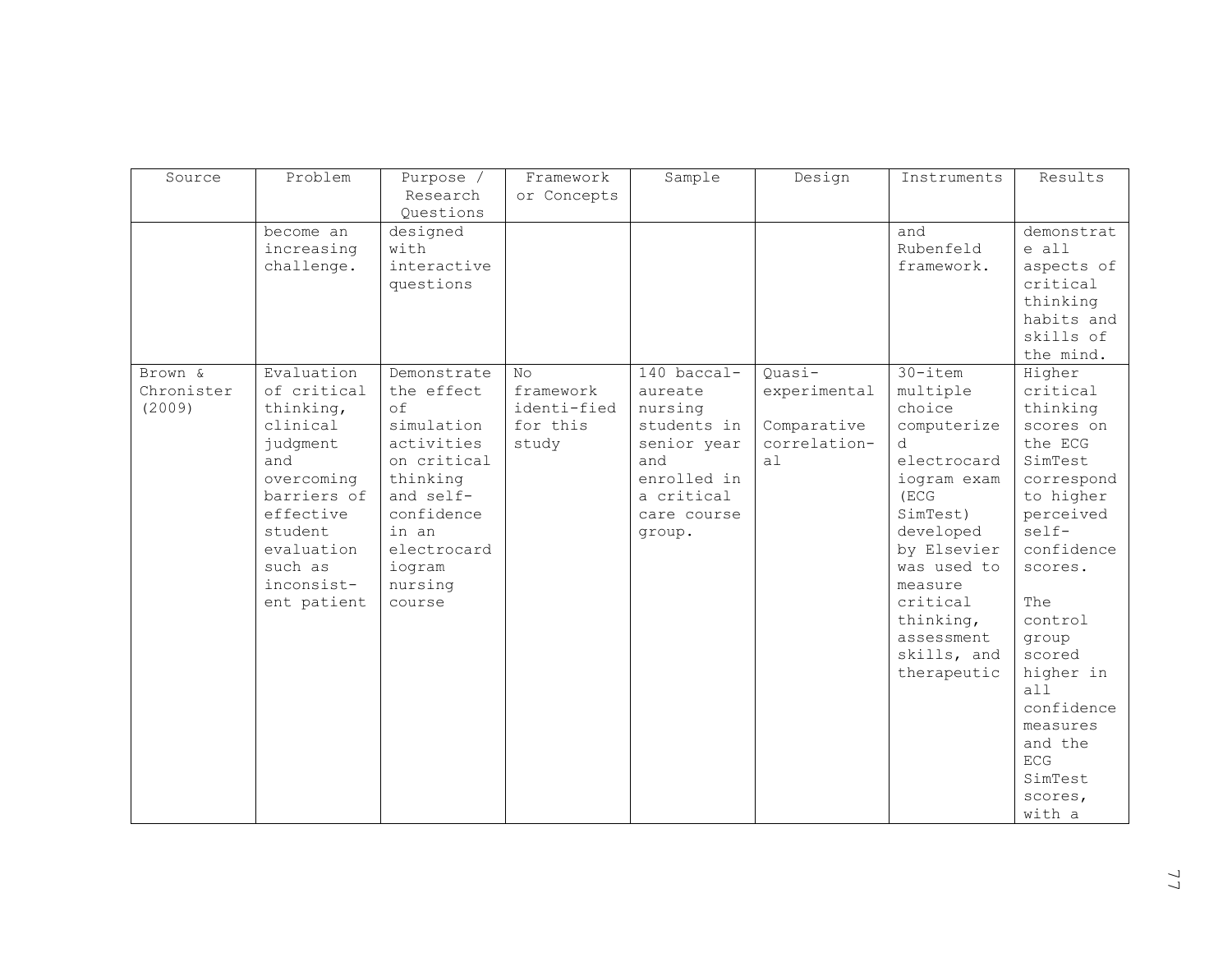| Source | Problem | Purpose / Research Questions | Framework or Concepts | Sample | Design | Instruments | Results |
|---|---|---|---|---|---|---|---|
| | become an increasing challenge. | designed with interactive questions | | | | and Rubenfeld framework. | demonstrate all aspects of critical thinking habits and skills of the mind. |
| Brown & Chronister (2009) | Evaluation of critical thinking, clinical judgment and overcoming barriers of effective student evaluation such as inconsistent patient | Demonstrate the effect of simulation activities on critical thinking and self-confidence in an electrocardiogram nursing course | No framework identified for this study | 140 baccalaureate nursing students in senior year and enrolled in a critical care course group. | Quasi-experimental<br><br>Comparative correlational | 30-item multiple choice computerized electrocardiogram exam (ECG SimTest) developed by Elsevier was used to measure critical thinking, assessment skills, and therapeutic | Higher critical thinking scores on the ECG SimTest correspond to higher perceived self-confidence scores.<br><br>The control group scored higher in all confidence measures and the ECG SimTest scores, with a |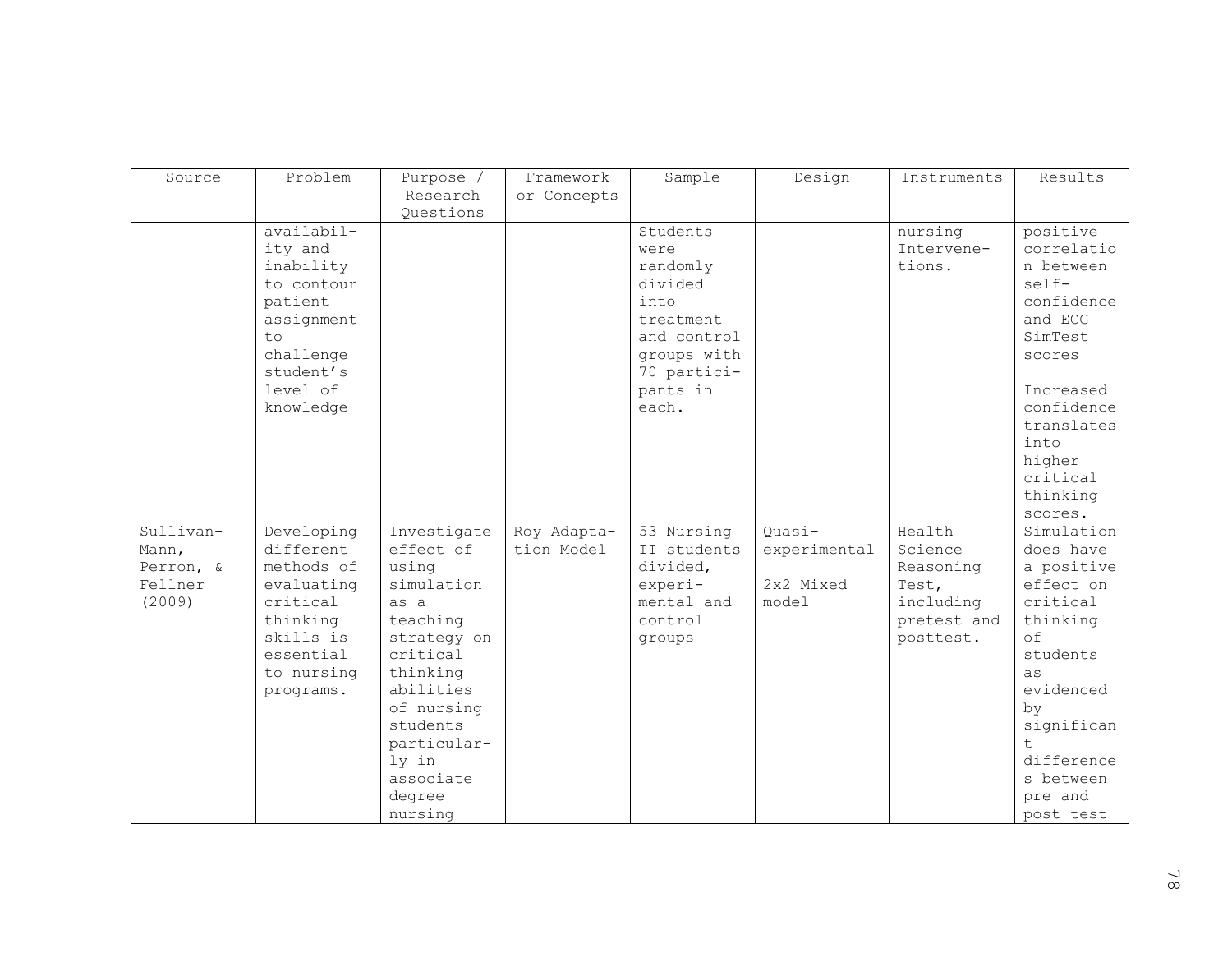| Source | Problem | Purpose / Research Questions | Framework or Concepts | Sample | Design | Instruments | Results |
|---|---|---|---|---|---|---|---|
| | availability and inability to contour patient assignment to challenge student's level of knowledge | | | Students were randomly divided into treatment and control groups with 70 participants in each. | | nursing Intervenetions. | positive correlation between self-confidence and ECG SimTest scores<br><br>Increased confidence translates into higher critical thinking scores. |
| Sullivan-Mann, Perron, & Fellner (2009) | Developing different methods of evaluating critical thinking skills is essential to nursing programs. | Investigate effect of using simulation as a teaching strategy on critical thinking abilities of nursing students particularly in associate degree nursing | Roy Adaptation Model | 53 Nursing II students divided, experimental and control groups | Quasi-experimental<br><br>2x2 Mixed model | Health Science Reasoning Test, including pretest and posttest. | Simulation does have a positive effect on critical thinking of students as evidenced by significant differences between pre and post test |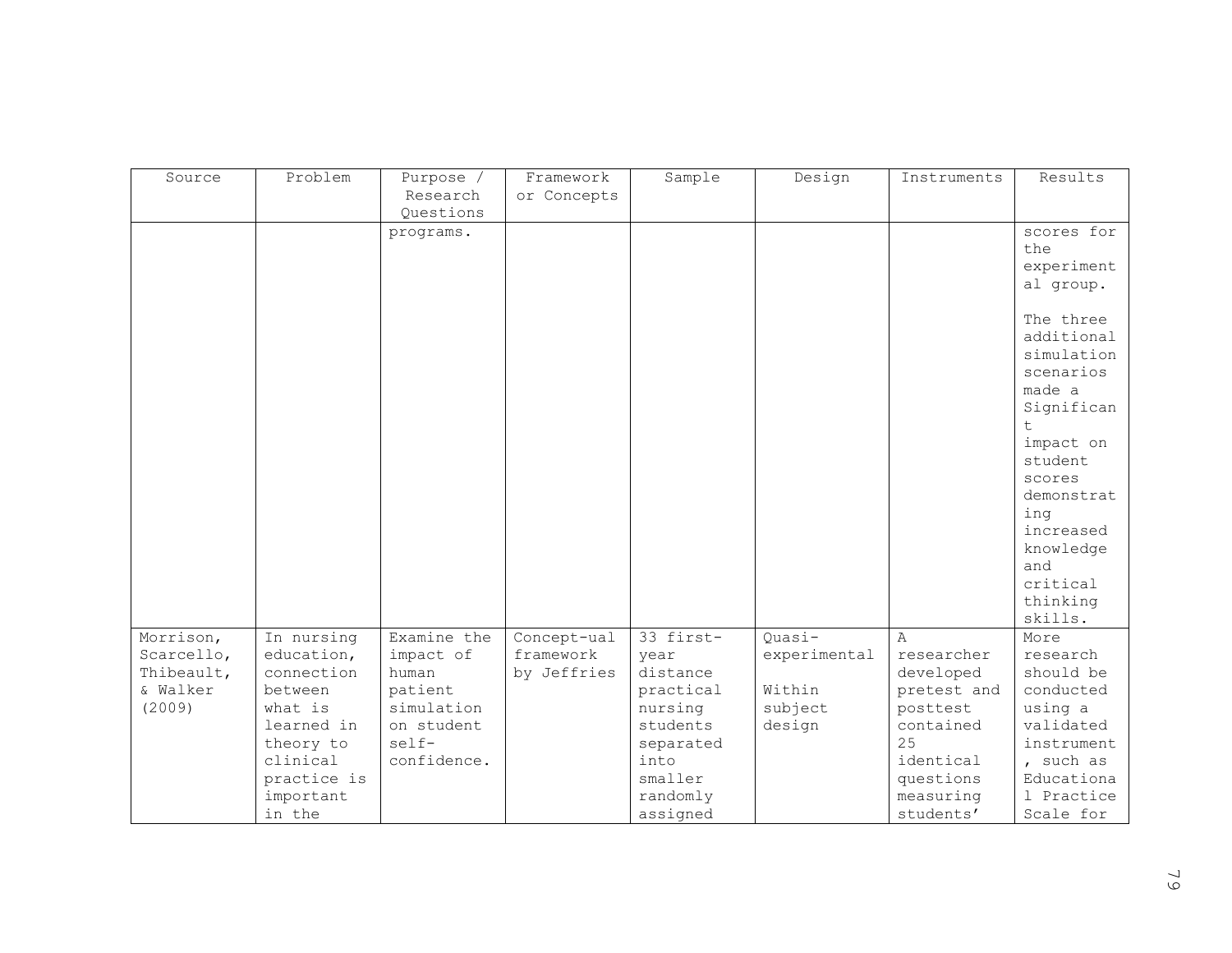| Source | Problem | Purpose / Research Questions | Framework or Concepts | Sample | Design | Instruments | Results |
|---|---|---|---|---|---|---|---|
| | | programs. | | | | | scores for the experimental group.<br><br>The three additional simulation scenarios made a Significant impact on student scores demonstrating increased knowledge and critical thinking skills. |
| Morrison, Scarcello, Thibeault, & Walker (2009) | In nursing education, connection between what is learned in theory to clinical practice is important in the | Examine the impact of human patient simulation on student self-confidence. | Concept-ual framework by Jeffries | 33 first-year distance practical nursing students separated into smaller randomly assigned | Quasi-experimental<br><br>Within subject design | A researcher developed pretest and posttest contained 25 identical questions measuring students' | More research should be conducted using a validated instrument, such as Educational Practice Scale for |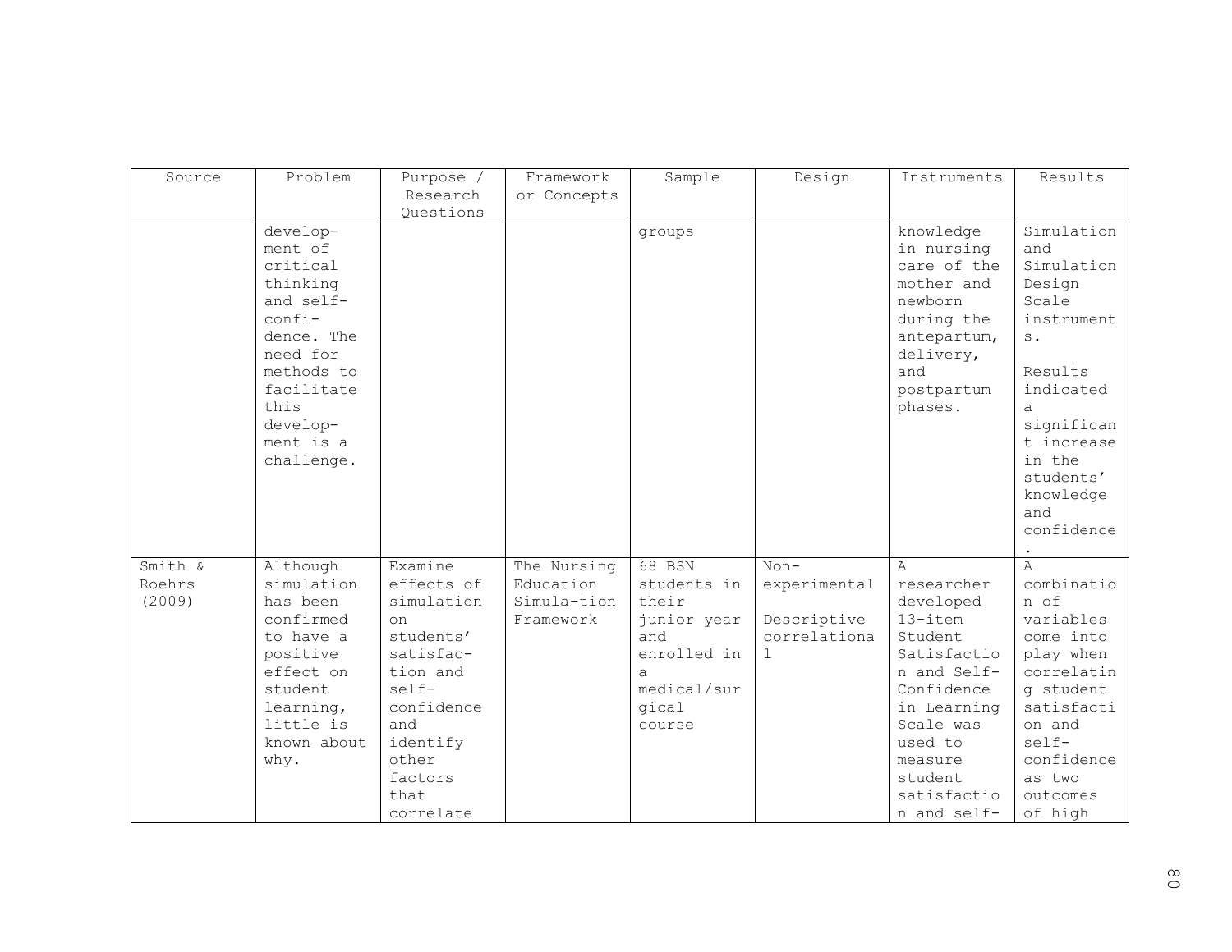| Source | Problem | Purpose / Research Questions | Framework or Concepts | Sample | Design | Instruments | Results |
|---|---|---|---|---|---|---|---|
| | development of critical thinking and self-confidence. The need for methods to facilitate this development is a challenge. | | | groups | | knowledge in nursing care of the mother and newborn during the antepartum, delivery, and postpartum phases. | Simulation and Simulation Design Scale instruments. Results indicated a significant increase in the students' knowledge and confidence. |
| Smith & Roehrs (2009) | Although simulation has been confirmed to have a positive effect on student learning, little is known about why. | Examine effects of simulation on students' satisfaction and self-confidence and identify other factors that correlate | The Nursing Education Simula-tion Framework | 68 BSN students in their junior year and enrolled in a medical/surgical course | Non-experimental Descriptive correlational | A researcher developed 13-item Student Satisfaction and Self-Confidence in Learning Scale was used to measure student satisfaction and self- | A combination of variables come into play when correlating student satisfaction and self-confidence as two outcomes of high |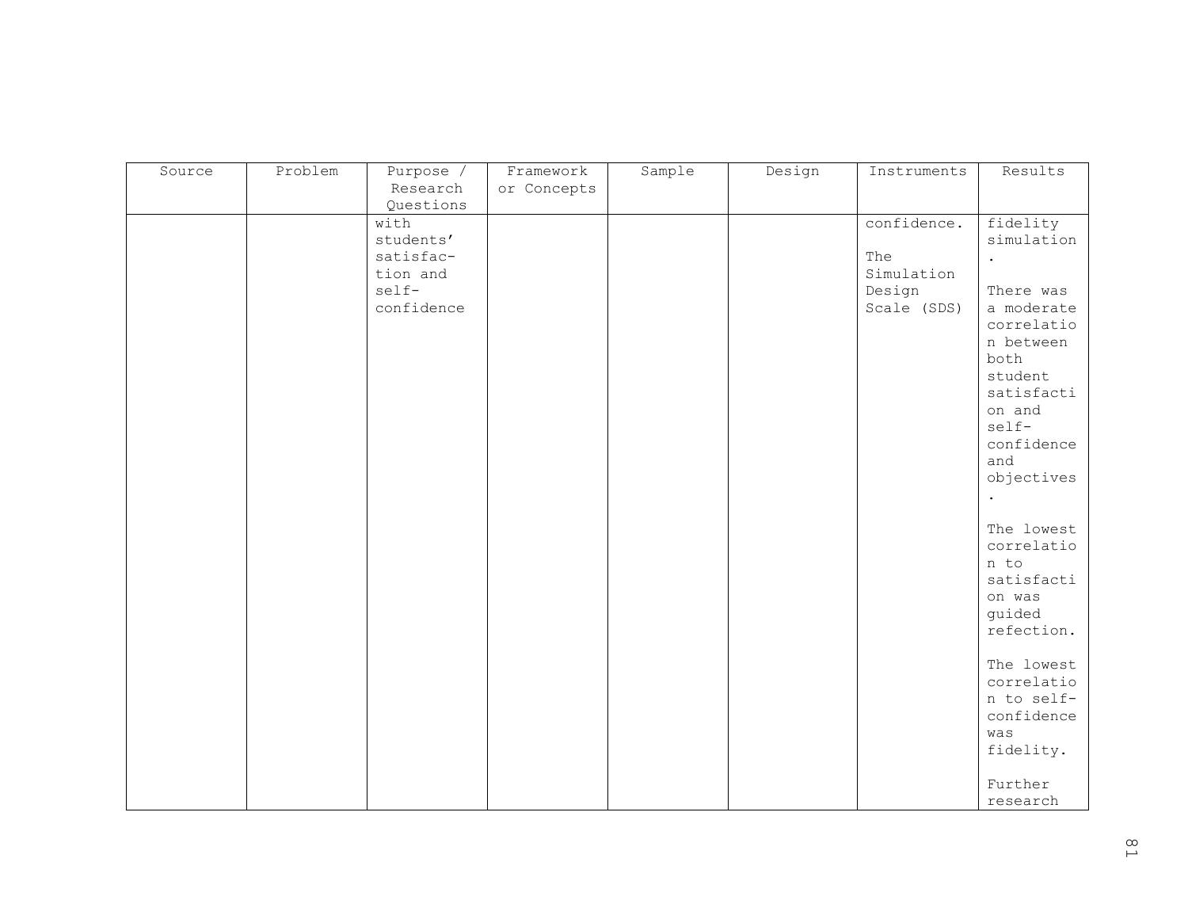| Source | Problem | Purpose / Research Questions | Framework or Concepts | Sample | Design | Instruments | Results |
|---|---|---|---|---|---|---|---|
| | | with students' satisfac-tion and self-confidence | | | | confidence.<br><br>The Simulation Design Scale (SDS) | fidelity simulation.<br><br>There was a moderate correlation between both student satisfaction and self-confidence and objectives.<br><br>The lowest correlation to satisfaction was guided refection.<br><br>The lowest correlation to self-confidence was fidelity.<br><br>Further research |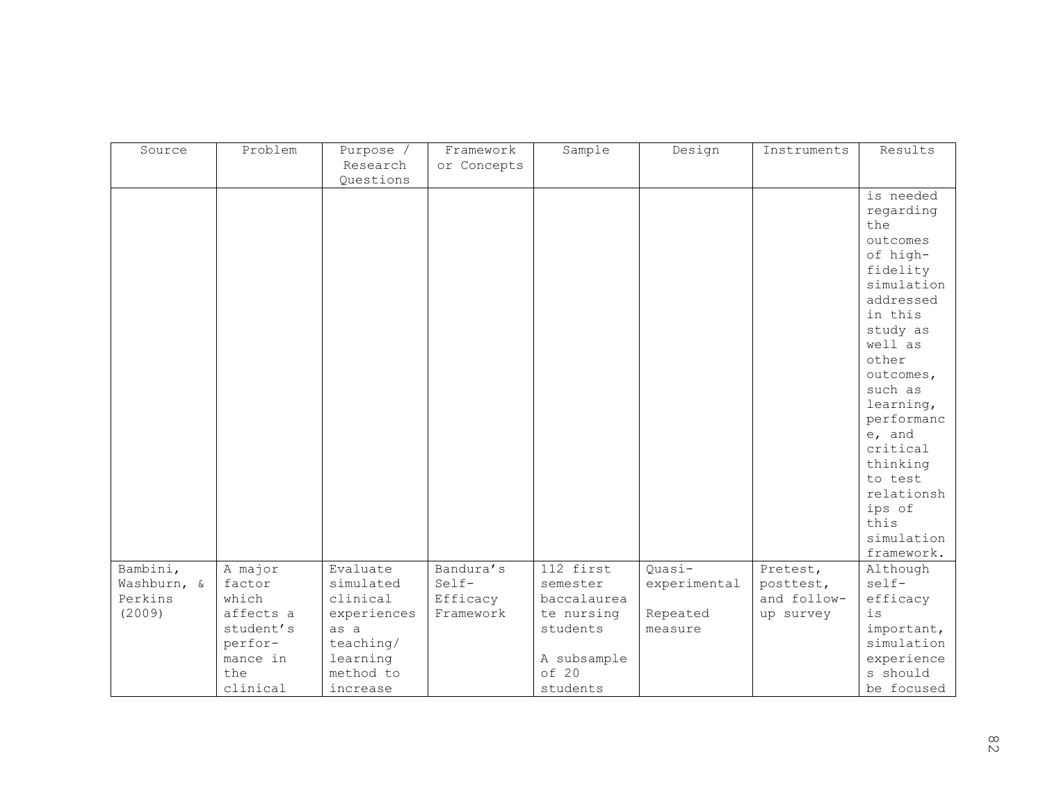| Source | Problem | Purpose / Research Questions | Framework or Concepts | Sample | Design | Instruments | Results |
|---|---|---|---|---|---|---|---|
| | | | | | | | is needed regarding the outcomes of high-fidelity simulation addressed in this study as well as other outcomes, such as learning, performance, and critical thinking to test relationships of this simulation framework. |
| Bambini, Washburn, & Perkins (2009) | A major factor which affects a student's performance in the clinical | Evaluate simulated clinical experiences as a teaching/ learning method to increase | Bandura's Self-Efficacy Framework | 112 first semester baccalaureate nursing students<br><br>A subsample of 20 students | Quasi-experimental<br><br>Repeated measure | Pretest, posttest, and follow-up survey | Although self-efficacy is important, simulation experiences should be focused |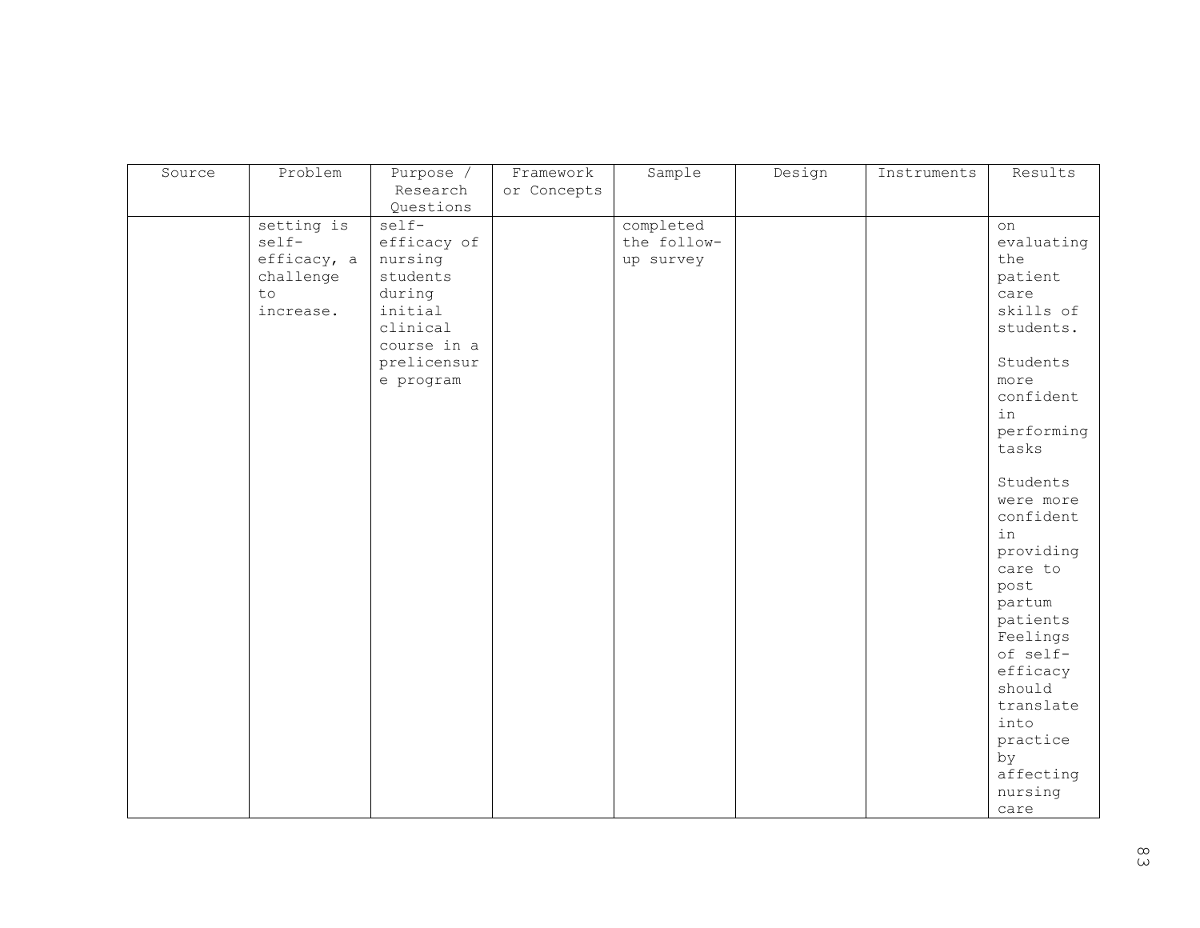| Source | Problem | Purpose / Research Questions | Framework or Concepts | Sample | Design | Instruments | Results |
|---|---|---|---|---|---|---|---|
| | setting is self-efficacy, a challenge to increase. | self-efficacy of nursing students during initial clinical course in a prelicensure program | | completed the follow-up survey | | | on evaluating the patient care skills of students.<br><br>Students more confident in performing tasks<br><br>Students were more confident in providing care to post partum patients Feelings of self-efficacy should translate into practice by affecting nursing care |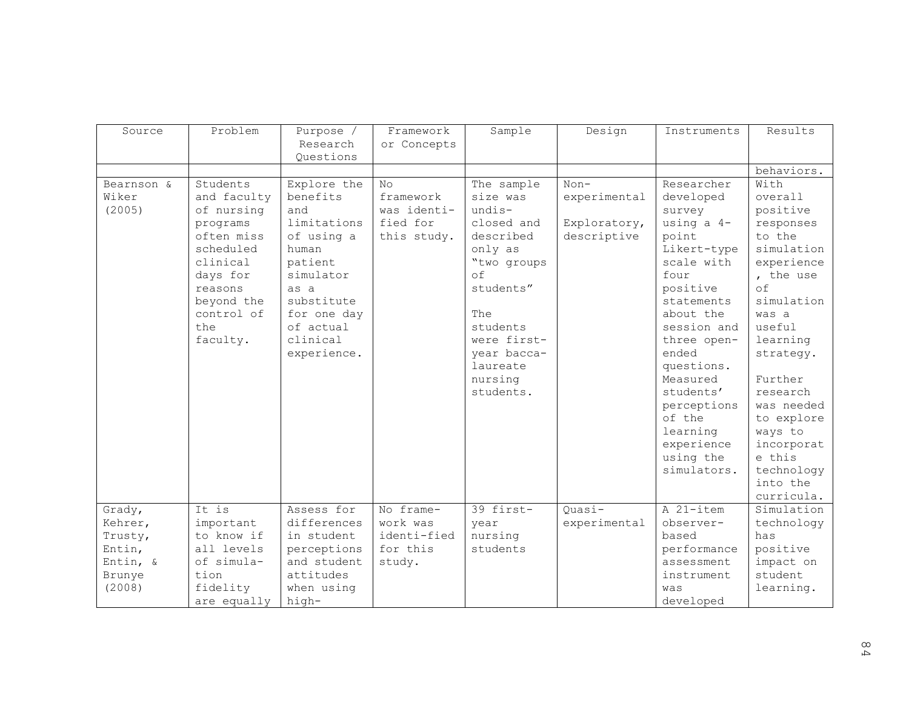| Source | Problem | Purpose / Research Questions | Framework or Concepts | Sample | Design | Instruments | Results |
|---|---|---|---|---|---|---|---|
| | | | | | | | behaviors. |
| Bearnson & Wiker (2005) | Students and faculty of nursing programs often miss scheduled clinical days for reasons beyond the control of the faculty. | Explore the benefits and limitations of using a human patient simulator as a substitute for one day of actual clinical experience. | No framework was identified for this study. | The sample size was undisclosed and described only as "two groups of students" The students were first-year baccalaureate nursing students. | Non-experimental Exploratory, descriptive | Researcher developed survey using a 4-point Likert-type scale with four positive statements about the session and three open-ended questions. Measured students' perceptions of the learning experience using the simulators. | With overall positive responses to the simulation experience, the use of simulation was a useful learning strategy. Further research was needed to explore ways to incorporate this technology into the curricula. |
| Grady, Kehrer, Trusty, Entin, Entin, & Brunye (2008) | It is important to know if all levels of simulation fidelity are equally | Assess for differences in student perceptions and student attitudes when using high- | No framework was identified for this study. | 39 first-year nursing students | Quasi-experimental | A 21-item observer-based performance assessment instrument was developed | Simulation technology has positive impact on student learning. |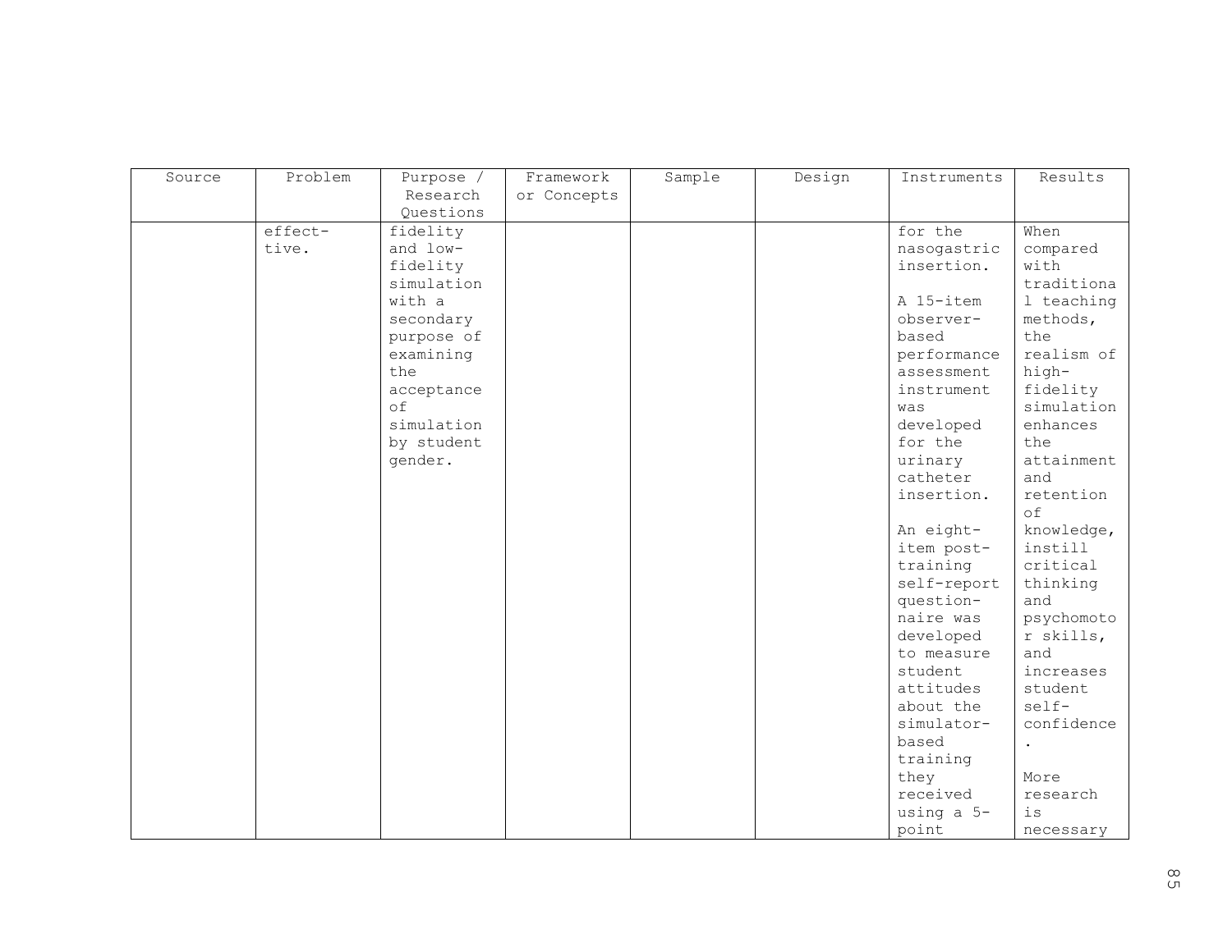| Source | Problem | Purpose / Research Questions | Framework or Concepts | Sample | Design | Instruments | Results |
|---|---|---|---|---|---|---|---|
| | effective. | fidelity and low-fidelity simulation with a secondary purpose of examining the acceptance of simulation by student gender. | | | | for the nasogastric insertion.<br><br>A 15-item observer-based performance assessment instrument was developed for the urinary catheter insertion.<br><br>An eight-item post-training self-report questionnaire was developed to measure student attitudes about the simulator-based training they received using a 5-point | When compared with traditional teaching methods, the realism of high-fidelity simulation enhances the attainment and retention of knowledge, instill critical thinking and psychomotor skills, and increases student self-confidence.<br><br>More research is necessary |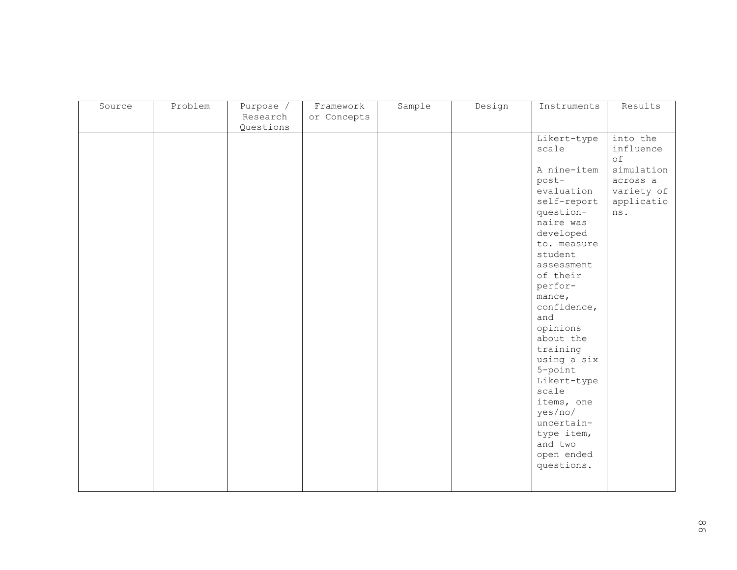| Source | Problem | Purpose / Research Questions | Framework or Concepts | Sample | Design | Instruments | Results |
|---|---|---|---|---|---|---|---|
| | | | | | | Likert-type scale<br><br>A nine-item post-evaluation self-report question-naire was developed to. measure student assessment of their perfor-mance, confidence, and opinions about the training using a six 5-point Likert-type scale items, one yes/no/ uncertain-type item, and two open ended questions. | into the influence of simulation across a variety of applications. |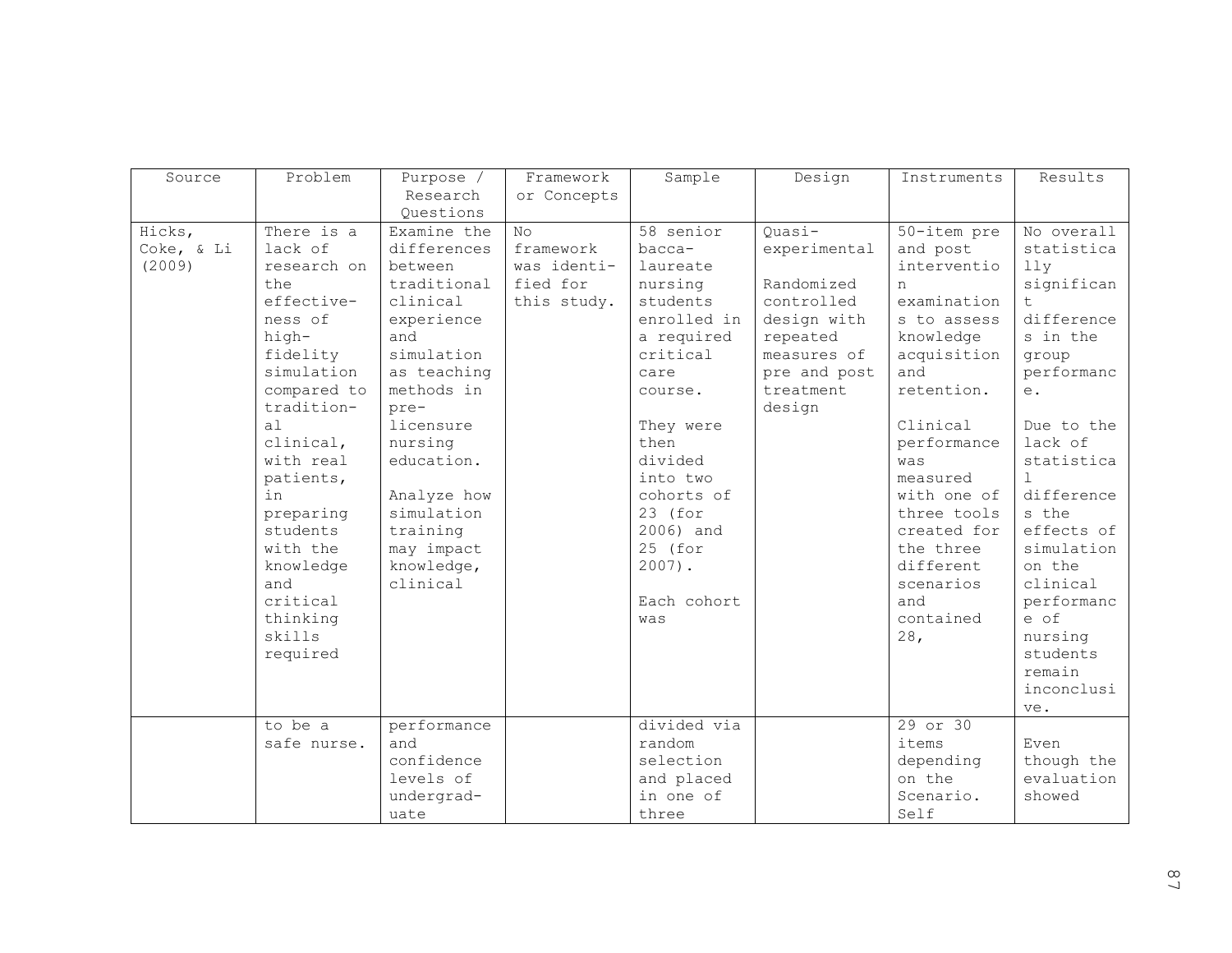| Source | Problem | Purpose / Research Questions | Framework or Concepts | Sample | Design | Instruments | Results |
| --- | --- | --- | --- | --- | --- | --- | --- |
| Hicks, Coke, & Li (2009) | There is a lack of research on the effective-ness of high-fidelity simulation compared to tradition-al clinical, with real patients, in preparing students with the knowledge and critical thinking skills required | Examine the differences between traditional clinical experience and simulation as teaching methods in pre-licensure nursing education.<br><br>Analyze how simulation training may impact knowledge, clinical | No framework was identi-fied for this study. | 58 senior bacca-laureate nursing students enrolled in a required critical care course.<br><br>They were then divided into two cohorts of 23 (for 2006) and 25 (for 2007).<br><br>Each cohort was | Quasi-experimental<br><br>Randomized controlled design with repeated measures of pre and post treatment design | 50-item pre and post intervention examinations to assess knowledge acquisition and retention.<br><br>Clinical performance was measured with one of three tools created for the three different scenarios and contained 28, | No overall statistically significant differences in the group performance.<br><br>Due to the lack of statistical differences the effects of simulation on the clinical performance of nursing students remain inconclusive. |
| | to be a safe nurse. | performance and confidence levels of undergrad-uate | | divided via random selection and placed in one of three | | 29 or 30 items depending on the Scenario. Self | Even though the evaluation showed |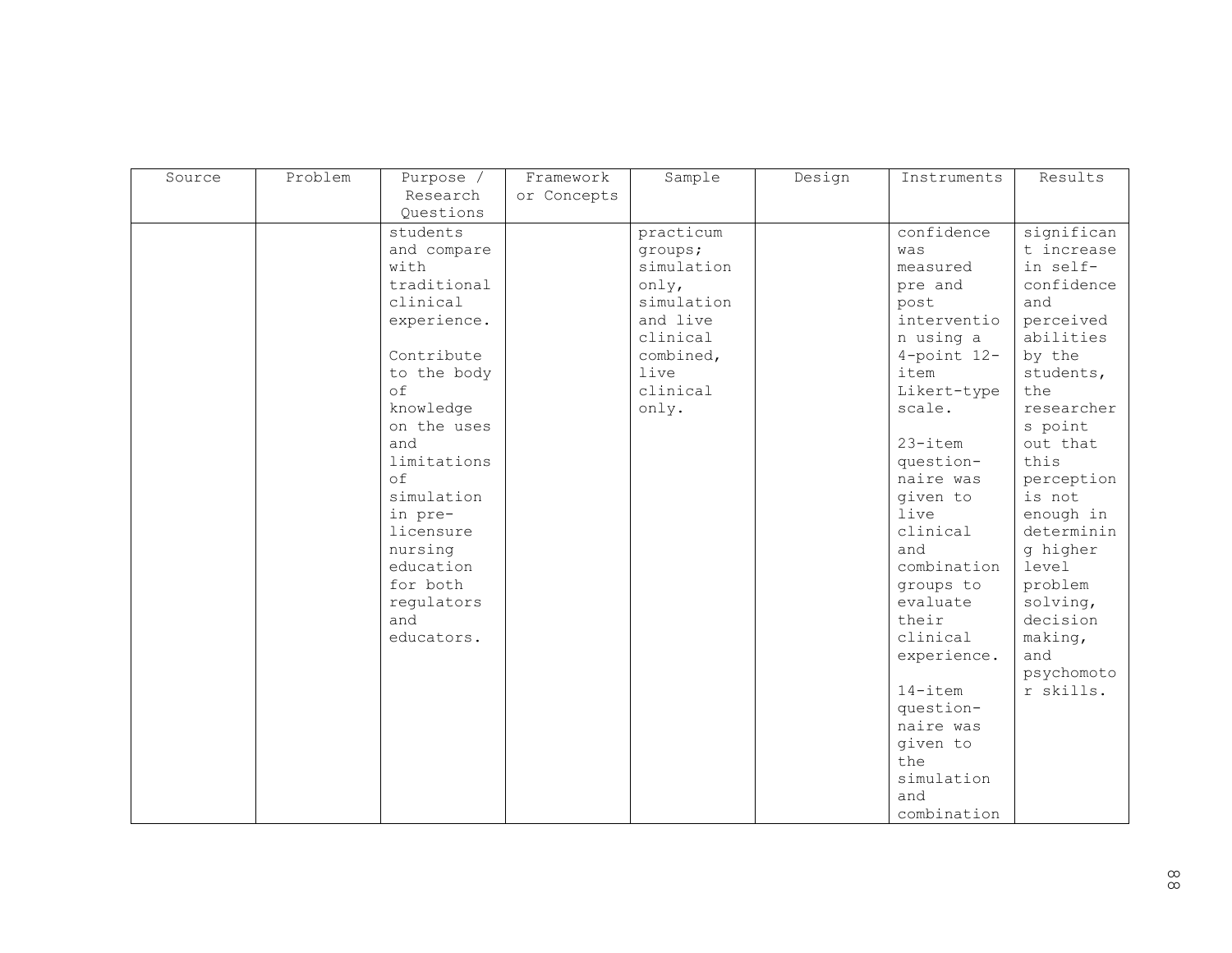| Source | Problem | Purpose / Research Questions | Framework or Concepts | Sample | Design | Instruments | Results |
|---|---|---|---|---|---|---|---|
| | | students and compare with traditional clinical experience.<br><br>Contribute to the body of knowledge on the uses and limitations of simulation in pre-licensure nursing education for both regulators and educators. | | practicum groups; simulation only, simulation and live clinical combined, live clinical only. | | confidence was measured pre and post intervention using a 4-point 12-item Likert-type scale.<br><br>23-item question-naire was given to live clinical and combination groups to evaluate their clinical experience.<br><br>14-item question-naire was given to the simulation and combination | significant increase in self-confidence and perceived abilities by the students, the researchers point out that this perception is not enough in determining higher level problem solving, decision making, and psychomotor skills. |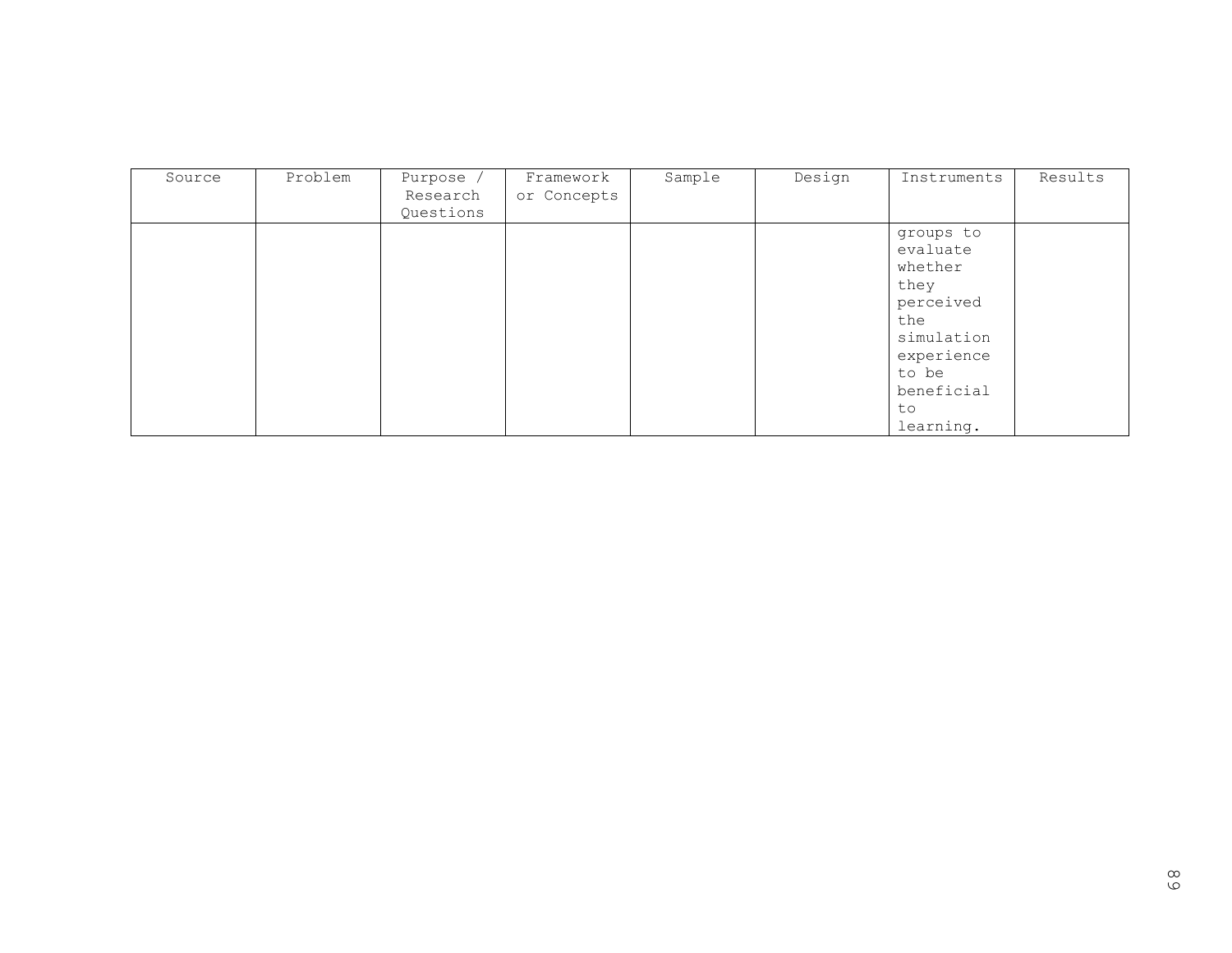| Source | Problem | Purpose / Research Questions | Framework or Concepts | Sample | Design | Instruments | Results |
|---|---|---|---|---|---|---|---|
| | | | | | | groups to evaluate whether they perceived the simulation experience to be beneficial to learning. | |